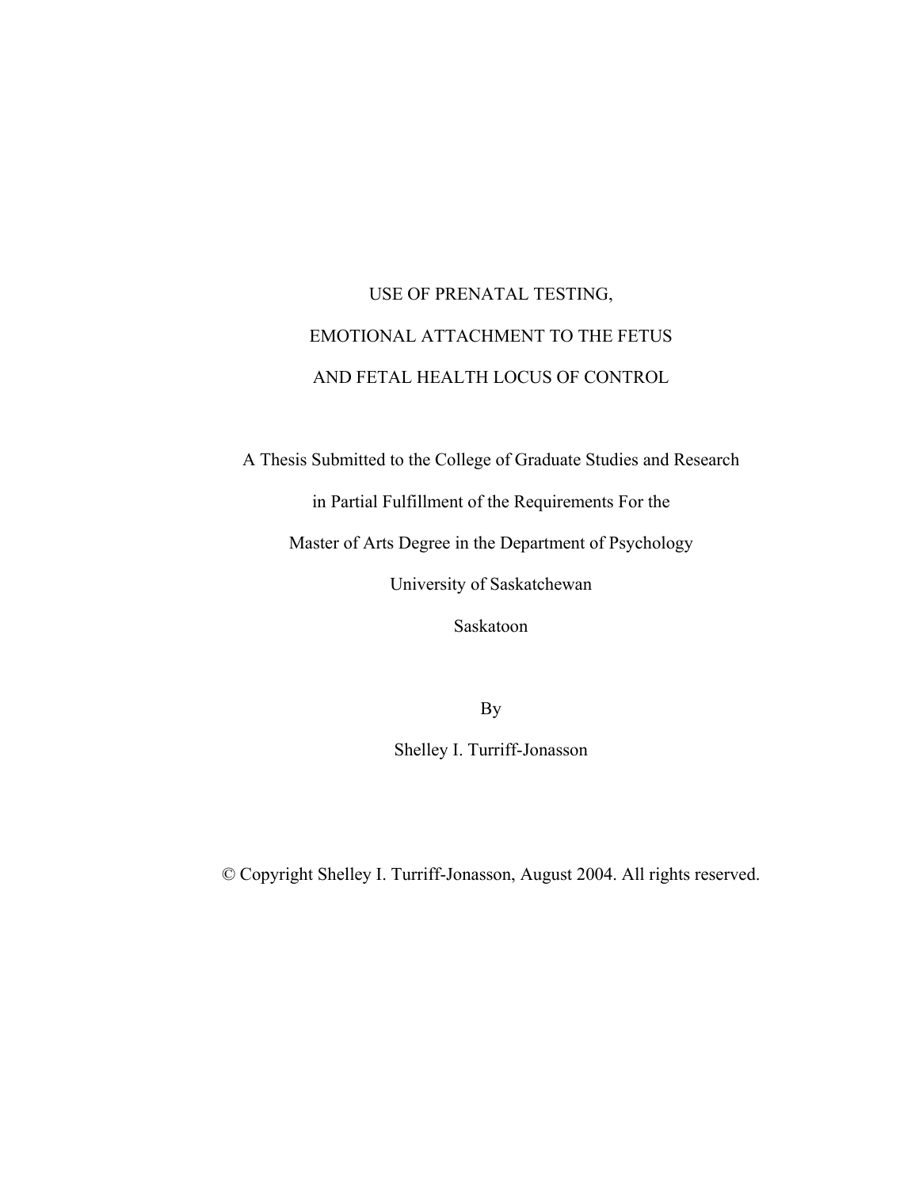# USE OF PRENATAL TESTING, EMOTIONAL ATTACHMENT TO THE FETUS AND FETAL HEALTH LOCUS OF CONTROL

A Thesis Submitted to the College of Graduate Studies and Research

in Partial Fulfillment of the Requirements For the

Master of Arts Degree in the Department of Psychology

University of Saskatchewan

Saskatoon

By

Shelley I. Turriff-Jonasson

© Copyright Shelley I. Turriff-Jonasson, August 2004. All rights reserved.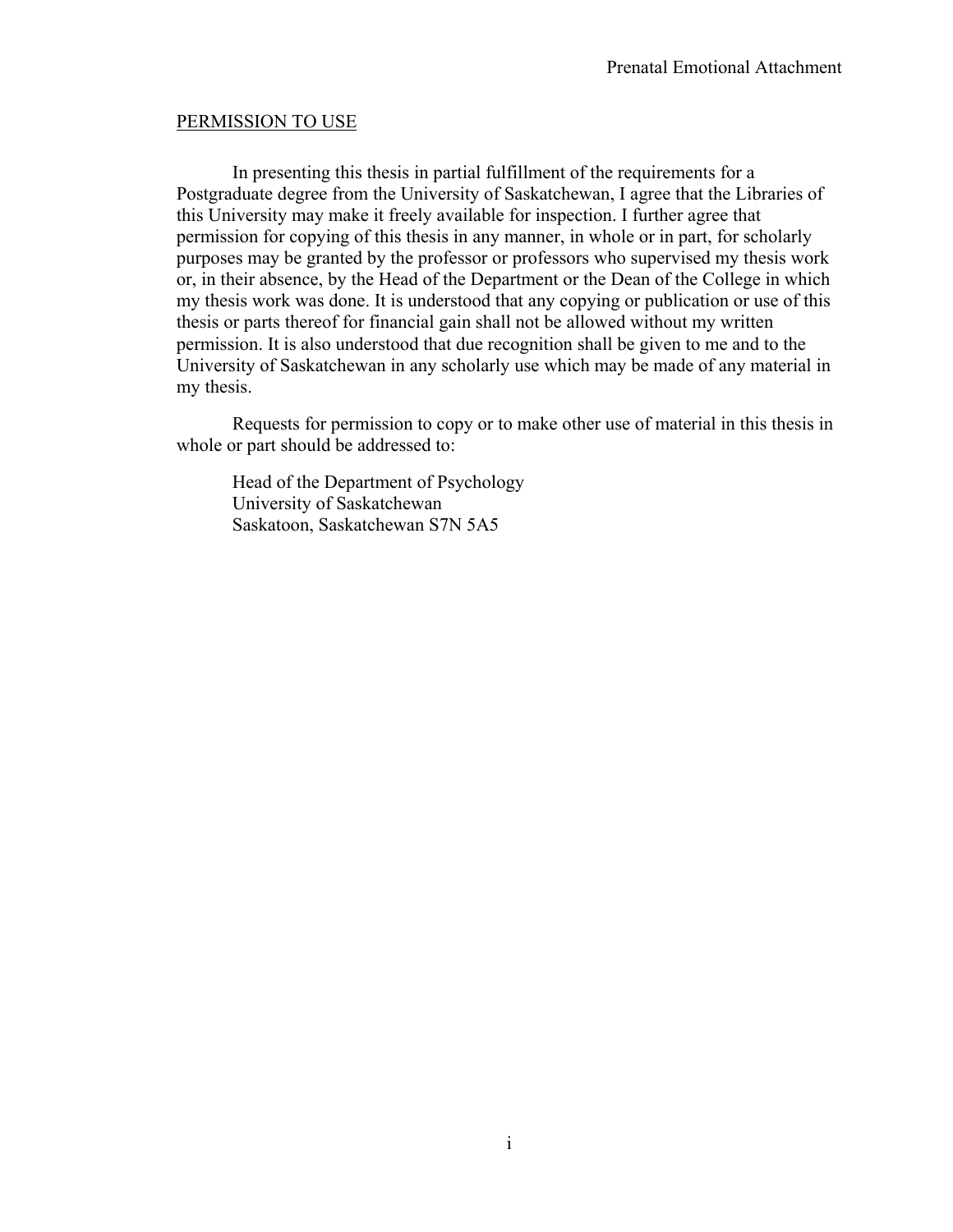## PERMISSION TO USE

In presenting this thesis in partial fulfillment of the requirements for a Postgraduate degree from the University of Saskatchewan, I agree that the Libraries of this University may make it freely available for inspection. I further agree that permission for copying of this thesis in any manner, in whole or in part, for scholarly purposes may be granted by the professor or professors who supervised my thesis work or, in their absence, by the Head of the Department or the Dean of the College in which my thesis work was done. It is understood that any copying or publication or use of this thesis or parts thereof for financial gain shall not be allowed without my written permission. It is also understood that due recognition shall be given to me and to the University of Saskatchewan in any scholarly use which may be made of any material in my thesis.

Requests for permission to copy or to make other use of material in this thesis in whole or part should be addressed to:

Head of the Department of Psychology
University of Saskatchewan
Saskatoon, Saskatchewan S7N 5A5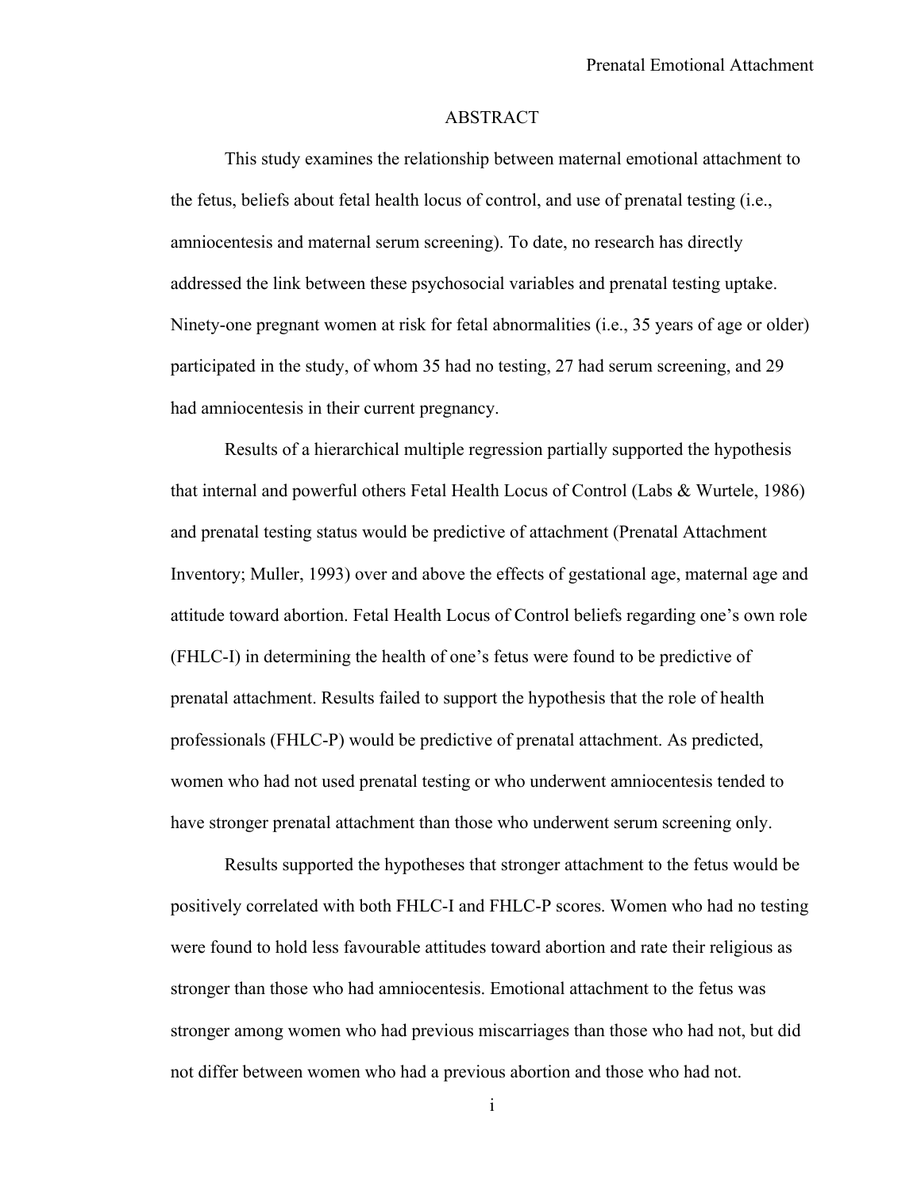# ABSTRACT

This study examines the relationship between maternal emotional attachment to the fetus, beliefs about fetal health locus of control, and use of prenatal testing (i.e., amniocentesis and maternal serum screening). To date, no research has directly addressed the link between these psychosocial variables and prenatal testing uptake. Ninety-one pregnant women at risk for fetal abnormalities (i.e., 35 years of age or older) participated in the study, of whom 35 had no testing, 27 had serum screening, and 29 had amniocentesis in their current pregnancy.

Results of a hierarchical multiple regression partially supported the hypothesis that internal and powerful others Fetal Health Locus of Control (Labs & Wurtele, 1986) and prenatal testing status would be predictive of attachment (Prenatal Attachment Inventory; Muller, 1993) over and above the effects of gestational age, maternal age and attitude toward abortion. Fetal Health Locus of Control beliefs regarding one's own role (FHLC-I) in determining the health of one's fetus were found to be predictive of prenatal attachment. Results failed to support the hypothesis that the role of health professionals (FHLC-P) would be predictive of prenatal attachment. As predicted, women who had not used prenatal testing or who underwent amniocentesis tended to have stronger prenatal attachment than those who underwent serum screening only.

Results supported the hypotheses that stronger attachment to the fetus would be positively correlated with both FHLC-I and FHLC-P scores. Women who had no testing were found to hold less favourable attitudes toward abortion and rate their religious as stronger than those who had amniocentesis. Emotional attachment to the fetus was stronger among women who had previous miscarriages than those who had not, but did not differ between women who had a previous abortion and those who had not.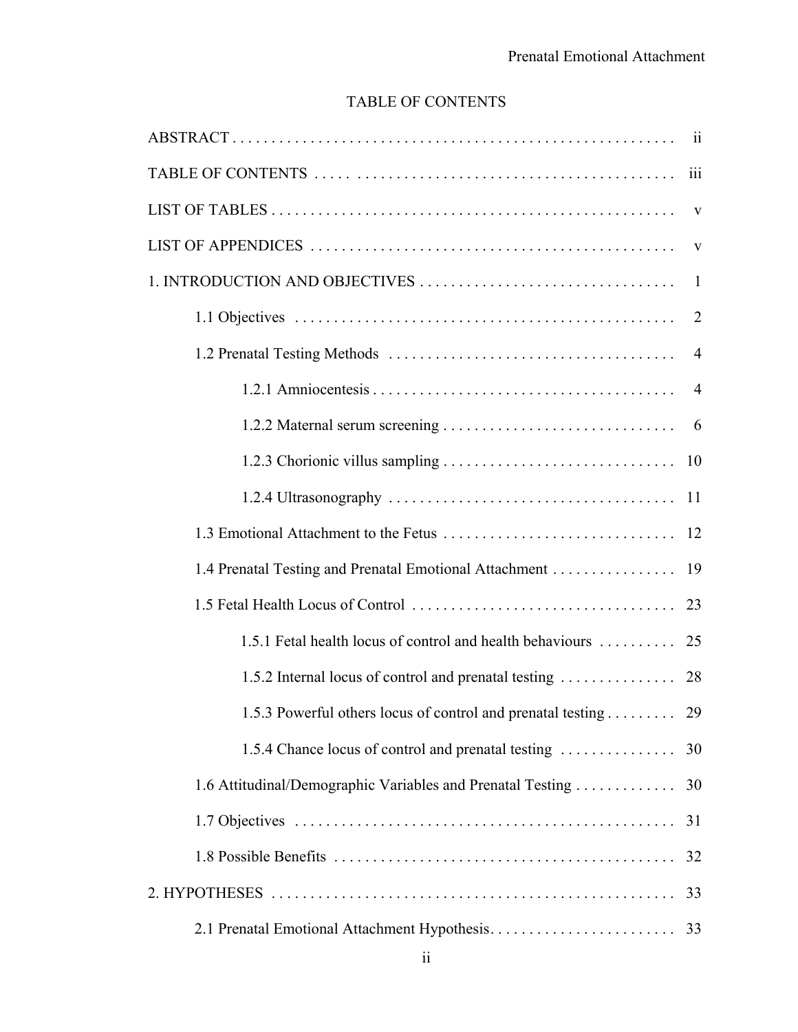# TABLE OF CONTENTS

ABSTRACT . . . . . . . . . . . . . . . . . . . . . . . . . . . . . . . . . . . . . . . . . . . . . . . . . . . . . . . . . . ii

TABLE OF CONTENTS . . . . . . . . . . . . . . . . . . . . . . . . . . . . . . . . . . . . . . . . . . . . . . iii

LIST OF TABLES . . . . . . . . . . . . . . . . . . . . . . . . . . . . . . . . . . . . . . . . . . . . . . . . . . . . v

LIST OF APPENDICES . . . . . . . . . . . . . . . . . . . . . . . . . . . . . . . . . . . . . . . . . . . . . . . v

1. INTRODUCTION AND OBJECTIVES . . . . . . . . . . . . . . . . . . . . . . . . . . . . . . . . . 1

  1.1 Objectives . . . . . . . . . . . . . . . . . . . . . . . . . . . . . . . . . . . . . . . . . . . . . . . . . 2

  1.2 Prenatal Testing Methods . . . . . . . . . . . . . . . . . . . . . . . . . . . . . . . . . . . . . 4

    1.2.1 Amniocentesis . . . . . . . . . . . . . . . . . . . . . . . . . . . . . . . . . . . . . . . 4

    1.2.2 Maternal serum screening . . . . . . . . . . . . . . . . . . . . . . . . . . . . . . 6

    1.2.3 Chorionic villus sampling . . . . . . . . . . . . . . . . . . . . . . . . . . . . . . 10

    1.2.4 Ultrasonography . . . . . . . . . . . . . . . . . . . . . . . . . . . . . . . . . . . . . 11

  1.3 Emotional Attachment to the Fetus . . . . . . . . . . . . . . . . . . . . . . . . . . . . . . 12

  1.4 Prenatal Testing and Prenatal Emotional Attachment . . . . . . . . . . . . . . . . 19

  1.5 Fetal Health Locus of Control . . . . . . . . . . . . . . . . . . . . . . . . . . . . . . . . . . 23

    1.5.1 Fetal health locus of control and health behaviours . . . . . . . . . . 25

    1.5.2 Internal locus of control and prenatal testing . . . . . . . . . . . . . . . 28

    1.5.3 Powerful others locus of control and prenatal testing . . . . . . . . . 29

    1.5.4 Chance locus of control and prenatal testing . . . . . . . . . . . . . . . 30

  1.6 Attitudinal/Demographic Variables and Prenatal Testing . . . . . . . . . . . . . 30

  1.7 Objectives . . . . . . . . . . . . . . . . . . . . . . . . . . . . . . . . . . . . . . . . . . . . . . . . . 31

  1.8 Possible Benefits . . . . . . . . . . . . . . . . . . . . . . . . . . . . . . . . . . . . . . . . . . . . 32

2. HYPOTHESES . . . . . . . . . . . . . . . . . . . . . . . . . . . . . . . . . . . . . . . . . . . . . . . . . . . . 33

  2.1 Prenatal Emotional Attachment Hypothesis. . . . . . . . . . . . . . . . . . . . . . . . 33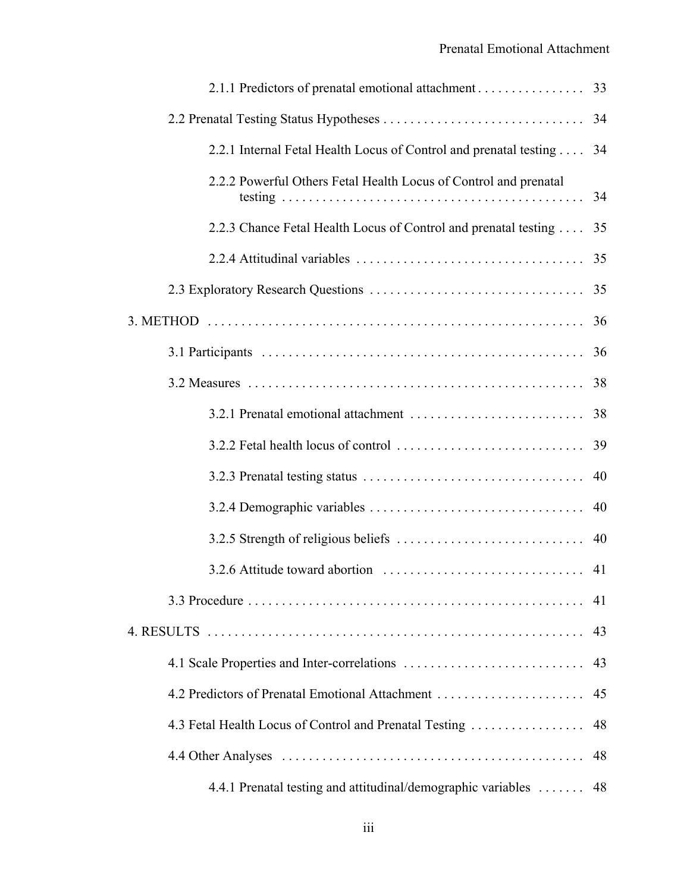2.1.1 Predictors of prenatal emotional attachment . . . . . . . . . . . . . . . . 33

2.2 Prenatal Testing Status Hypotheses . . . . . . . . . . . . . . . . . . . . . . . . . . . . . . 34

2.2.1 Internal Fetal Health Locus of Control and prenatal testing . . . . 34

2.2.2 Powerful Others Fetal Health Locus of Control and prenatal testing . . . . . . . . . . . . . . . . . . . . . . . . . . . . . . . . . . . . . . . . . . . . . 34

2.2.3 Chance Fetal Health Locus of Control and prenatal testing . . . . 35

2.2.4 Attitudinal variables . . . . . . . . . . . . . . . . . . . . . . . . . . . . . . . . . . 35

2.3 Exploratory Research Questions . . . . . . . . . . . . . . . . . . . . . . . . . . . . . . . . 35

3. METHOD . . . . . . . . . . . . . . . . . . . . . . . . . . . . . . . . . . . . . . . . . . . . . . . . . . . . . . . 36

3.1 Participants . . . . . . . . . . . . . . . . . . . . . . . . . . . . . . . . . . . . . . . . . . . . . . . . . 36

3.2 Measures . . . . . . . . . . . . . . . . . . . . . . . . . . . . . . . . . . . . . . . . . . . . . . . . . . . 38

3.2.1 Prenatal emotional attachment . . . . . . . . . . . . . . . . . . . . . . . . . . 38

3.2.2 Fetal health locus of control . . . . . . . . . . . . . . . . . . . . . . . . . . . . 39

3.2.3 Prenatal testing status . . . . . . . . . . . . . . . . . . . . . . . . . . . . . . . . . 40

3.2.4 Demographic variables . . . . . . . . . . . . . . . . . . . . . . . . . . . . . . . . 40

3.2.5 Strength of religious beliefs . . . . . . . . . . . . . . . . . . . . . . . . . . . . 40

3.2.6 Attitude toward abortion . . . . . . . . . . . . . . . . . . . . . . . . . . . . . . 41

3.3 Procedure . . . . . . . . . . . . . . . . . . . . . . . . . . . . . . . . . . . . . . . . . . . . . . . . . . . 41

4. RESULTS . . . . . . . . . . . . . . . . . . . . . . . . . . . . . . . . . . . . . . . . . . . . . . . . . . . . . . . 43

4.1 Scale Properties and Inter-correlations . . . . . . . . . . . . . . . . . . . . . . . . . . . 43

4.2 Predictors of Prenatal Emotional Attachment . . . . . . . . . . . . . . . . . . . . . . 45

4.3 Fetal Health Locus of Control and Prenatal Testing . . . . . . . . . . . . . . . . . 48

4.4 Other Analyses . . . . . . . . . . . . . . . . . . . . . . . . . . . . . . . . . . . . . . . . . . . . . . 48

4.4.1 Prenatal testing and attitudinal/demographic variables . . . . . . . 48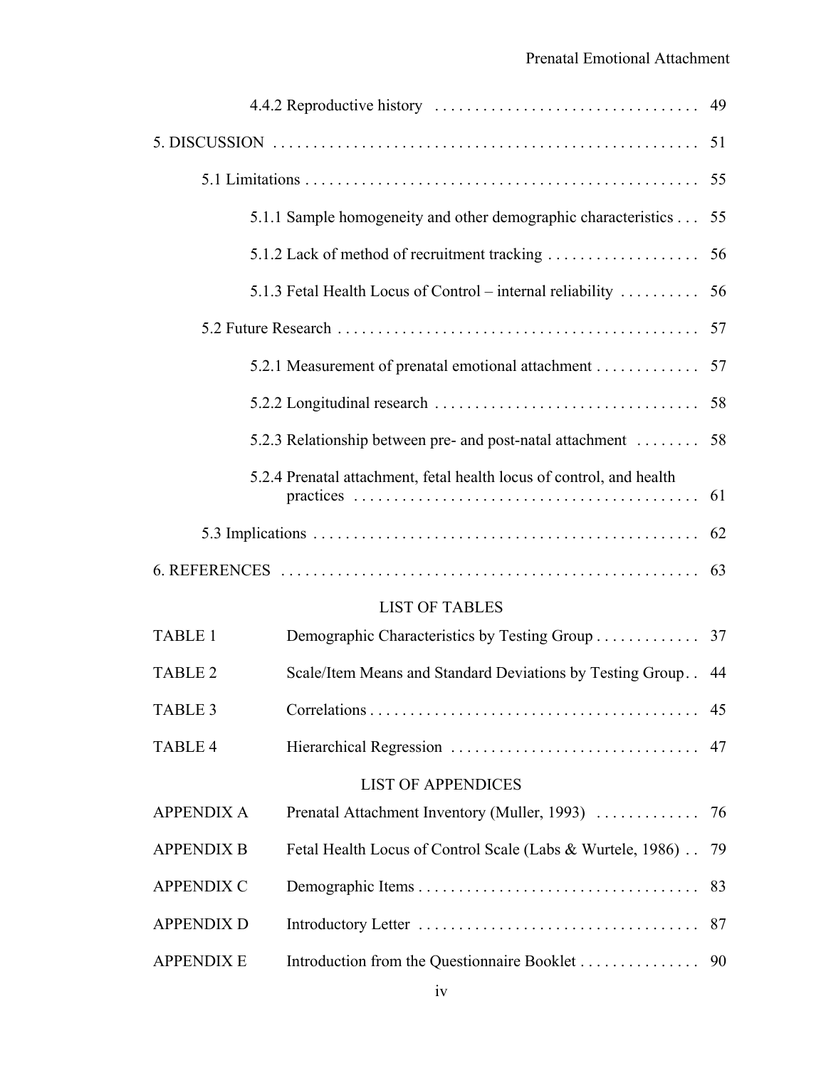4.4.2 Reproductive history . . . . . . . . . . . . . . . . . . . . . . . . . . . . . . . . . 49

5. DISCUSSION . . . . . . . . . . . . . . . . . . . . . . . . . . . . . . . . . . . . . . . . . . . . . . . . . . . . 51

5.1 Limitations . . . . . . . . . . . . . . . . . . . . . . . . . . . . . . . . . . . . . . . . . . . . . . . . . 55

5.1.1 Sample homogeneity and other demographic characteristics . . . 55

5.1.2 Lack of method of recruitment tracking . . . . . . . . . . . . . . . . . . . 56

5.1.3 Fetal Health Locus of Control – internal reliability . . . . . . . . . . 56

5.2 Future Research . . . . . . . . . . . . . . . . . . . . . . . . . . . . . . . . . . . . . . . . . . . . 57

5.2.1 Measurement of prenatal emotional attachment . . . . . . . . . . . . . 57

5.2.2 Longitudinal research . . . . . . . . . . . . . . . . . . . . . . . . . . . . . . . . 58

5.2.3 Relationship between pre- and post-natal attachment . . . . . . . . 58

5.2.4 Prenatal attachment, fetal health locus of control, and health practices . . . . . . . . . . . . . . . . . . . . . . . . . . . . . . . . . . . . . . . . . . 61

5.3 Implications . . . . . . . . . . . . . . . . . . . . . . . . . . . . . . . . . . . . . . . . . . . . . . . . 62

6. REFERENCES . . . . . . . . . . . . . . . . . . . . . . . . . . . . . . . . . . . . . . . . . . . . . . . . . . . 63

LIST OF TABLES

| | | |
|---|---|---|
| TABLE 1 | Demographic Characteristics by Testing Group | 37 |
| TABLE 2 | Scale/Item Means and Standard Deviations by Testing Group | 44 |
| TABLE 3 | Correlations | 45 |
| TABLE 4 | Hierarchical Regression | 47 |

LIST OF APPENDICES

| | | |
|---|---|---|
| APPENDIX A | Prenatal Attachment Inventory (Muller, 1993) | 76 |
| APPENDIX B | Fetal Health Locus of Control Scale (Labs & Wurtele, 1986) | 79 |
| APPENDIX C | Demographic Items | 83 |
| APPENDIX D | Introductory Letter | 87 |
| APPENDIX E | Introduction from the Questionnaire Booklet | 90 |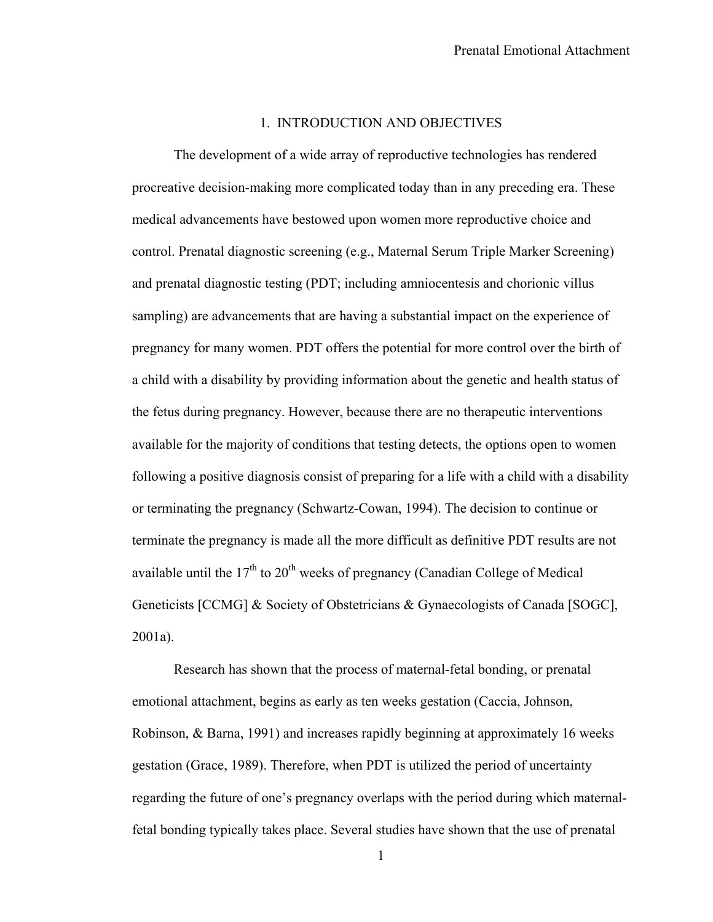# 1. INTRODUCTION AND OBJECTIVES

The development of a wide array of reproductive technologies has rendered procreative decision-making more complicated today than in any preceding era. These medical advancements have bestowed upon women more reproductive choice and control. Prenatal diagnostic screening (e.g., Maternal Serum Triple Marker Screening) and prenatal diagnostic testing (PDT; including amniocentesis and chorionic villus sampling) are advancements that are having a substantial impact on the experience of pregnancy for many women. PDT offers the potential for more control over the birth of a child with a disability by providing information about the genetic and health status of the fetus during pregnancy. However, because there are no therapeutic interventions available for the majority of conditions that testing detects, the options open to women following a positive diagnosis consist of preparing for a life with a child with a disability or terminating the pregnancy (Schwartz-Cowan, 1994). The decision to continue or terminate the pregnancy is made all the more difficult as definitive PDT results are not available until the 17th to 20th weeks of pregnancy (Canadian College of Medical Geneticists [CCMG] & Society of Obstetricians & Gynaecologists of Canada [SOGC], 2001a).

Research has shown that the process of maternal-fetal bonding, or prenatal emotional attachment, begins as early as ten weeks gestation (Caccia, Johnson, Robinson, & Barna, 1991) and increases rapidly beginning at approximately 16 weeks gestation (Grace, 1989). Therefore, when PDT is utilized the period of uncertainty regarding the future of one's pregnancy overlaps with the period during which maternal-fetal bonding typically takes place. Several studies have shown that the use of prenatal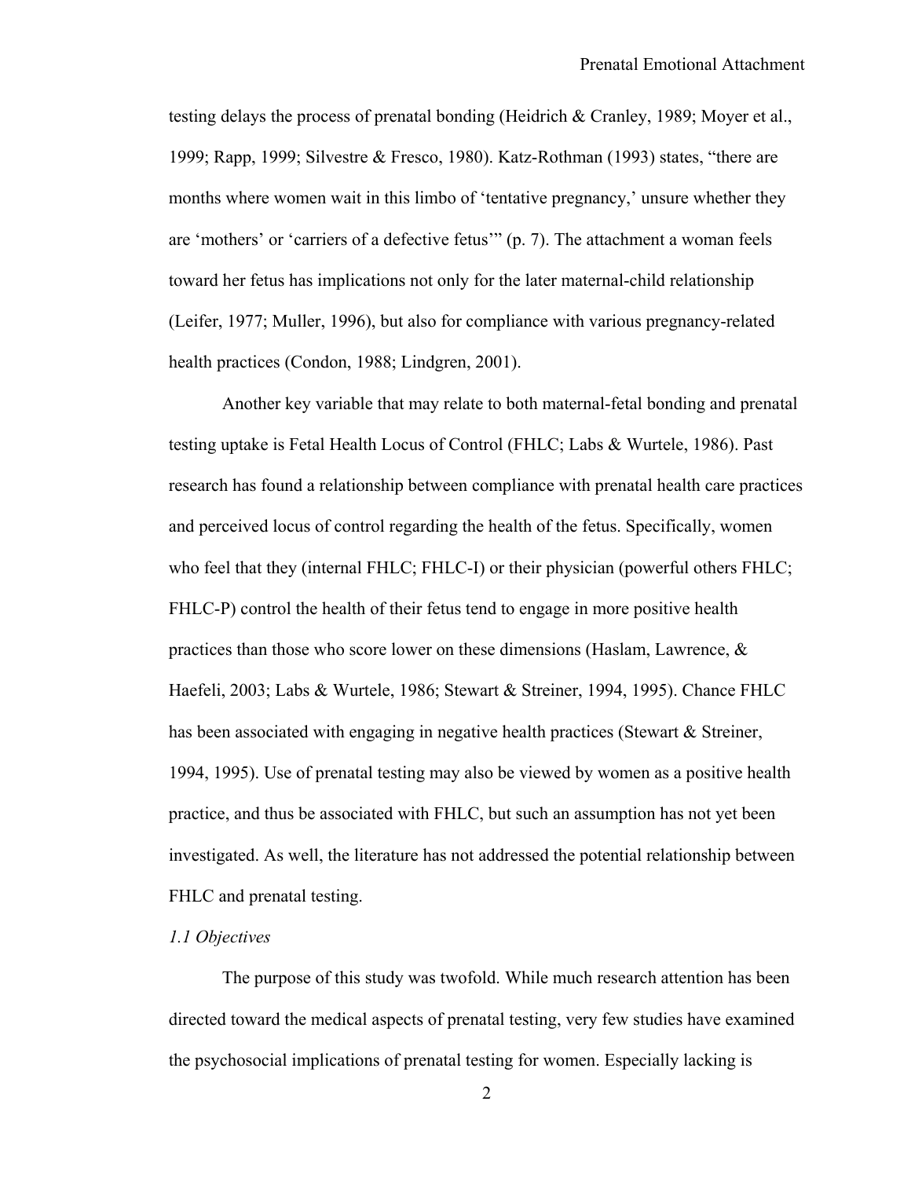testing delays the process of prenatal bonding (Heidrich & Cranley, 1989; Moyer et al., 1999; Rapp, 1999; Silvestre & Fresco, 1980). Katz-Rothman (1993) states, "there are months where women wait in this limbo of 'tentative pregnancy,' unsure whether they are 'mothers' or 'carriers of a defective fetus'" (p. 7). The attachment a woman feels toward her fetus has implications not only for the later maternal-child relationship (Leifer, 1977; Muller, 1996), but also for compliance with various pregnancy-related health practices (Condon, 1988; Lindgren, 2001).

Another key variable that may relate to both maternal-fetal bonding and prenatal testing uptake is Fetal Health Locus of Control (FHLC; Labs & Wurtele, 1986). Past research has found a relationship between compliance with prenatal health care practices and perceived locus of control regarding the health of the fetus. Specifically, women who feel that they (internal FHLC; FHLC-I) or their physician (powerful others FHLC; FHLC-P) control the health of their fetus tend to engage in more positive health practices than those who score lower on these dimensions (Haslam, Lawrence, & Haefeli, 2003; Labs & Wurtele, 1986; Stewart & Streiner, 1994, 1995). Chance FHLC has been associated with engaging in negative health practices (Stewart & Streiner, 1994, 1995). Use of prenatal testing may also be viewed by women as a positive health practice, and thus be associated with FHLC, but such an assumption has not yet been investigated. As well, the literature has not addressed the potential relationship between FHLC and prenatal testing.

### *1.1 Objectives*

The purpose of this study was twofold. While much research attention has been directed toward the medical aspects of prenatal testing, very few studies have examined the psychosocial implications of prenatal testing for women. Especially lacking is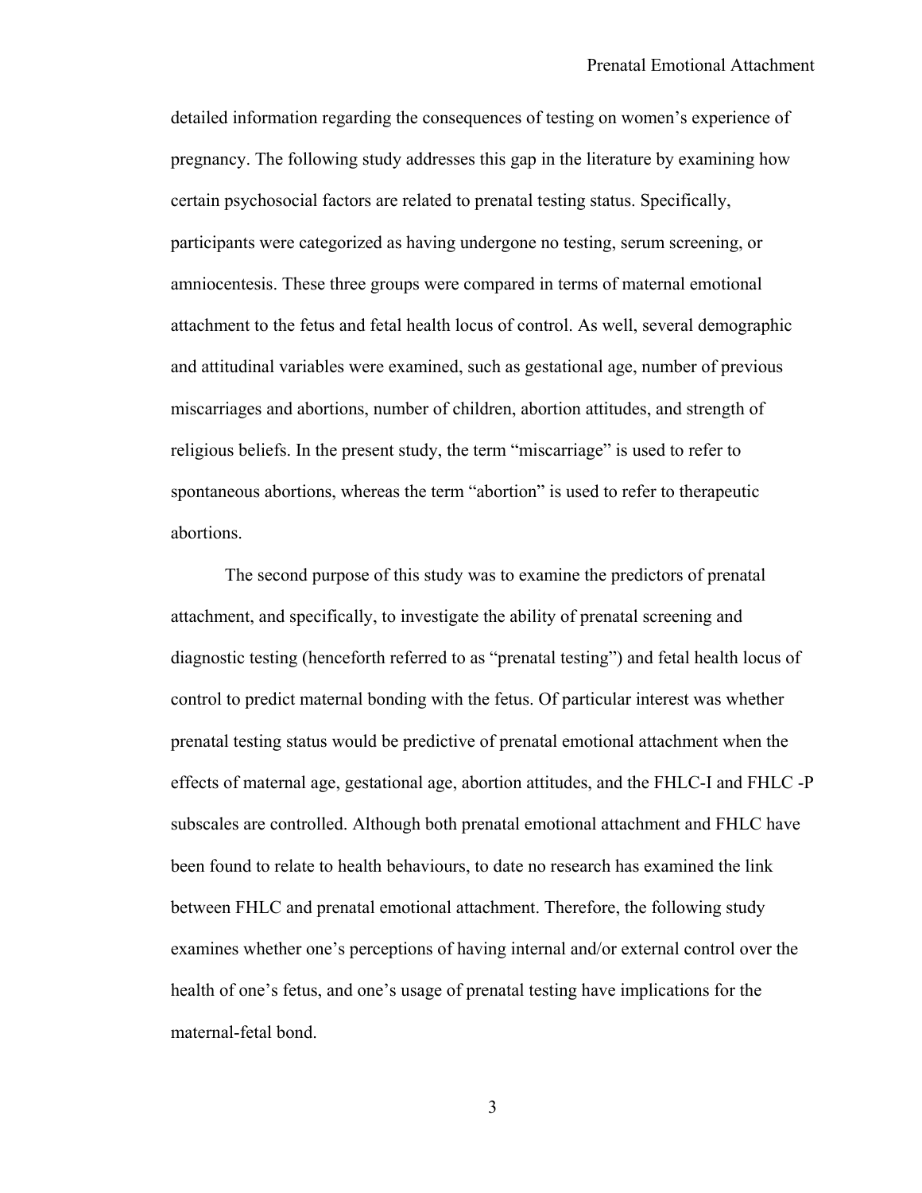detailed information regarding the consequences of testing on women's experience of pregnancy. The following study addresses this gap in the literature by examining how certain psychosocial factors are related to prenatal testing status. Specifically, participants were categorized as having undergone no testing, serum screening, or amniocentesis. These three groups were compared in terms of maternal emotional attachment to the fetus and fetal health locus of control. As well, several demographic and attitudinal variables were examined, such as gestational age, number of previous miscarriages and abortions, number of children, abortion attitudes, and strength of religious beliefs. In the present study, the term "miscarriage" is used to refer to spontaneous abortions, whereas the term "abortion" is used to refer to therapeutic abortions.

The second purpose of this study was to examine the predictors of prenatal attachment, and specifically, to investigate the ability of prenatal screening and diagnostic testing (henceforth referred to as "prenatal testing") and fetal health locus of control to predict maternal bonding with the fetus. Of particular interest was whether prenatal testing status would be predictive of prenatal emotional attachment when the effects of maternal age, gestational age, abortion attitudes, and the FHLC-I and FHLC -P subscales are controlled. Although both prenatal emotional attachment and FHLC have been found to relate to health behaviours, to date no research has examined the link between FHLC and prenatal emotional attachment. Therefore, the following study examines whether one's perceptions of having internal and/or external control over the health of one's fetus, and one's usage of prenatal testing have implications for the maternal-fetal bond.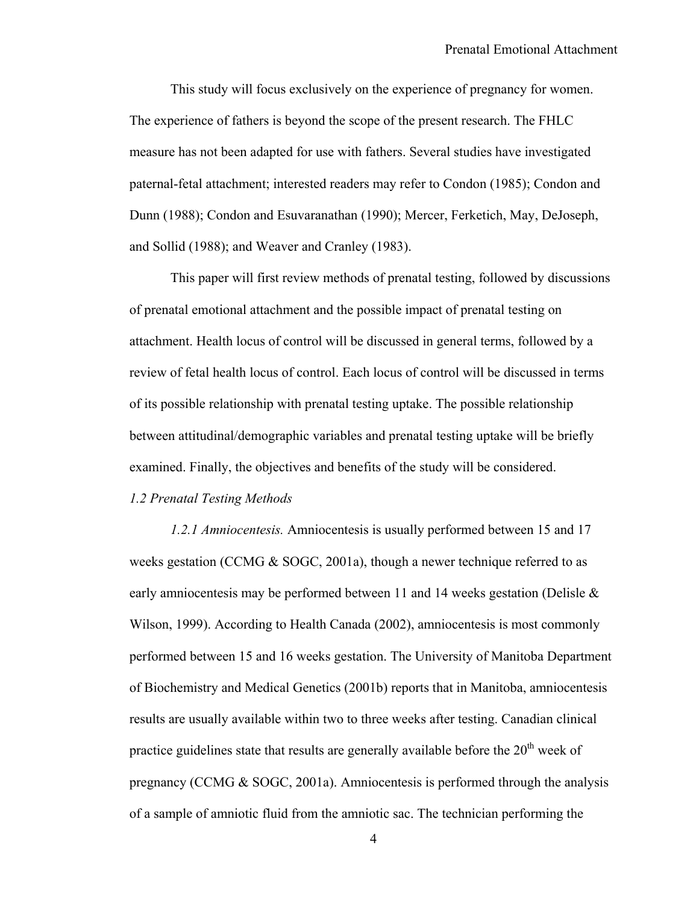This study will focus exclusively on the experience of pregnancy for women. The experience of fathers is beyond the scope of the present research. The FHLC measure has not been adapted for use with fathers. Several studies have investigated paternal-fetal attachment; interested readers may refer to Condon (1985); Condon and Dunn (1988); Condon and Esuvaranathan (1990); Mercer, Ferketich, May, DeJoseph, and Sollid (1988); and Weaver and Cranley (1983).

This paper will first review methods of prenatal testing, followed by discussions of prenatal emotional attachment and the possible impact of prenatal testing on attachment. Health locus of control will be discussed in general terms, followed by a review of fetal health locus of control. Each locus of control will be discussed in terms of its possible relationship with prenatal testing uptake. The possible relationship between attitudinal/demographic variables and prenatal testing uptake will be briefly examined. Finally, the objectives and benefits of the study will be considered.

*1.2 Prenatal Testing Methods*

*1.2.1 Amniocentesis.* Amniocentesis is usually performed between 15 and 17 weeks gestation (CCMG & SOGC, 2001a), though a newer technique referred to as early amniocentesis may be performed between 11 and 14 weeks gestation (Delisle & Wilson, 1999). According to Health Canada (2002), amniocentesis is most commonly performed between 15 and 16 weeks gestation. The University of Manitoba Department of Biochemistry and Medical Genetics (2001b) reports that in Manitoba, amniocentesis results are usually available within two to three weeks after testing. Canadian clinical practice guidelines state that results are generally available before the 20th week of pregnancy (CCMG & SOGC, 2001a). Amniocentesis is performed through the analysis of a sample of amniotic fluid from the amniotic sac. The technician performing the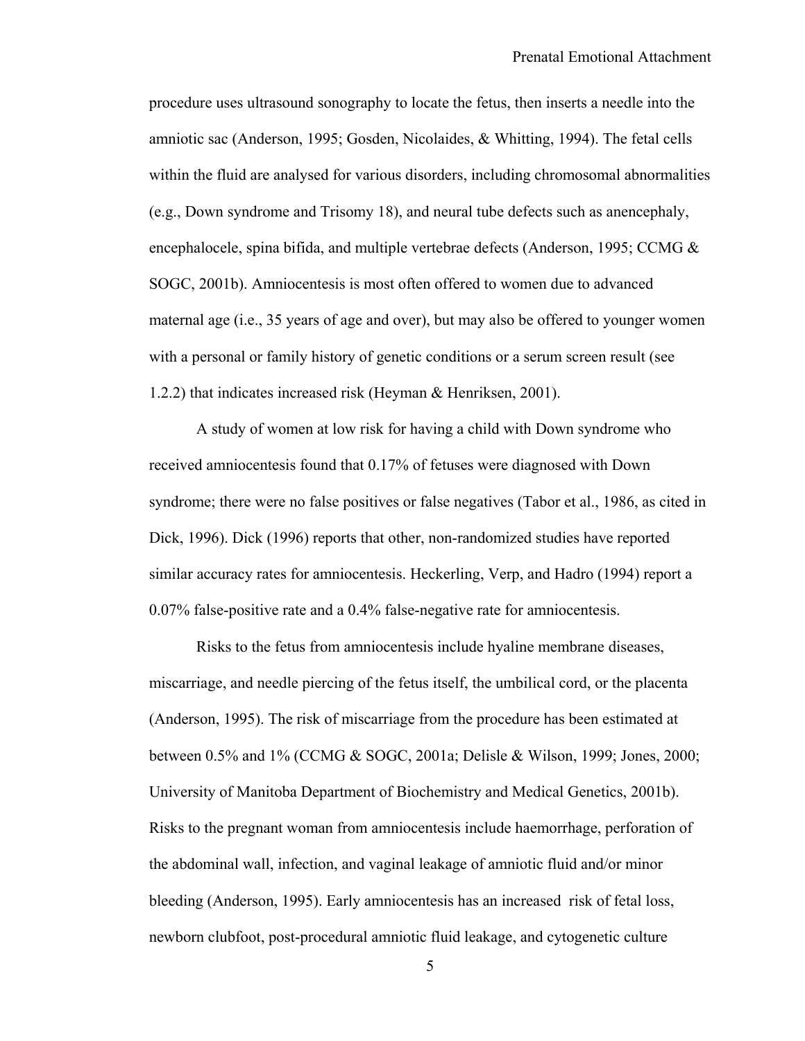procedure uses ultrasound sonography to locate the fetus, then inserts a needle into the amniotic sac (Anderson, 1995; Gosden, Nicolaides, & Whitting, 1994). The fetal cells within the fluid are analysed for various disorders, including chromosomal abnormalities (e.g., Down syndrome and Trisomy 18), and neural tube defects such as anencephaly, encephalocele, spina bifida, and multiple vertebrae defects (Anderson, 1995; CCMG & SOGC, 2001b). Amniocentesis is most often offered to women due to advanced maternal age (i.e., 35 years of age and over), but may also be offered to younger women with a personal or family history of genetic conditions or a serum screen result (see 1.2.2) that indicates increased risk (Heyman & Henriksen, 2001).

A study of women at low risk for having a child with Down syndrome who received amniocentesis found that 0.17% of fetuses were diagnosed with Down syndrome; there were no false positives or false negatives (Tabor et al., 1986, as cited in Dick, 1996). Dick (1996) reports that other, non-randomized studies have reported similar accuracy rates for amniocentesis. Heckerling, Verp, and Hadro (1994) report a 0.07% false-positive rate and a 0.4% false-negative rate for amniocentesis.

Risks to the fetus from amniocentesis include hyaline membrane diseases, miscarriage, and needle piercing of the fetus itself, the umbilical cord, or the placenta (Anderson, 1995). The risk of miscarriage from the procedure has been estimated at between 0.5% and 1% (CCMG & SOGC, 2001a; Delisle & Wilson, 1999; Jones, 2000; University of Manitoba Department of Biochemistry and Medical Genetics, 2001b). Risks to the pregnant woman from amniocentesis include haemorrhage, perforation of the abdominal wall, infection, and vaginal leakage of amniotic fluid and/or minor bleeding (Anderson, 1995). Early amniocentesis has an increased risk of fetal loss, newborn clubfoot, post-procedural amniotic fluid leakage, and cytogenetic culture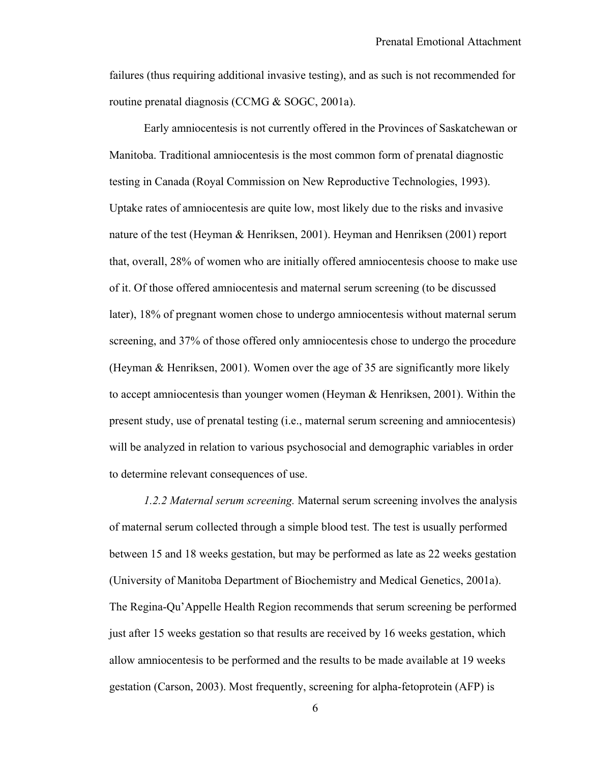failures (thus requiring additional invasive testing), and as such is not recommended for routine prenatal diagnosis (CCMG & SOGC, 2001a).

Early amniocentesis is not currently offered in the Provinces of Saskatchewan or Manitoba. Traditional amniocentesis is the most common form of prenatal diagnostic testing in Canada (Royal Commission on New Reproductive Technologies, 1993). Uptake rates of amniocentesis are quite low, most likely due to the risks and invasive nature of the test (Heyman & Henriksen, 2001). Heyman and Henriksen (2001) report that, overall, 28% of women who are initially offered amniocentesis choose to make use of it. Of those offered amniocentesis and maternal serum screening (to be discussed later), 18% of pregnant women chose to undergo amniocentesis without maternal serum screening, and 37% of those offered only amniocentesis chose to undergo the procedure (Heyman & Henriksen, 2001). Women over the age of 35 are significantly more likely to accept amniocentesis than younger women (Heyman & Henriksen, 2001). Within the present study, use of prenatal testing (i.e., maternal serum screening and amniocentesis) will be analyzed in relation to various psychosocial and demographic variables in order to determine relevant consequences of use.

*1.2.2 Maternal serum screening.* Maternal serum screening involves the analysis of maternal serum collected through a simple blood test. The test is usually performed between 15 and 18 weeks gestation, but may be performed as late as 22 weeks gestation (University of Manitoba Department of Biochemistry and Medical Genetics, 2001a). The Regina-Qu'Appelle Health Region recommends that serum screening be performed just after 15 weeks gestation so that results are received by 16 weeks gestation, which allow amniocentesis to be performed and the results to be made available at 19 weeks gestation (Carson, 2003). Most frequently, screening for alpha-fetoprotein (AFP) is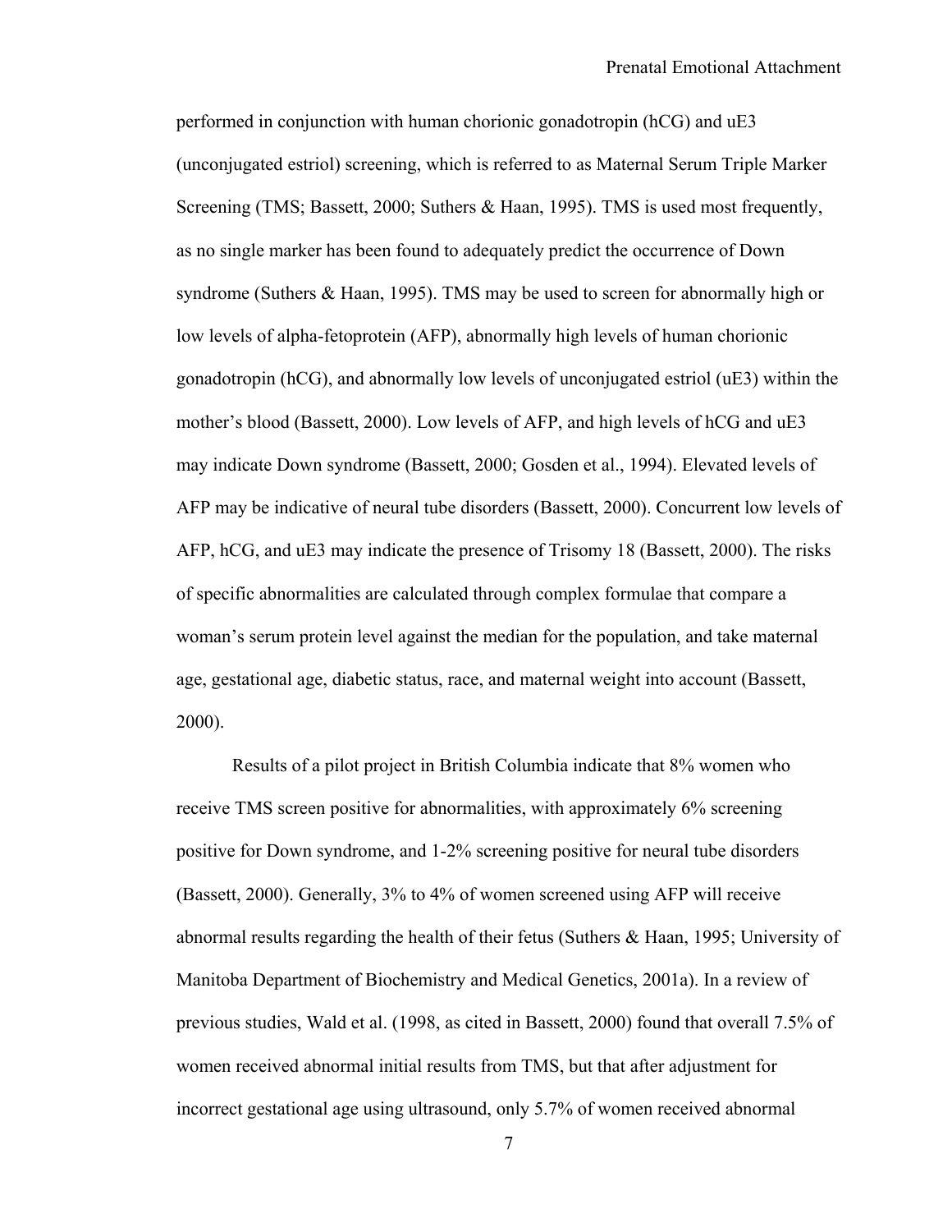performed in conjunction with human chorionic gonadotropin (hCG) and uE3 (unconjugated estriol) screening, which is referred to as Maternal Serum Triple Marker Screening (TMS; Bassett, 2000; Suthers & Haan, 1995). TMS is used most frequently, as no single marker has been found to adequately predict the occurrence of Down syndrome (Suthers & Haan, 1995). TMS may be used to screen for abnormally high or low levels of alpha-fetoprotein (AFP), abnormally high levels of human chorionic gonadotropin (hCG), and abnormally low levels of unconjugated estriol (uE3) within the mother's blood (Bassett, 2000). Low levels of AFP, and high levels of hCG and uE3 may indicate Down syndrome (Bassett, 2000; Gosden et al., 1994). Elevated levels of AFP may be indicative of neural tube disorders (Bassett, 2000). Concurrent low levels of AFP, hCG, and uE3 may indicate the presence of Trisomy 18 (Bassett, 2000). The risks of specific abnormalities are calculated through complex formulae that compare a woman's serum protein level against the median for the population, and take maternal age, gestational age, diabetic status, race, and maternal weight into account (Bassett, 2000).

Results of a pilot project in British Columbia indicate that 8% women who receive TMS screen positive for abnormalities, with approximately 6% screening positive for Down syndrome, and 1-2% screening positive for neural tube disorders (Bassett, 2000). Generally, 3% to 4% of women screened using AFP will receive abnormal results regarding the health of their fetus (Suthers & Haan, 1995; University of Manitoba Department of Biochemistry and Medical Genetics, 2001a). In a review of previous studies, Wald et al. (1998, as cited in Bassett, 2000) found that overall 7.5% of women received abnormal initial results from TMS, but that after adjustment for incorrect gestational age using ultrasound, only 5.7% of women received abnormal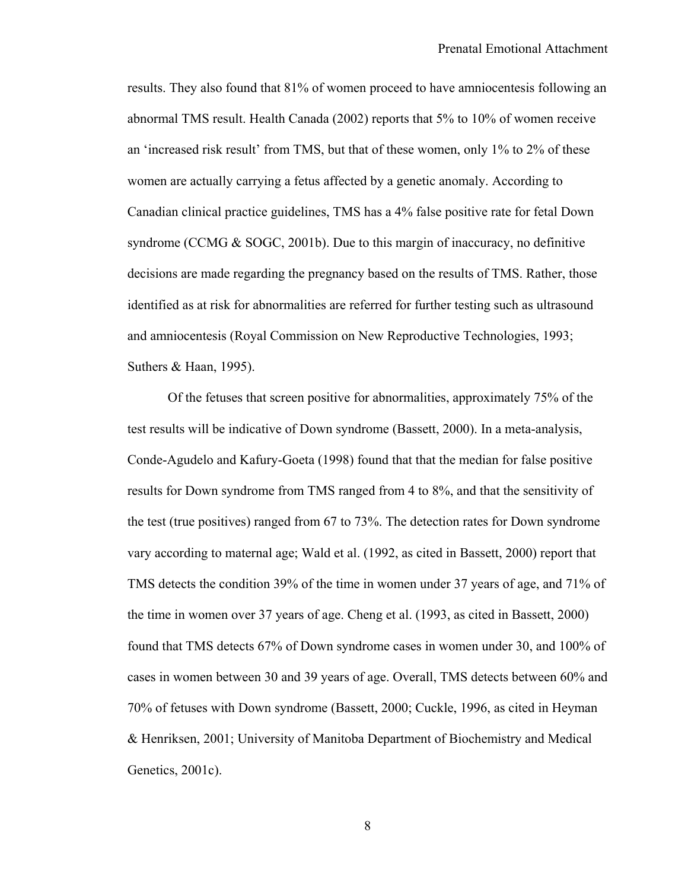results. They also found that 81% of women proceed to have amniocentesis following an abnormal TMS result. Health Canada (2002) reports that 5% to 10% of women receive an 'increased risk result' from TMS, but that of these women, only 1% to 2% of these women are actually carrying a fetus affected by a genetic anomaly. According to Canadian clinical practice guidelines, TMS has a 4% false positive rate for fetal Down syndrome (CCMG & SOGC, 2001b). Due to this margin of inaccuracy, no definitive decisions are made regarding the pregnancy based on the results of TMS. Rather, those identified as at risk for abnormalities are referred for further testing such as ultrasound and amniocentesis (Royal Commission on New Reproductive Technologies, 1993; Suthers & Haan, 1995).

Of the fetuses that screen positive for abnormalities, approximately 75% of the test results will be indicative of Down syndrome (Bassett, 2000). In a meta-analysis, Conde-Agudelo and Kafury-Goeta (1998) found that that the median for false positive results for Down syndrome from TMS ranged from 4 to 8%, and that the sensitivity of the test (true positives) ranged from 67 to 73%. The detection rates for Down syndrome vary according to maternal age; Wald et al. (1992, as cited in Bassett, 2000) report that TMS detects the condition 39% of the time in women under 37 years of age, and 71% of the time in women over 37 years of age. Cheng et al. (1993, as cited in Bassett, 2000) found that TMS detects 67% of Down syndrome cases in women under 30, and 100% of cases in women between 30 and 39 years of age. Overall, TMS detects between 60% and 70% of fetuses with Down syndrome (Bassett, 2000; Cuckle, 1996, as cited in Heyman & Henriksen, 2001; University of Manitoba Department of Biochemistry and Medical Genetics, 2001c).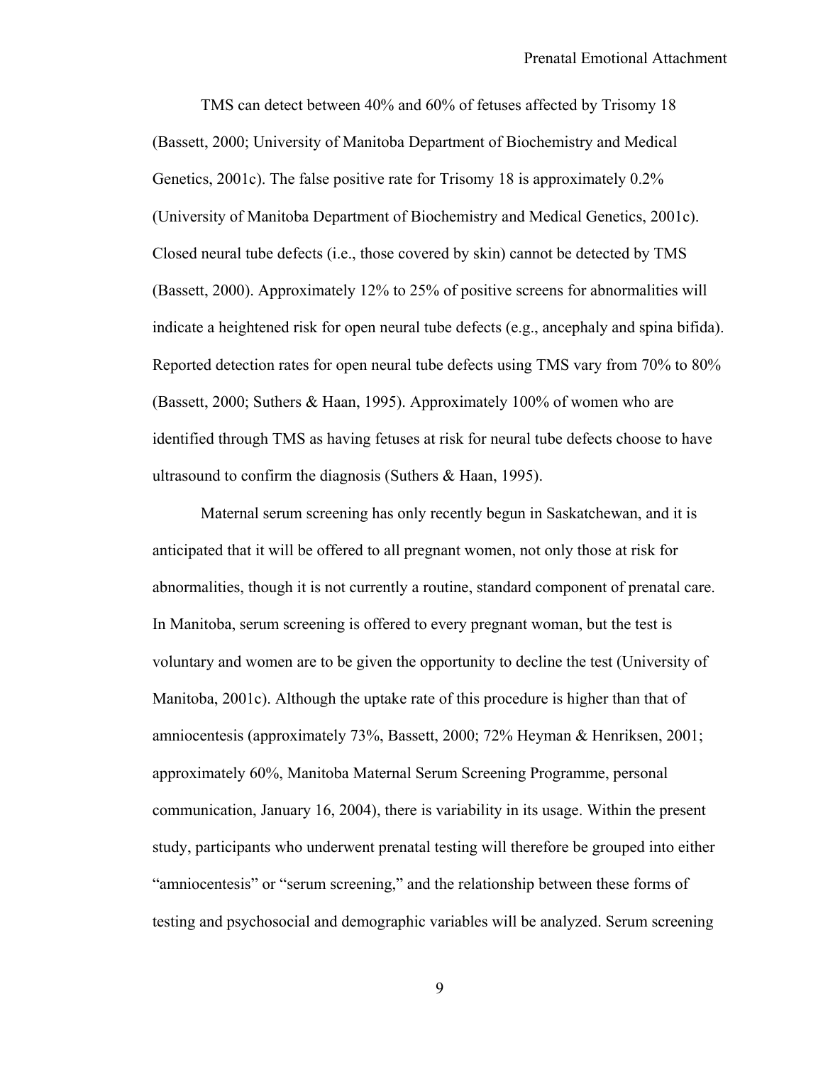TMS can detect between 40% and 60% of fetuses affected by Trisomy 18 (Bassett, 2000; University of Manitoba Department of Biochemistry and Medical Genetics, 2001c). The false positive rate for Trisomy 18 is approximately 0.2% (University of Manitoba Department of Biochemistry and Medical Genetics, 2001c). Closed neural tube defects (i.e., those covered by skin) cannot be detected by TMS (Bassett, 2000). Approximately 12% to 25% of positive screens for abnormalities will indicate a heightened risk for open neural tube defects (e.g., ancephaly and spina bifida). Reported detection rates for open neural tube defects using TMS vary from 70% to 80% (Bassett, 2000; Suthers & Haan, 1995). Approximately 100% of women who are identified through TMS as having fetuses at risk for neural tube defects choose to have ultrasound to confirm the diagnosis (Suthers & Haan, 1995).

Maternal serum screening has only recently begun in Saskatchewan, and it is anticipated that it will be offered to all pregnant women, not only those at risk for abnormalities, though it is not currently a routine, standard component of prenatal care. In Manitoba, serum screening is offered to every pregnant woman, but the test is voluntary and women are to be given the opportunity to decline the test (University of Manitoba, 2001c). Although the uptake rate of this procedure is higher than that of amniocentesis (approximately 73%, Bassett, 2000; 72% Heyman & Henriksen, 2001; approximately 60%, Manitoba Maternal Serum Screening Programme, personal communication, January 16, 2004), there is variability in its usage. Within the present study, participants who underwent prenatal testing will therefore be grouped into either "amniocentesis" or "serum screening," and the relationship between these forms of testing and psychosocial and demographic variables will be analyzed. Serum screening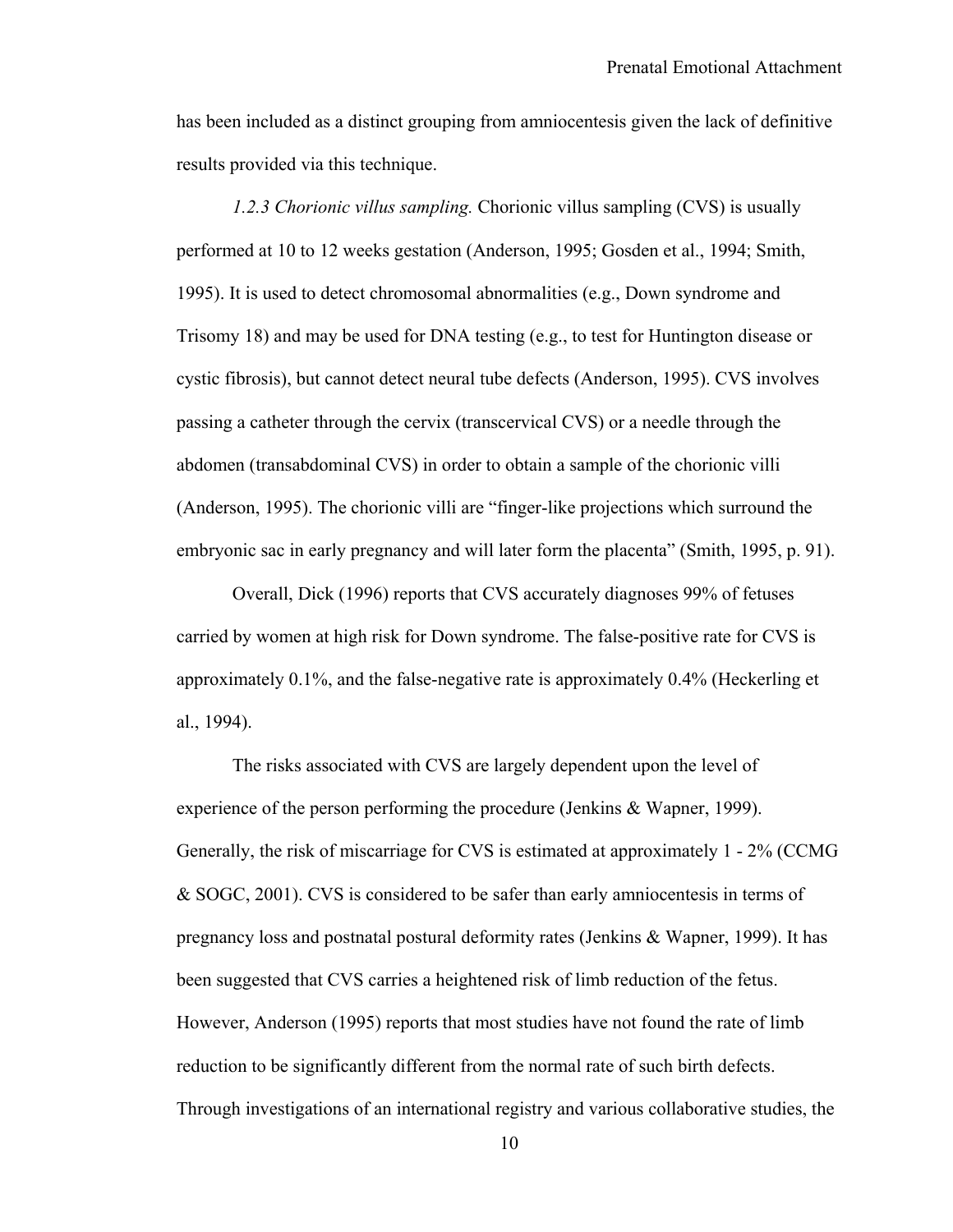has been included as a distinct grouping from amniocentesis given the lack of definitive results provided via this technique.

*1.2.3 Chorionic villus sampling.* Chorionic villus sampling (CVS) is usually performed at 10 to 12 weeks gestation (Anderson, 1995; Gosden et al., 1994; Smith, 1995). It is used to detect chromosomal abnormalities (e.g., Down syndrome and Trisomy 18) and may be used for DNA testing (e.g., to test for Huntington disease or cystic fibrosis), but cannot detect neural tube defects (Anderson, 1995). CVS involves passing a catheter through the cervix (transcervical CVS) or a needle through the abdomen (transabdominal CVS) in order to obtain a sample of the chorionic villi (Anderson, 1995). The chorionic villi are "finger-like projections which surround the embryonic sac in early pregnancy and will later form the placenta" (Smith, 1995, p. 91).

Overall, Dick (1996) reports that CVS accurately diagnoses 99% of fetuses carried by women at high risk for Down syndrome. The false-positive rate for CVS is approximately 0.1%, and the false-negative rate is approximately 0.4% (Heckerling et al., 1994).

The risks associated with CVS are largely dependent upon the level of experience of the person performing the procedure (Jenkins & Wapner, 1999). Generally, the risk of miscarriage for CVS is estimated at approximately 1 - 2% (CCMG & SOGC, 2001). CVS is considered to be safer than early amniocentesis in terms of pregnancy loss and postnatal postural deformity rates (Jenkins & Wapner, 1999). It has been suggested that CVS carries a heightened risk of limb reduction of the fetus. However, Anderson (1995) reports that most studies have not found the rate of limb reduction to be significantly different from the normal rate of such birth defects. Through investigations of an international registry and various collaborative studies, the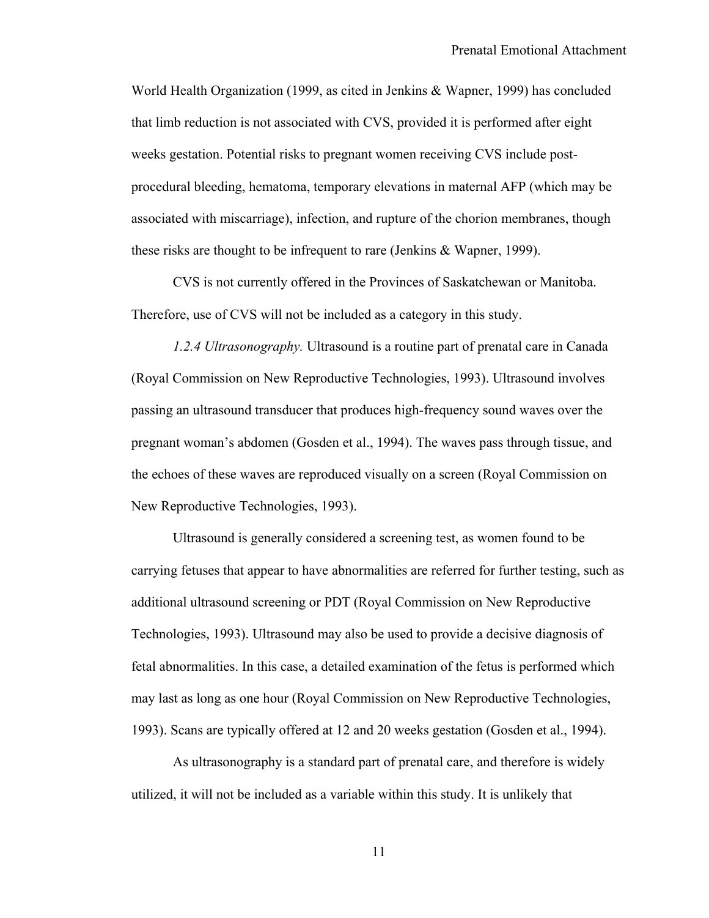World Health Organization (1999, as cited in Jenkins & Wapner, 1999) has concluded that limb reduction is not associated with CVS, provided it is performed after eight weeks gestation. Potential risks to pregnant women receiving CVS include post-procedural bleeding, hematoma, temporary elevations in maternal AFP (which may be associated with miscarriage), infection, and rupture of the chorion membranes, though these risks are thought to be infrequent to rare (Jenkins & Wapner, 1999).

CVS is not currently offered in the Provinces of Saskatchewan or Manitoba. Therefore, use of CVS will not be included as a category in this study.

*1.2.4 Ultrasonography.* Ultrasound is a routine part of prenatal care in Canada (Royal Commission on New Reproductive Technologies, 1993). Ultrasound involves passing an ultrasound transducer that produces high-frequency sound waves over the pregnant woman's abdomen (Gosden et al., 1994). The waves pass through tissue, and the echoes of these waves are reproduced visually on a screen (Royal Commission on New Reproductive Technologies, 1993).

Ultrasound is generally considered a screening test, as women found to be carrying fetuses that appear to have abnormalities are referred for further testing, such as additional ultrasound screening or PDT (Royal Commission on New Reproductive Technologies, 1993). Ultrasound may also be used to provide a decisive diagnosis of fetal abnormalities. In this case, a detailed examination of the fetus is performed which may last as long as one hour (Royal Commission on New Reproductive Technologies, 1993). Scans are typically offered at 12 and 20 weeks gestation (Gosden et al., 1994).

As ultrasonography is a standard part of prenatal care, and therefore is widely utilized, it will not be included as a variable within this study. It is unlikely that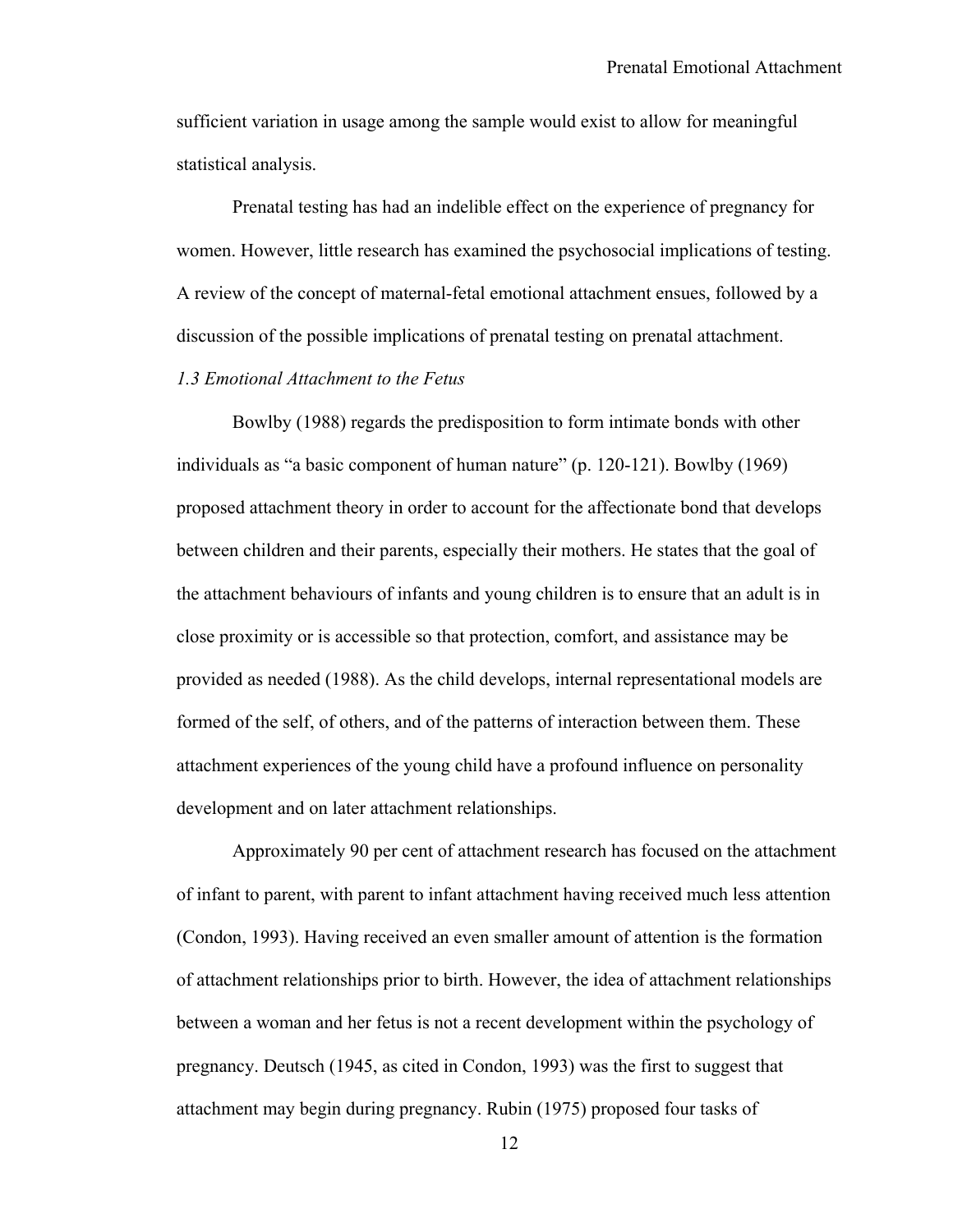sufficient variation in usage among the sample would exist to allow for meaningful statistical analysis.

Prenatal testing has had an indelible effect on the experience of pregnancy for women. However, little research has examined the psychosocial implications of testing. A review of the concept of maternal-fetal emotional attachment ensues, followed by a discussion of the possible implications of prenatal testing on prenatal attachment.

### *1.3 Emotional Attachment to the Fetus*

Bowlby (1988) regards the predisposition to form intimate bonds with other individuals as "a basic component of human nature" (p. 120-121). Bowlby (1969) proposed attachment theory in order to account for the affectionate bond that develops between children and their parents, especially their mothers. He states that the goal of the attachment behaviours of infants and young children is to ensure that an adult is in close proximity or is accessible so that protection, comfort, and assistance may be provided as needed (1988). As the child develops, internal representational models are formed of the self, of others, and of the patterns of interaction between them. These attachment experiences of the young child have a profound influence on personality development and on later attachment relationships.

Approximately 90 per cent of attachment research has focused on the attachment of infant to parent, with parent to infant attachment having received much less attention (Condon, 1993). Having received an even smaller amount of attention is the formation of attachment relationships prior to birth. However, the idea of attachment relationships between a woman and her fetus is not a recent development within the psychology of pregnancy. Deutsch (1945, as cited in Condon, 1993) was the first to suggest that attachment may begin during pregnancy. Rubin (1975) proposed four tasks of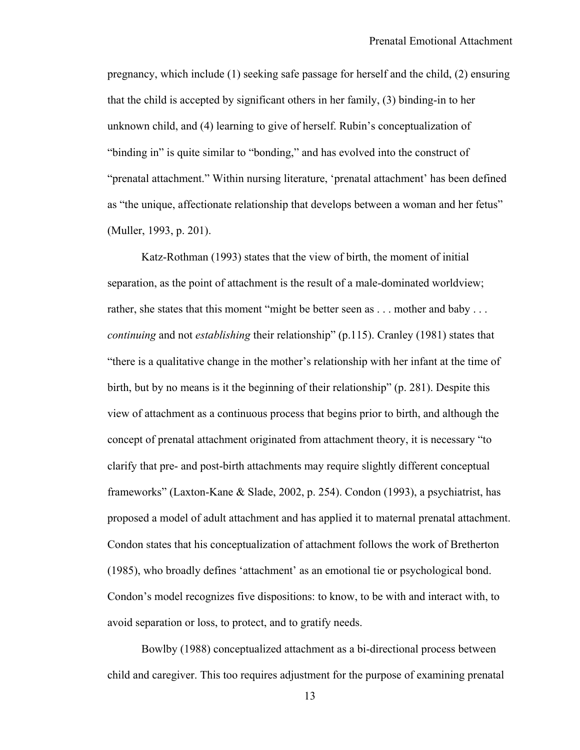pregnancy, which include (1) seeking safe passage for herself and the child, (2) ensuring that the child is accepted by significant others in her family, (3) binding-in to her unknown child, and (4) learning to give of herself. Rubin's conceptualization of "binding in" is quite similar to "bonding," and has evolved into the construct of "prenatal attachment." Within nursing literature, 'prenatal attachment' has been defined as "the unique, affectionate relationship that develops between a woman and her fetus" (Muller, 1993, p. 201).

Katz-Rothman (1993) states that the view of birth, the moment of initial separation, as the point of attachment is the result of a male-dominated worldview; rather, she states that this moment "might be better seen as . . . mother and baby . . . *continuing* and not *establishing* their relationship" (p.115). Cranley (1981) states that "there is a qualitative change in the mother's relationship with her infant at the time of birth, but by no means is it the beginning of their relationship" (p. 281). Despite this view of attachment as a continuous process that begins prior to birth, and although the concept of prenatal attachment originated from attachment theory, it is necessary "to clarify that pre- and post-birth attachments may require slightly different conceptual frameworks" (Laxton-Kane & Slade, 2002, p. 254). Condon (1993), a psychiatrist, has proposed a model of adult attachment and has applied it to maternal prenatal attachment. Condon states that his conceptualization of attachment follows the work of Bretherton (1985), who broadly defines 'attachment' as an emotional tie or psychological bond. Condon's model recognizes five dispositions: to know, to be with and interact with, to avoid separation or loss, to protect, and to gratify needs.

Bowlby (1988) conceptualized attachment as a bi-directional process between child and caregiver. This too requires adjustment for the purpose of examining prenatal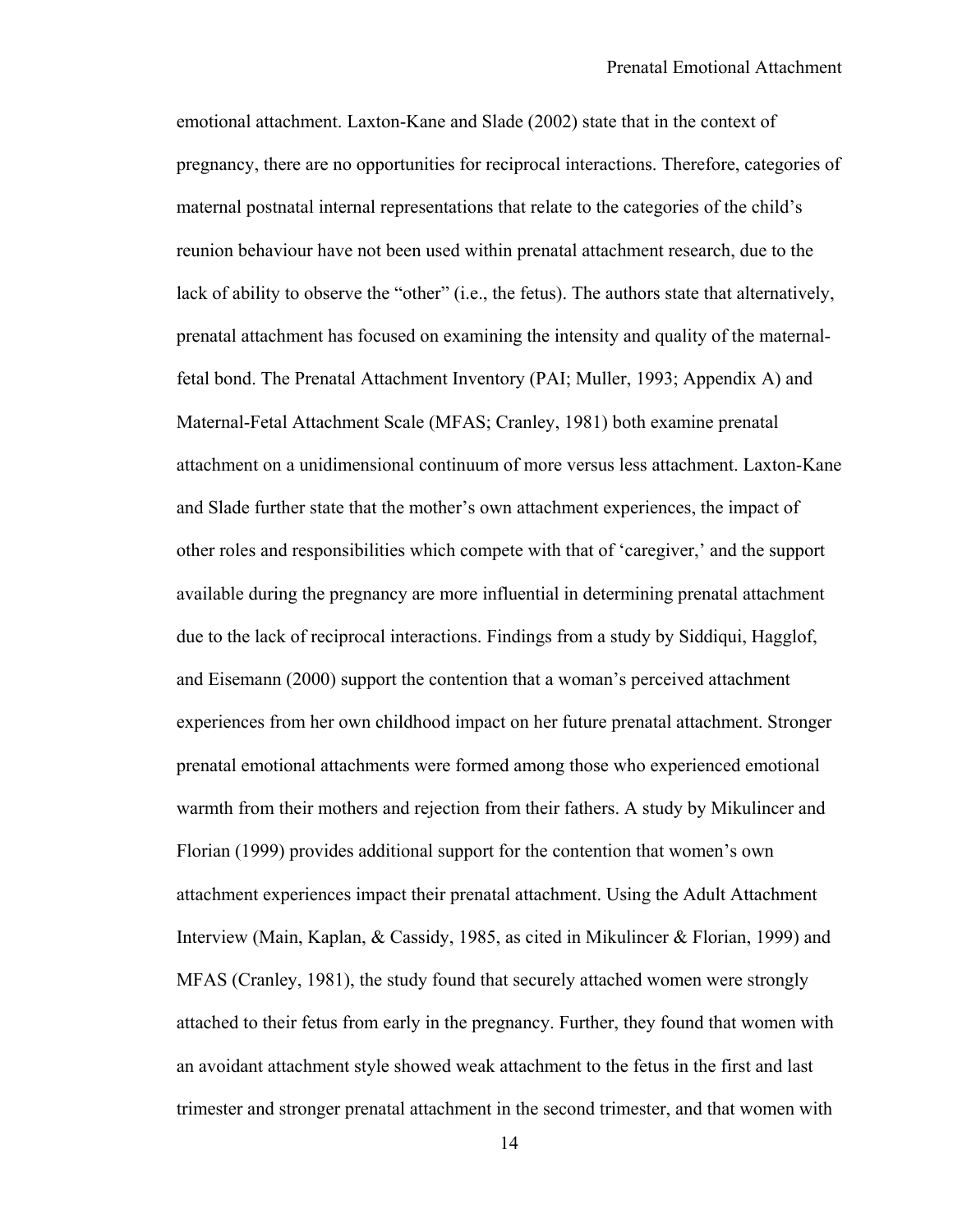emotional attachment. Laxton-Kane and Slade (2002) state that in the context of pregnancy, there are no opportunities for reciprocal interactions. Therefore, categories of maternal postnatal internal representations that relate to the categories of the child's reunion behaviour have not been used within prenatal attachment research, due to the lack of ability to observe the "other" (i.e., the fetus). The authors state that alternatively, prenatal attachment has focused on examining the intensity and quality of the maternal-fetal bond. The Prenatal Attachment Inventory (PAI; Muller, 1993; Appendix A) and Maternal-Fetal Attachment Scale (MFAS; Cranley, 1981) both examine prenatal attachment on a unidimensional continuum of more versus less attachment. Laxton-Kane and Slade further state that the mother's own attachment experiences, the impact of other roles and responsibilities which compete with that of 'caregiver,' and the support available during the pregnancy are more influential in determining prenatal attachment due to the lack of reciprocal interactions. Findings from a study by Siddiqui, Hagglof, and Eisemann (2000) support the contention that a woman's perceived attachment experiences from her own childhood impact on her future prenatal attachment. Stronger prenatal emotional attachments were formed among those who experienced emotional warmth from their mothers and rejection from their fathers. A study by Mikulincer and Florian (1999) provides additional support for the contention that women's own attachment experiences impact their prenatal attachment. Using the Adult Attachment Interview (Main, Kaplan, & Cassidy, 1985, as cited in Mikulincer & Florian, 1999) and MFAS (Cranley, 1981), the study found that securely attached women were strongly attached to their fetus from early in the pregnancy. Further, they found that women with an avoidant attachment style showed weak attachment to the fetus in the first and last trimester and stronger prenatal attachment in the second trimester, and that women with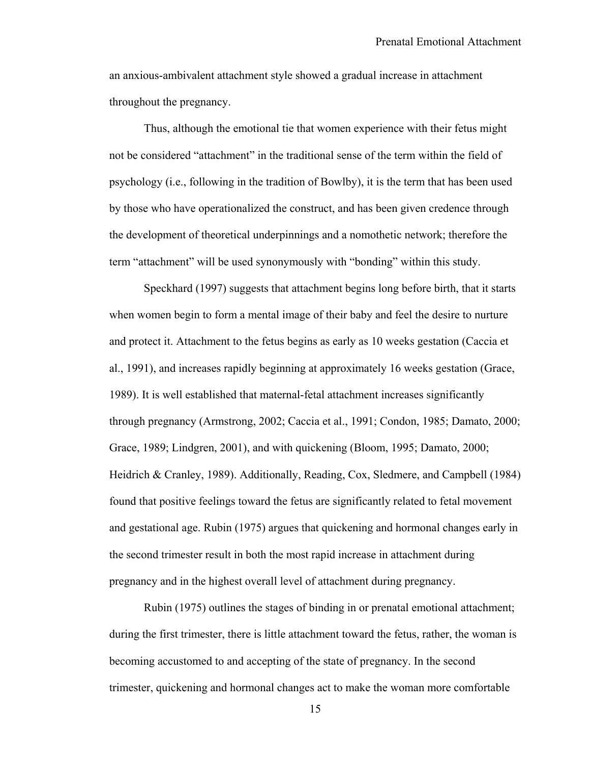an anxious-ambivalent attachment style showed a gradual increase in attachment throughout the pregnancy.

Thus, although the emotional tie that women experience with their fetus might not be considered "attachment" in the traditional sense of the term within the field of psychology (i.e., following in the tradition of Bowlby), it is the term that has been used by those who have operationalized the construct, and has been given credence through the development of theoretical underpinnings and a nomothetic network; therefore the term "attachment" will be used synonymously with "bonding" within this study.

Speckhard (1997) suggests that attachment begins long before birth, that it starts when women begin to form a mental image of their baby and feel the desire to nurture and protect it. Attachment to the fetus begins as early as 10 weeks gestation (Caccia et al., 1991), and increases rapidly beginning at approximately 16 weeks gestation (Grace, 1989). It is well established that maternal-fetal attachment increases significantly through pregnancy (Armstrong, 2002; Caccia et al., 1991; Condon, 1985; Damato, 2000; Grace, 1989; Lindgren, 2001), and with quickening (Bloom, 1995; Damato, 2000; Heidrich & Cranley, 1989). Additionally, Reading, Cox, Sledmere, and Campbell (1984) found that positive feelings toward the fetus are significantly related to fetal movement and gestational age. Rubin (1975) argues that quickening and hormonal changes early in the second trimester result in both the most rapid increase in attachment during pregnancy and in the highest overall level of attachment during pregnancy.

Rubin (1975) outlines the stages of binding in or prenatal emotional attachment; during the first trimester, there is little attachment toward the fetus, rather, the woman is becoming accustomed to and accepting of the state of pregnancy. In the second trimester, quickening and hormonal changes act to make the woman more comfortable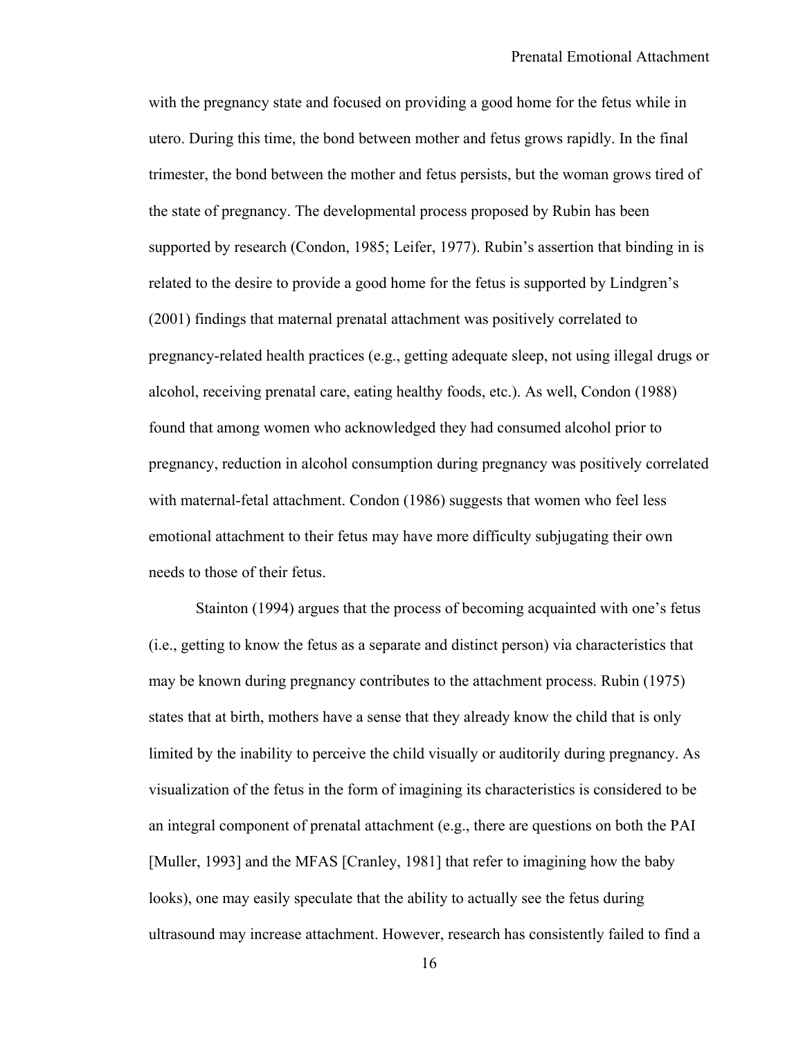with the pregnancy state and focused on providing a good home for the fetus while in utero. During this time, the bond between mother and fetus grows rapidly. In the final trimester, the bond between the mother and fetus persists, but the woman grows tired of the state of pregnancy. The developmental process proposed by Rubin has been supported by research (Condon, 1985; Leifer, 1977). Rubin's assertion that binding in is related to the desire to provide a good home for the fetus is supported by Lindgren's (2001) findings that maternal prenatal attachment was positively correlated to pregnancy-related health practices (e.g., getting adequate sleep, not using illegal drugs or alcohol, receiving prenatal care, eating healthy foods, etc.). As well, Condon (1988) found that among women who acknowledged they had consumed alcohol prior to pregnancy, reduction in alcohol consumption during pregnancy was positively correlated with maternal-fetal attachment. Condon (1986) suggests that women who feel less emotional attachment to their fetus may have more difficulty subjugating their own needs to those of their fetus.

Stainton (1994) argues that the process of becoming acquainted with one's fetus (i.e., getting to know the fetus as a separate and distinct person) via characteristics that may be known during pregnancy contributes to the attachment process. Rubin (1975) states that at birth, mothers have a sense that they already know the child that is only limited by the inability to perceive the child visually or auditorily during pregnancy. As visualization of the fetus in the form of imagining its characteristics is considered to be an integral component of prenatal attachment (e.g., there are questions on both the PAI [Muller, 1993] and the MFAS [Cranley, 1981] that refer to imagining how the baby looks), one may easily speculate that the ability to actually see the fetus during ultrasound may increase attachment. However, research has consistently failed to find a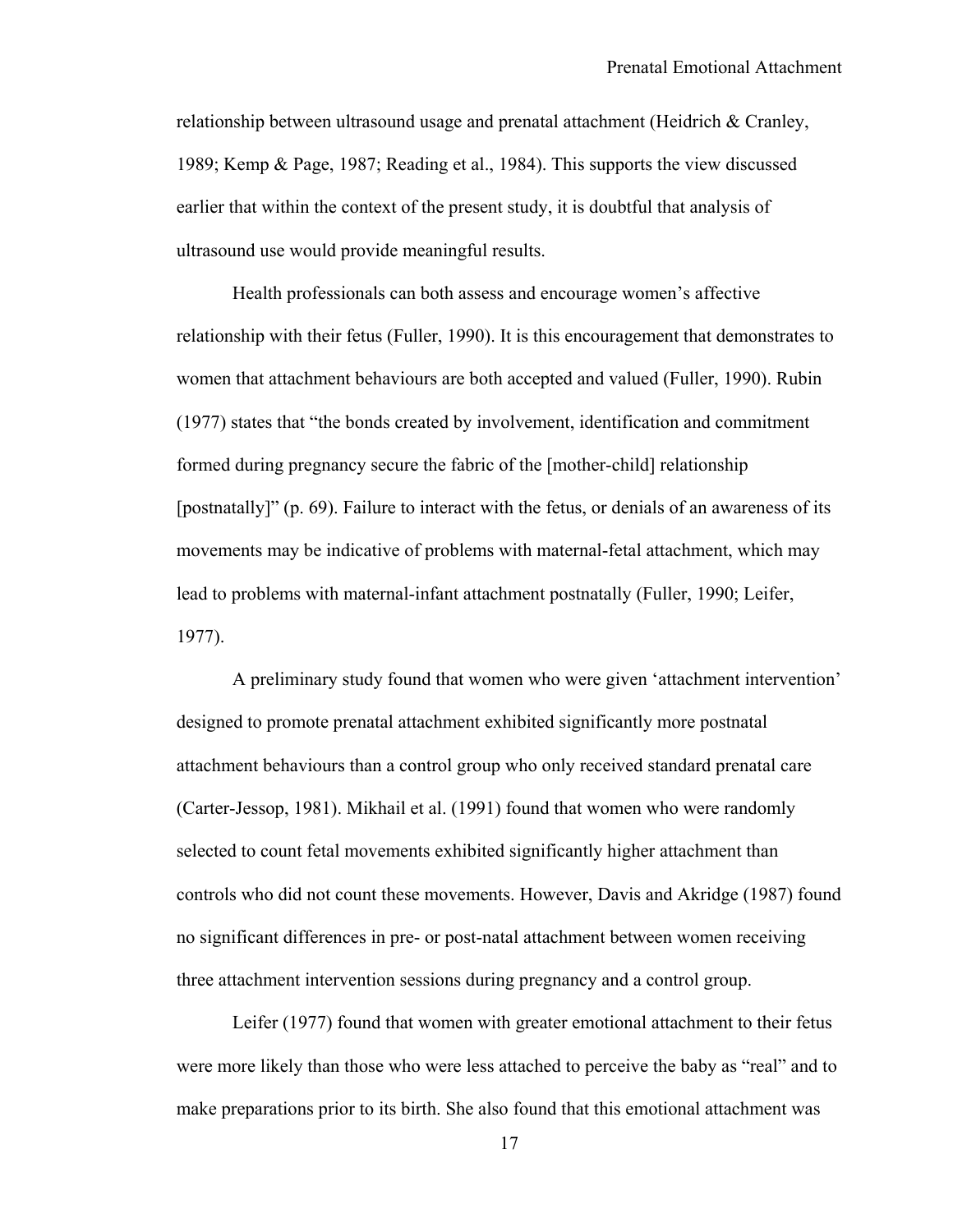relationship between ultrasound usage and prenatal attachment (Heidrich & Cranley, 1989; Kemp & Page, 1987; Reading et al., 1984). This supports the view discussed earlier that within the context of the present study, it is doubtful that analysis of ultrasound use would provide meaningful results.

Health professionals can both assess and encourage women's affective relationship with their fetus (Fuller, 1990). It is this encouragement that demonstrates to women that attachment behaviours are both accepted and valued (Fuller, 1990). Rubin (1977) states that "the bonds created by involvement, identification and commitment formed during pregnancy secure the fabric of the [mother-child] relationship [postnatally]" (p. 69). Failure to interact with the fetus, or denials of an awareness of its movements may be indicative of problems with maternal-fetal attachment, which may lead to problems with maternal-infant attachment postnatally (Fuller, 1990; Leifer, 1977).

A preliminary study found that women who were given 'attachment intervention' designed to promote prenatal attachment exhibited significantly more postnatal attachment behaviours than a control group who only received standard prenatal care (Carter-Jessop, 1981). Mikhail et al. (1991) found that women who were randomly selected to count fetal movements exhibited significantly higher attachment than controls who did not count these movements. However, Davis and Akridge (1987) found no significant differences in pre- or post-natal attachment between women receiving three attachment intervention sessions during pregnancy and a control group.

Leifer (1977) found that women with greater emotional attachment to their fetus were more likely than those who were less attached to perceive the baby as "real" and to make preparations prior to its birth. She also found that this emotional attachment was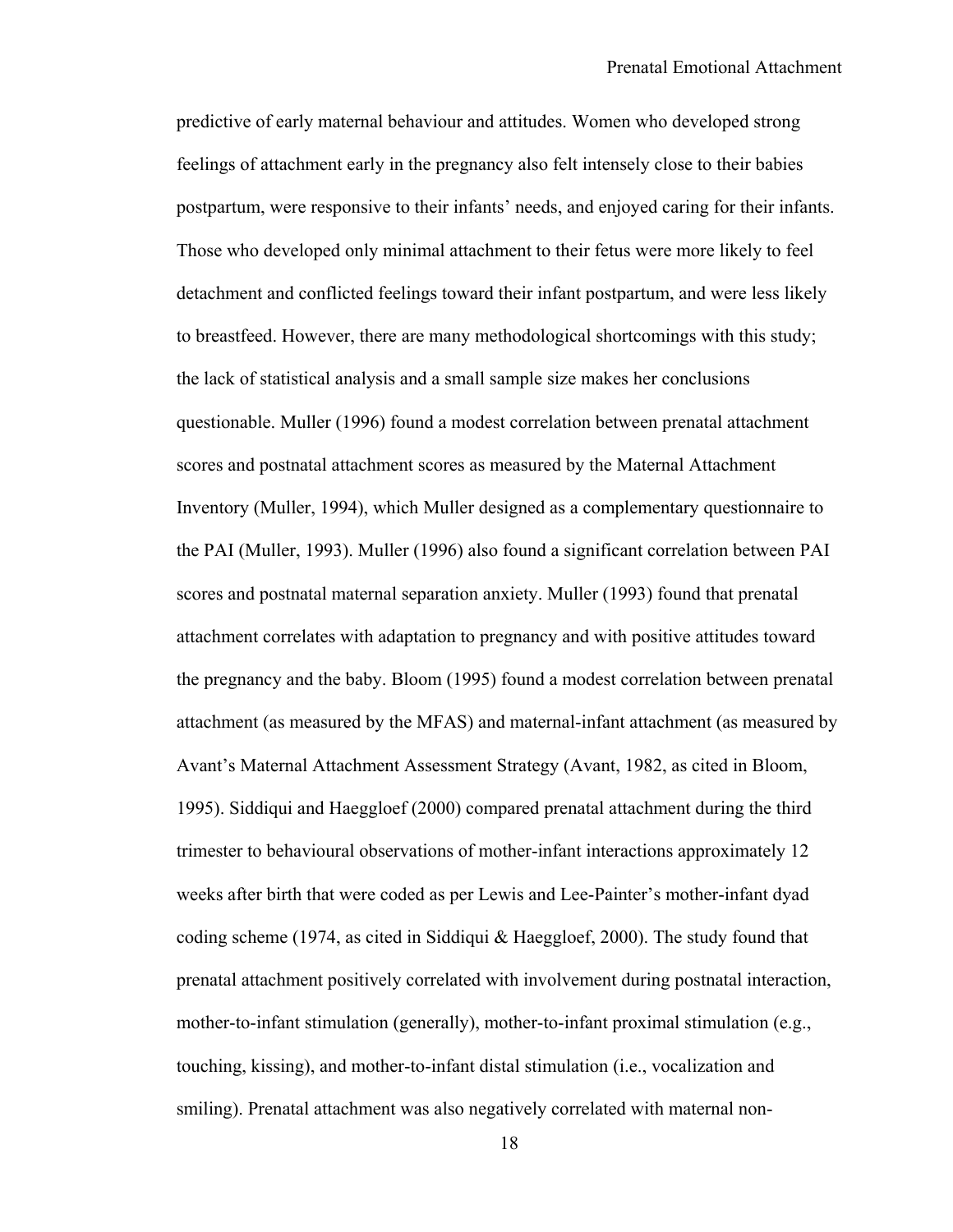predictive of early maternal behaviour and attitudes. Women who developed strong feelings of attachment early in the pregnancy also felt intensely close to their babies postpartum, were responsive to their infants' needs, and enjoyed caring for their infants. Those who developed only minimal attachment to their fetus were more likely to feel detachment and conflicted feelings toward their infant postpartum, and were less likely to breastfeed. However, there are many methodological shortcomings with this study; the lack of statistical analysis and a small sample size makes her conclusions questionable. Muller (1996) found a modest correlation between prenatal attachment scores and postnatal attachment scores as measured by the Maternal Attachment Inventory (Muller, 1994), which Muller designed as a complementary questionnaire to the PAI (Muller, 1993). Muller (1996) also found a significant correlation between PAI scores and postnatal maternal separation anxiety. Muller (1993) found that prenatal attachment correlates with adaptation to pregnancy and with positive attitudes toward the pregnancy and the baby. Bloom (1995) found a modest correlation between prenatal attachment (as measured by the MFAS) and maternal-infant attachment (as measured by Avant's Maternal Attachment Assessment Strategy (Avant, 1982, as cited in Bloom, 1995). Siddiqui and Haeggloef (2000) compared prenatal attachment during the third trimester to behavioural observations of mother-infant interactions approximately 12 weeks after birth that were coded as per Lewis and Lee-Painter's mother-infant dyad coding scheme (1974, as cited in Siddiqui & Haeggloef, 2000). The study found that prenatal attachment positively correlated with involvement during postnatal interaction, mother-to-infant stimulation (generally), mother-to-infant proximal stimulation (e.g., touching, kissing), and mother-to-infant distal stimulation (i.e., vocalization and smiling). Prenatal attachment was also negatively correlated with maternal non-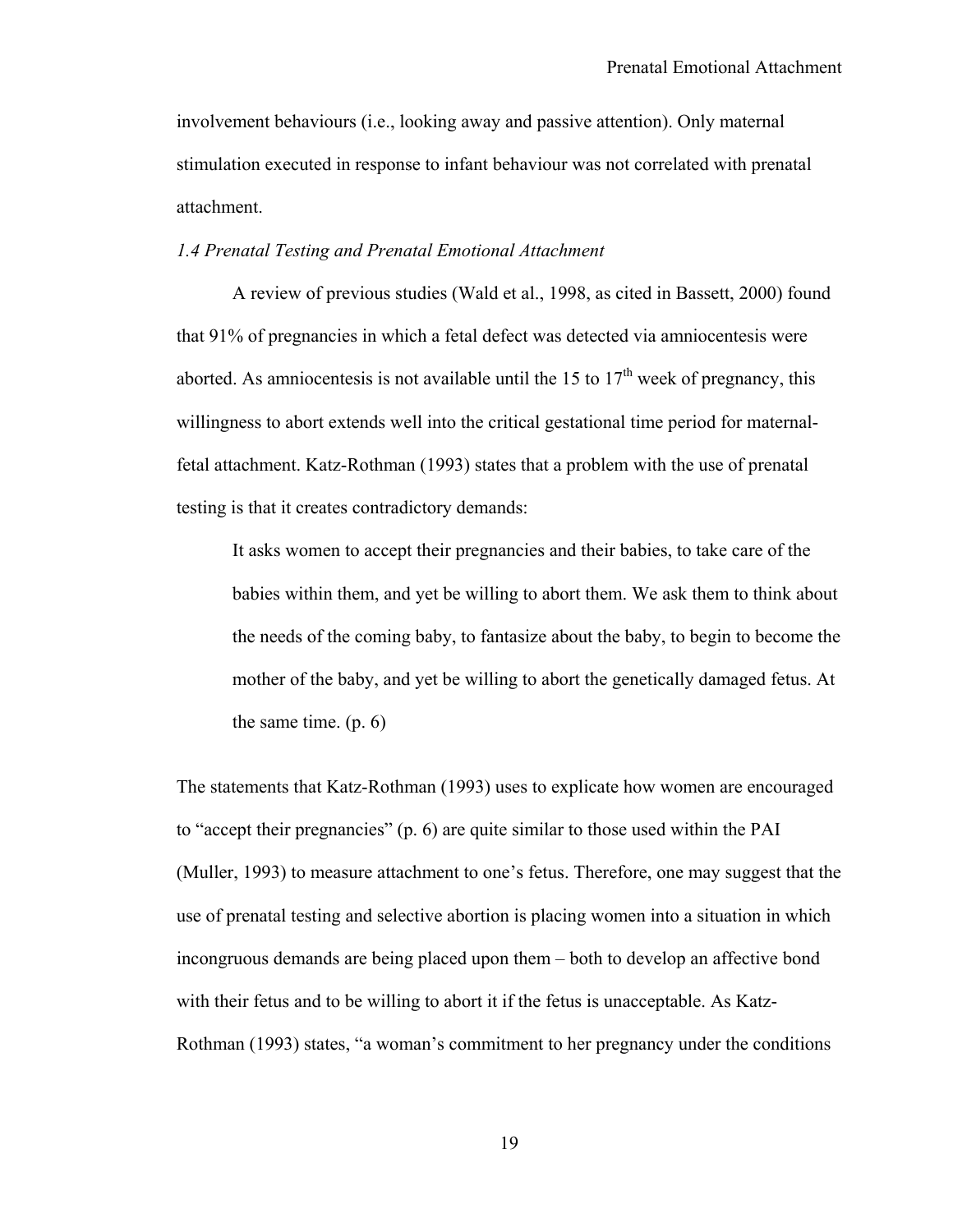involvement behaviours (i.e., looking away and passive attention). Only maternal stimulation executed in response to infant behaviour was not correlated with prenatal attachment.

### *1.4 Prenatal Testing and Prenatal Emotional Attachment*

A review of previous studies (Wald et al., 1998, as cited in Bassett, 2000) found that 91% of pregnancies in which a fetal defect was detected via amniocentesis were aborted. As amniocentesis is not available until the 15 to 17th week of pregnancy, this willingness to abort extends well into the critical gestational time period for maternal-fetal attachment. Katz-Rothman (1993) states that a problem with the use of prenatal testing is that it creates contradictory demands:

> It asks women to accept their pregnancies and their babies, to take care of the babies within them, and yet be willing to abort them. We ask them to think about the needs of the coming baby, to fantasize about the baby, to begin to become the mother of the baby, and yet be willing to abort the genetically damaged fetus. At the same time. (p. 6)

The statements that Katz-Rothman (1993) uses to explicate how women are encouraged to "accept their pregnancies" (p. 6) are quite similar to those used within the PAI (Muller, 1993) to measure attachment to one's fetus. Therefore, one may suggest that the use of prenatal testing and selective abortion is placing women into a situation in which incongruous demands are being placed upon them – both to develop an affective bond with their fetus and to be willing to abort it if the fetus is unacceptable. As Katz-Rothman (1993) states, "a woman's commitment to her pregnancy under the conditions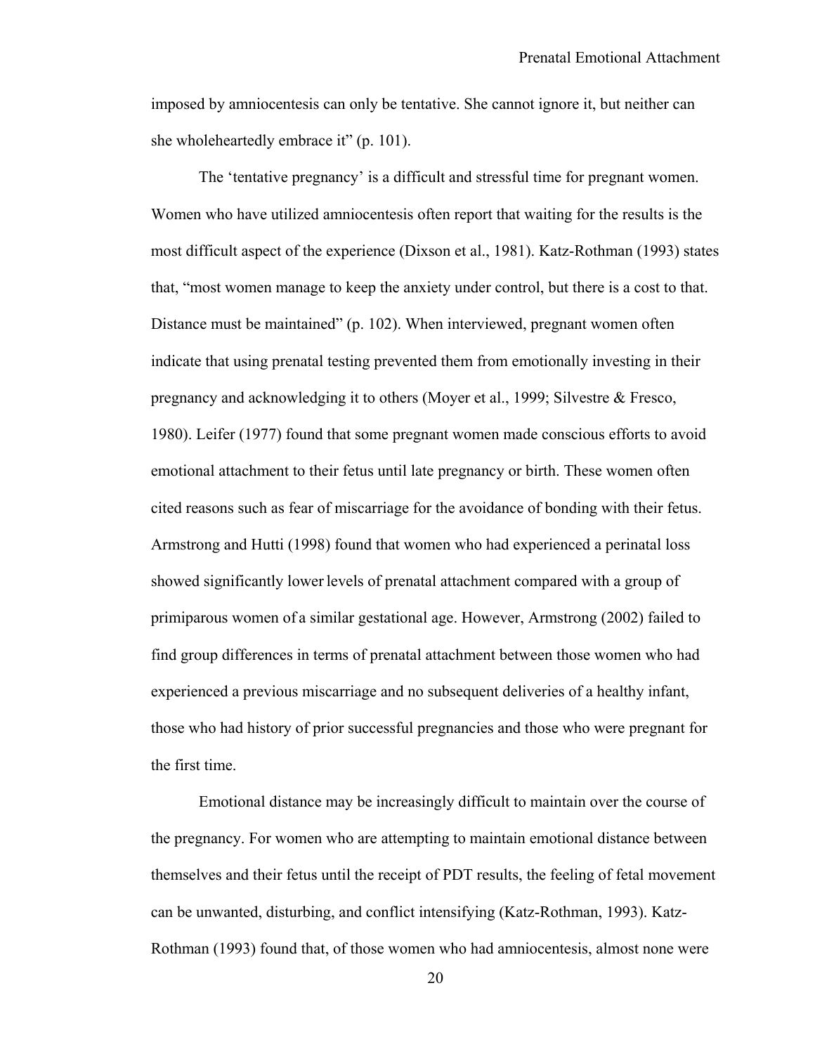imposed by amniocentesis can only be tentative. She cannot ignore it, but neither can she wholeheartedly embrace it" (p. 101).

The 'tentative pregnancy' is a difficult and stressful time for pregnant women. Women who have utilized amniocentesis often report that waiting for the results is the most difficult aspect of the experience (Dixson et al., 1981). Katz-Rothman (1993) states that, "most women manage to keep the anxiety under control, but there is a cost to that. Distance must be maintained" (p. 102). When interviewed, pregnant women often indicate that using prenatal testing prevented them from emotionally investing in their pregnancy and acknowledging it to others (Moyer et al., 1999; Silvestre & Fresco, 1980). Leifer (1977) found that some pregnant women made conscious efforts to avoid emotional attachment to their fetus until late pregnancy or birth. These women often cited reasons such as fear of miscarriage for the avoidance of bonding with their fetus. Armstrong and Hutti (1998) found that women who had experienced a perinatal loss showed significantly lower levels of prenatal attachment compared with a group of primiparous women of a similar gestational age. However, Armstrong (2002) failed to find group differences in terms of prenatal attachment between those women who had experienced a previous miscarriage and no subsequent deliveries of a healthy infant, those who had history of prior successful pregnancies and those who were pregnant for the first time.

Emotional distance may be increasingly difficult to maintain over the course of the pregnancy. For women who are attempting to maintain emotional distance between themselves and their fetus until the receipt of PDT results, the feeling of fetal movement can be unwanted, disturbing, and conflict intensifying (Katz-Rothman, 1993). Katz-Rothman (1993) found that, of those women who had amniocentesis, almost none were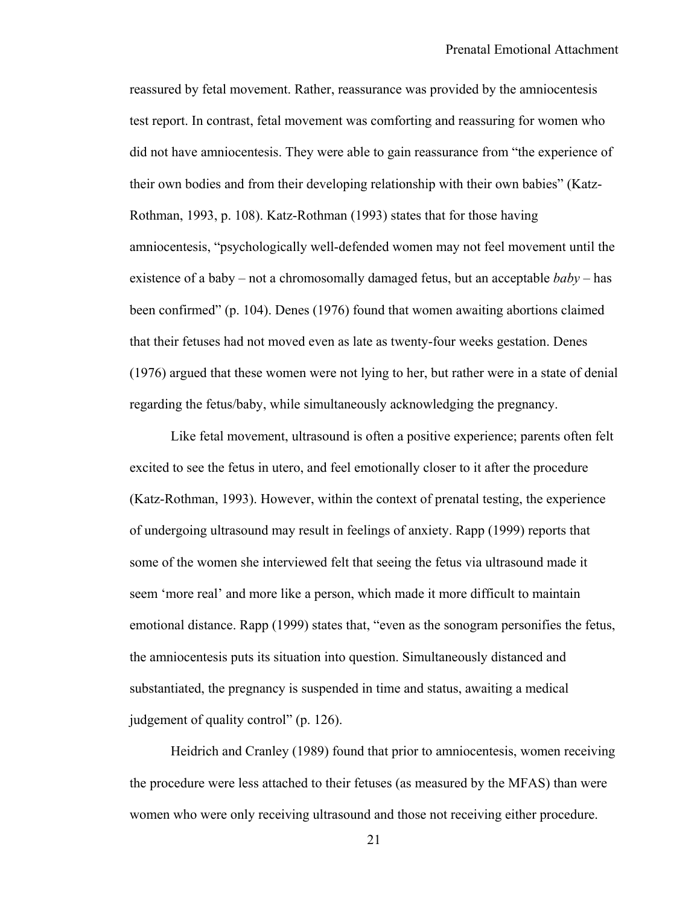reassured by fetal movement. Rather, reassurance was provided by the amniocentesis test report. In contrast, fetal movement was comforting and reassuring for women who did not have amniocentesis. They were able to gain reassurance from "the experience of their own bodies and from their developing relationship with their own babies" (Katz-Rothman, 1993, p. 108). Katz-Rothman (1993) states that for those having amniocentesis, "psychologically well-defended women may not feel movement until the existence of a baby – not a chromosomally damaged fetus, but an acceptable *baby* – has been confirmed" (p. 104). Denes (1976) found that women awaiting abortions claimed that their fetuses had not moved even as late as twenty-four weeks gestation. Denes (1976) argued that these women were not lying to her, but rather were in a state of denial regarding the fetus/baby, while simultaneously acknowledging the pregnancy.

Like fetal movement, ultrasound is often a positive experience; parents often felt excited to see the fetus in utero, and feel emotionally closer to it after the procedure (Katz-Rothman, 1993). However, within the context of prenatal testing, the experience of undergoing ultrasound may result in feelings of anxiety. Rapp (1999) reports that some of the women she interviewed felt that seeing the fetus via ultrasound made it seem 'more real' and more like a person, which made it more difficult to maintain emotional distance. Rapp (1999) states that, "even as the sonogram personifies the fetus, the amniocentesis puts its situation into question. Simultaneously distanced and substantiated, the pregnancy is suspended in time and status, awaiting a medical judgement of quality control" (p. 126).

Heidrich and Cranley (1989) found that prior to amniocentesis, women receiving the procedure were less attached to their fetuses (as measured by the MFAS) than were women who were only receiving ultrasound and those not receiving either procedure.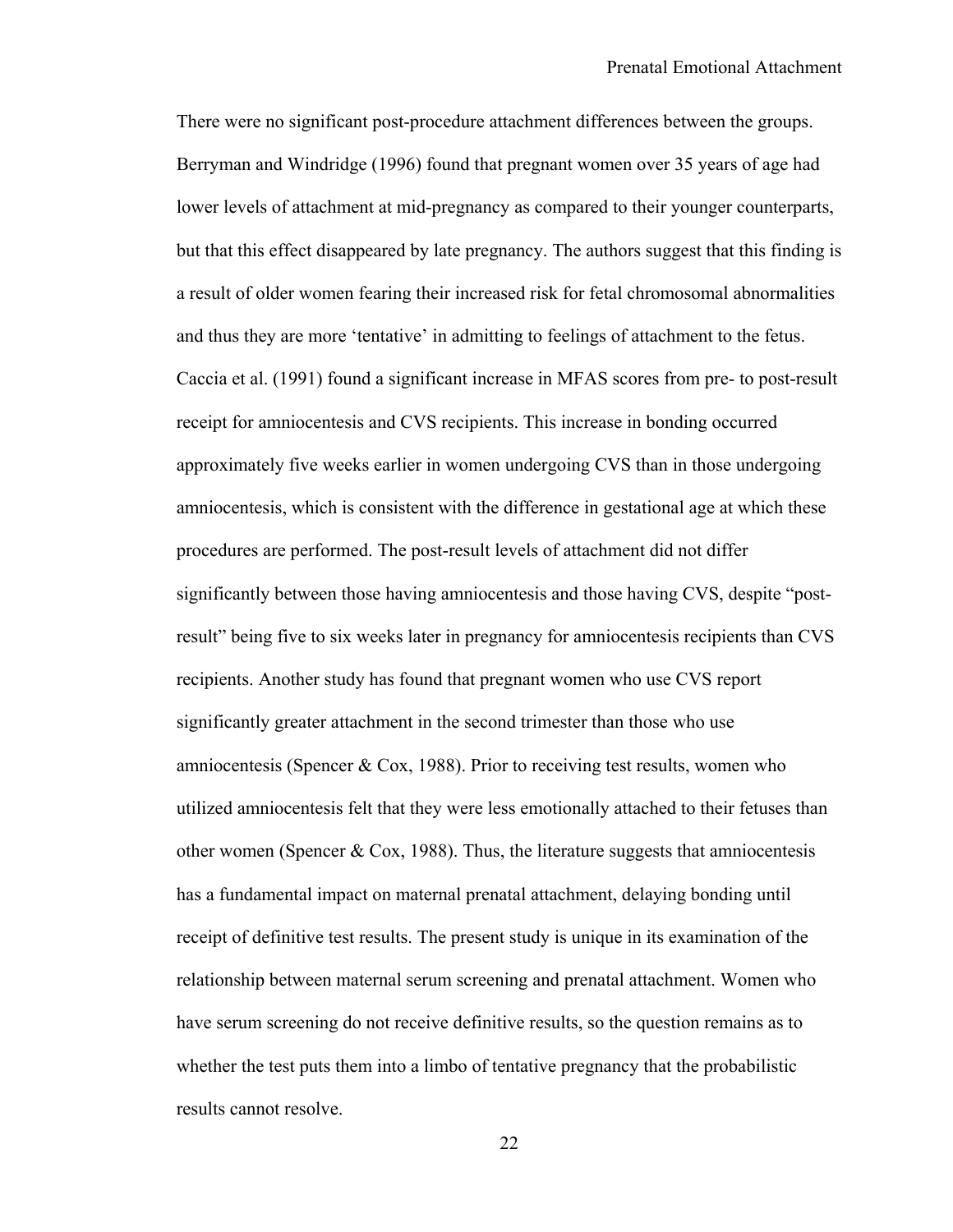There were no significant post-procedure attachment differences between the groups. Berryman and Windridge (1996) found that pregnant women over 35 years of age had lower levels of attachment at mid-pregnancy as compared to their younger counterparts, but that this effect disappeared by late pregnancy. The authors suggest that this finding is a result of older women fearing their increased risk for fetal chromosomal abnormalities and thus they are more 'tentative' in admitting to feelings of attachment to the fetus. Caccia et al. (1991) found a significant increase in MFAS scores from pre- to post-result receipt for amniocentesis and CVS recipients. This increase in bonding occurred approximately five weeks earlier in women undergoing CVS than in those undergoing amniocentesis, which is consistent with the difference in gestational age at which these procedures are performed. The post-result levels of attachment did not differ significantly between those having amniocentesis and those having CVS, despite "post-result" being five to six weeks later in pregnancy for amniocentesis recipients than CVS recipients. Another study has found that pregnant women who use CVS report significantly greater attachment in the second trimester than those who use amniocentesis (Spencer & Cox, 1988). Prior to receiving test results, women who utilized amniocentesis felt that they were less emotionally attached to their fetuses than other women (Spencer & Cox, 1988). Thus, the literature suggests that amniocentesis has a fundamental impact on maternal prenatal attachment, delaying bonding until receipt of definitive test results. The present study is unique in its examination of the relationship between maternal serum screening and prenatal attachment. Women who have serum screening do not receive definitive results, so the question remains as to whether the test puts them into a limbo of tentative pregnancy that the probabilistic results cannot resolve.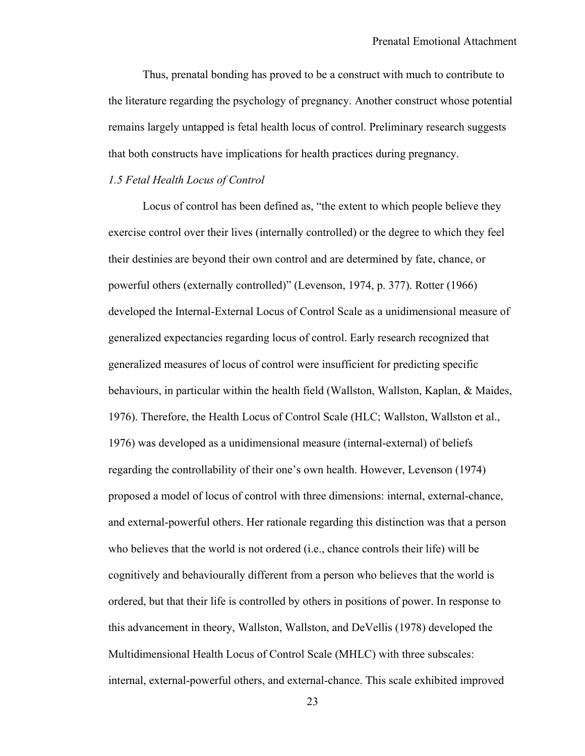Thus, prenatal bonding has proved to be a construct with much to contribute to the literature regarding the psychology of pregnancy. Another construct whose potential remains largely untapped is fetal health locus of control. Preliminary research suggests that both constructs have implications for health practices during pregnancy.

*1.5 Fetal Health Locus of Control*

Locus of control has been defined as, "the extent to which people believe they exercise control over their lives (internally controlled) or the degree to which they feel their destinies are beyond their own control and are determined by fate, chance, or powerful others (externally controlled)" (Levenson, 1974, p. 377). Rotter (1966) developed the Internal-External Locus of Control Scale as a unidimensional measure of generalized expectancies regarding locus of control. Early research recognized that generalized measures of locus of control were insufficient for predicting specific behaviours, in particular within the health field (Wallston, Wallston, Kaplan, & Maides, 1976). Therefore, the Health Locus of Control Scale (HLC; Wallston, Wallston et al., 1976) was developed as a unidimensional measure (internal-external) of beliefs regarding the controllability of their one's own health. However, Levenson (1974) proposed a model of locus of control with three dimensions: internal, external-chance, and external-powerful others. Her rationale regarding this distinction was that a person who believes that the world is not ordered (i.e., chance controls their life) will be cognitively and behaviourally different from a person who believes that the world is ordered, but that their life is controlled by others in positions of power. In response to this advancement in theory, Wallston, Wallston, and DeVellis (1978) developed the Multidimensional Health Locus of Control Scale (MHLC) with three subscales: internal, external-powerful others, and external-chance. This scale exhibited improved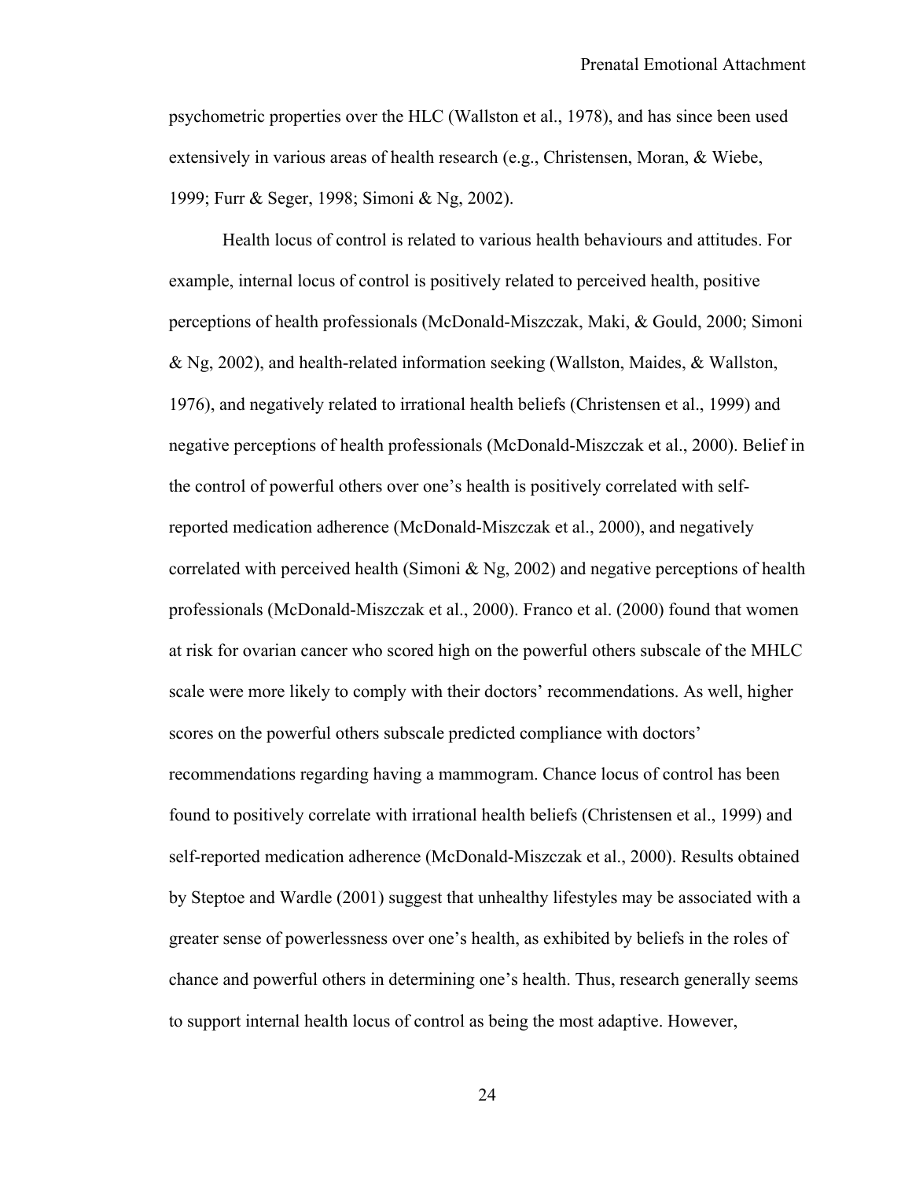psychometric properties over the HLC (Wallston et al., 1978), and has since been used extensively in various areas of health research (e.g., Christensen, Moran, & Wiebe, 1999; Furr & Seger, 1998; Simoni & Ng, 2002).

Health locus of control is related to various health behaviours and attitudes. For example, internal locus of control is positively related to perceived health, positive perceptions of health professionals (McDonald-Miszczak, Maki, & Gould, 2000; Simoni & Ng, 2002), and health-related information seeking (Wallston, Maides, & Wallston, 1976), and negatively related to irrational health beliefs (Christensen et al., 1999) and negative perceptions of health professionals (McDonald-Miszczak et al., 2000). Belief in the control of powerful others over one's health is positively correlated with self-reported medication adherence (McDonald-Miszczak et al., 2000), and negatively correlated with perceived health (Simoni & Ng, 2002) and negative perceptions of health professionals (McDonald-Miszczak et al., 2000). Franco et al. (2000) found that women at risk for ovarian cancer who scored high on the powerful others subscale of the MHLC scale were more likely to comply with their doctors' recommendations. As well, higher scores on the powerful others subscale predicted compliance with doctors' recommendations regarding having a mammogram. Chance locus of control has been found to positively correlate with irrational health beliefs (Christensen et al., 1999) and self-reported medication adherence (McDonald-Miszczak et al., 2000). Results obtained by Steptoe and Wardle (2001) suggest that unhealthy lifestyles may be associated with a greater sense of powerlessness over one's health, as exhibited by beliefs in the roles of chance and powerful others in determining one's health. Thus, research generally seems to support internal health locus of control as being the most adaptive. However,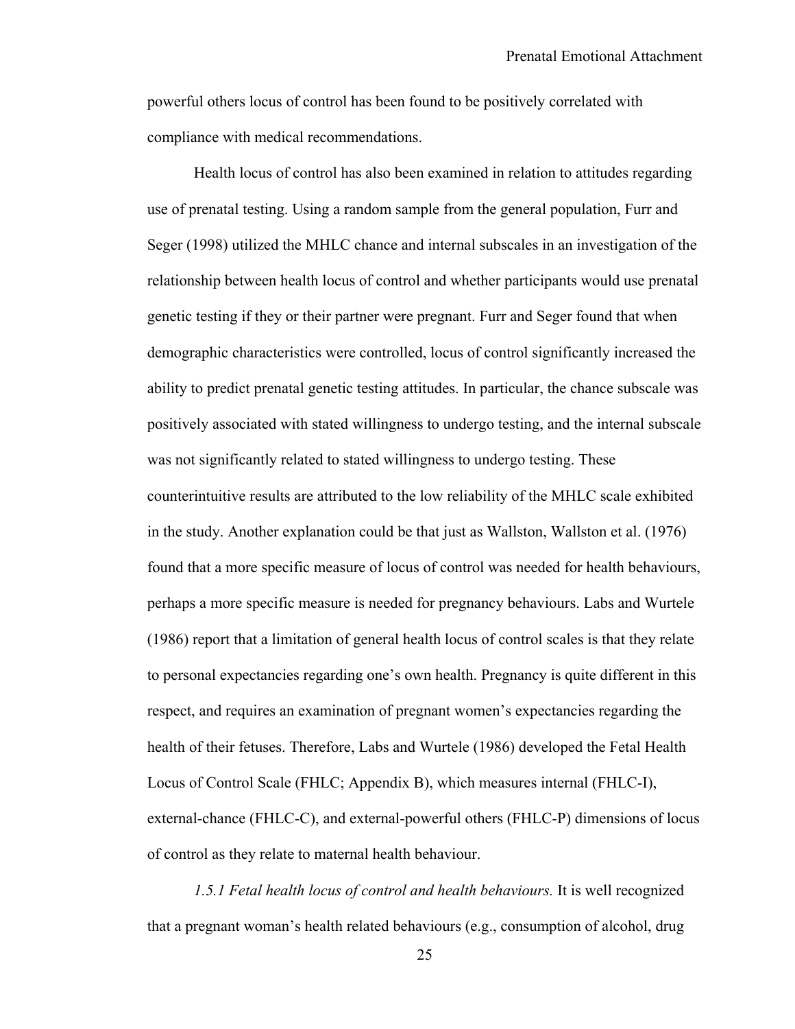powerful others locus of control has been found to be positively correlated with compliance with medical recommendations.

Health locus of control has also been examined in relation to attitudes regarding use of prenatal testing. Using a random sample from the general population, Furr and Seger (1998) utilized the MHLC chance and internal subscales in an investigation of the relationship between health locus of control and whether participants would use prenatal genetic testing if they or their partner were pregnant. Furr and Seger found that when demographic characteristics were controlled, locus of control significantly increased the ability to predict prenatal genetic testing attitudes. In particular, the chance subscale was positively associated with stated willingness to undergo testing, and the internal subscale was not significantly related to stated willingness to undergo testing. These counterintuitive results are attributed to the low reliability of the MHLC scale exhibited in the study. Another explanation could be that just as Wallston, Wallston et al. (1976) found that a more specific measure of locus of control was needed for health behaviours, perhaps a more specific measure is needed for pregnancy behaviours. Labs and Wurtele (1986) report that a limitation of general health locus of control scales is that they relate to personal expectancies regarding one's own health. Pregnancy is quite different in this respect, and requires an examination of pregnant women's expectancies regarding the health of their fetuses. Therefore, Labs and Wurtele (1986) developed the Fetal Health Locus of Control Scale (FHLC; Appendix B), which measures internal (FHLC-I), external-chance (FHLC-C), and external-powerful others (FHLC-P) dimensions of locus of control as they relate to maternal health behaviour.

*1.5.1 Fetal health locus of control and health behaviours.* It is well recognized that a pregnant woman's health related behaviours (e.g., consumption of alcohol, drug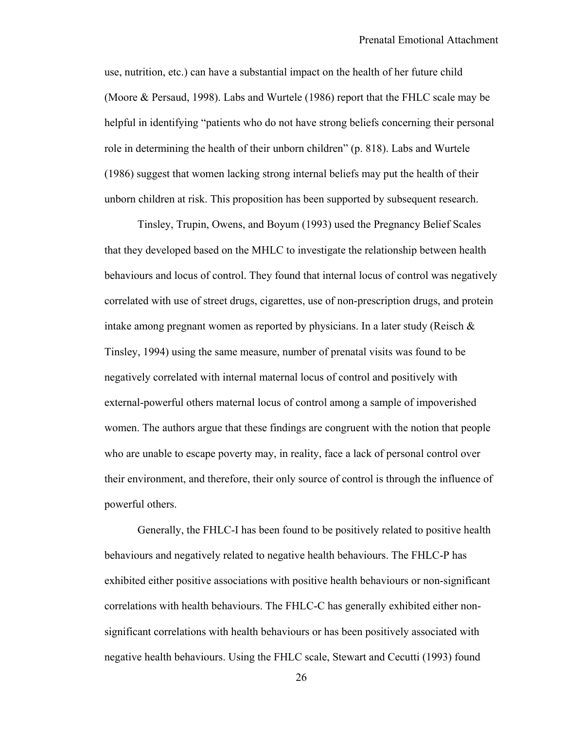use, nutrition, etc.) can have a substantial impact on the health of her future child (Moore & Persaud, 1998). Labs and Wurtele (1986) report that the FHLC scale may be helpful in identifying "patients who do not have strong beliefs concerning their personal role in determining the health of their unborn children" (p. 818). Labs and Wurtele (1986) suggest that women lacking strong internal beliefs may put the health of their unborn children at risk. This proposition has been supported by subsequent research.

Tinsley, Trupin, Owens, and Boyum (1993) used the Pregnancy Belief Scales that they developed based on the MHLC to investigate the relationship between health behaviours and locus of control. They found that internal locus of control was negatively correlated with use of street drugs, cigarettes, use of non-prescription drugs, and protein intake among pregnant women as reported by physicians. In a later study (Reisch & Tinsley, 1994) using the same measure, number of prenatal visits was found to be negatively correlated with internal maternal locus of control and positively with external-powerful others maternal locus of control among a sample of impoverished women. The authors argue that these findings are congruent with the notion that people who are unable to escape poverty may, in reality, face a lack of personal control over their environment, and therefore, their only source of control is through the influence of powerful others.

Generally, the FHLC-I has been found to be positively related to positive health behaviours and negatively related to negative health behaviours. The FHLC-P has exhibited either positive associations with positive health behaviours or non-significant correlations with health behaviours. The FHLC-C has generally exhibited either non-significant correlations with health behaviours or has been positively associated with negative health behaviours. Using the FHLC scale, Stewart and Cecutti (1993) found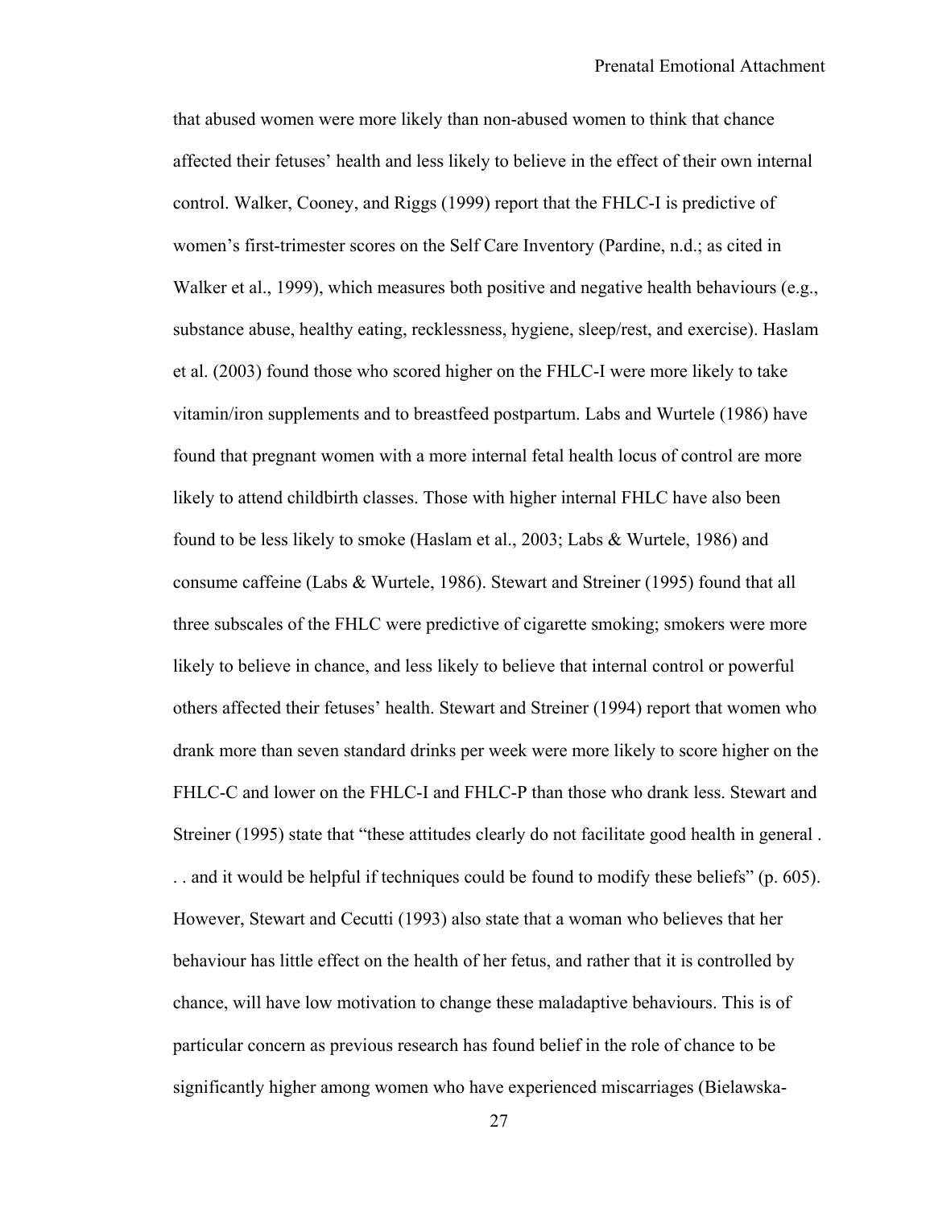that abused women were more likely than non-abused women to think that chance affected their fetuses' health and less likely to believe in the effect of their own internal control. Walker, Cooney, and Riggs (1999) report that the FHLC-I is predictive of women's first-trimester scores on the Self Care Inventory (Pardine, n.d.; as cited in Walker et al., 1999), which measures both positive and negative health behaviours (e.g., substance abuse, healthy eating, recklessness, hygiene, sleep/rest, and exercise). Haslam et al. (2003) found those who scored higher on the FHLC-I were more likely to take vitamin/iron supplements and to breastfeed postpartum. Labs and Wurtele (1986) have found that pregnant women with a more internal fetal health locus of control are more likely to attend childbirth classes. Those with higher internal FHLC have also been found to be less likely to smoke (Haslam et al., 2003; Labs & Wurtele, 1986) and consume caffeine (Labs & Wurtele, 1986). Stewart and Streiner (1995) found that all three subscales of the FHLC were predictive of cigarette smoking; smokers were more likely to believe in chance, and less likely to believe that internal control or powerful others affected their fetuses' health. Stewart and Streiner (1994) report that women who drank more than seven standard drinks per week were more likely to score higher on the FHLC-C and lower on the FHLC-I and FHLC-P than those who drank less. Stewart and Streiner (1995) state that "these attitudes clearly do not facilitate good health in general . . . and it would be helpful if techniques could be found to modify these beliefs" (p. 605). However, Stewart and Cecutti (1993) also state that a woman who believes that her behaviour has little effect on the health of her fetus, and rather that it is controlled by chance, will have low motivation to change these maladaptive behaviours. This is of particular concern as previous research has found belief in the role of chance to be significantly higher among women who have experienced miscarriages (Bielawska-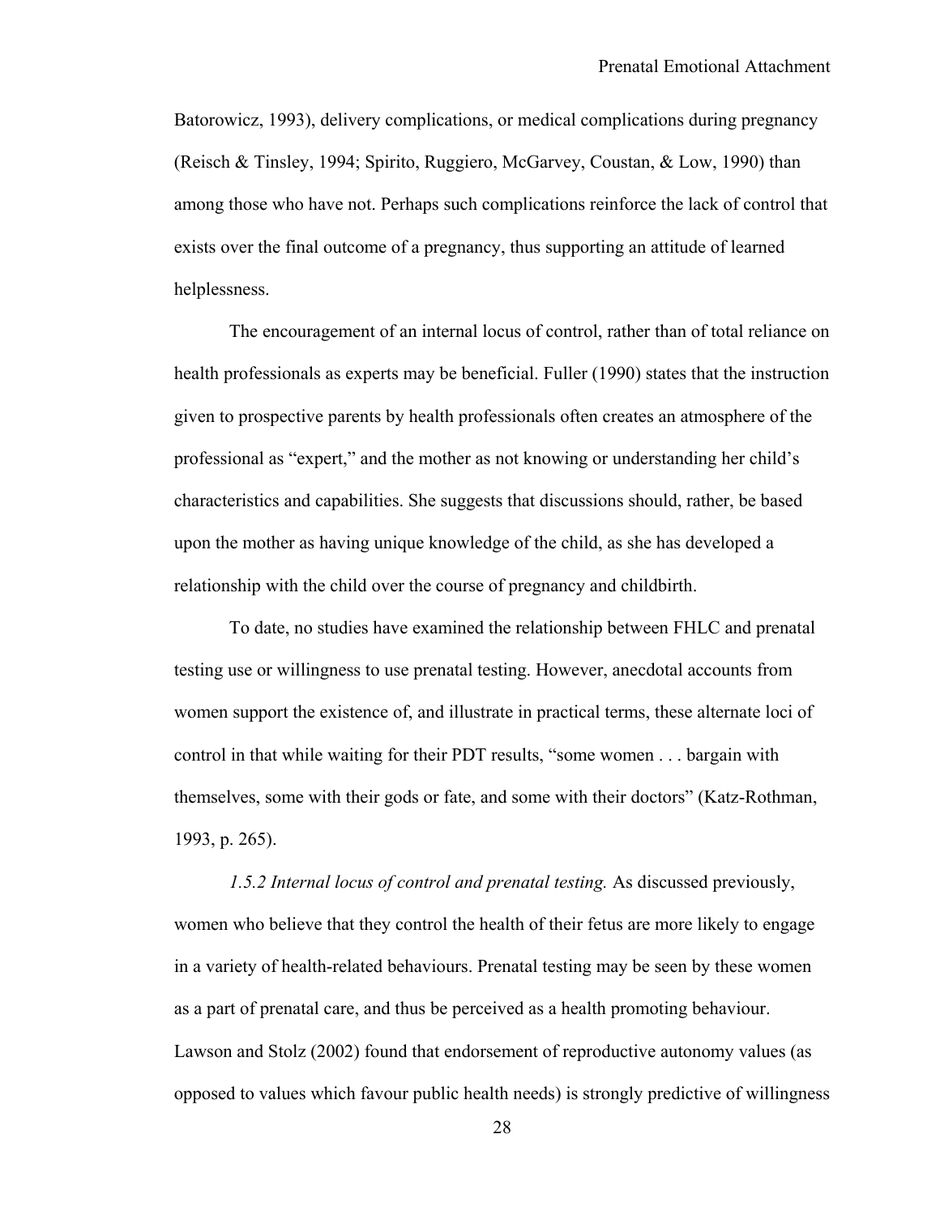Batorowicz, 1993), delivery complications, or medical complications during pregnancy (Reisch & Tinsley, 1994; Spirito, Ruggiero, McGarvey, Coustan, & Low, 1990) than among those who have not. Perhaps such complications reinforce the lack of control that exists over the final outcome of a pregnancy, thus supporting an attitude of learned helplessness.

The encouragement of an internal locus of control, rather than of total reliance on health professionals as experts may be beneficial. Fuller (1990) states that the instruction given to prospective parents by health professionals often creates an atmosphere of the professional as "expert," and the mother as not knowing or understanding her child's characteristics and capabilities. She suggests that discussions should, rather, be based upon the mother as having unique knowledge of the child, as she has developed a relationship with the child over the course of pregnancy and childbirth.

To date, no studies have examined the relationship between FHLC and prenatal testing use or willingness to use prenatal testing. However, anecdotal accounts from women support the existence of, and illustrate in practical terms, these alternate loci of control in that while waiting for their PDT results, "some women . . . bargain with themselves, some with their gods or fate, and some with their doctors" (Katz-Rothman, 1993, p. 265).

*1.5.2 Internal locus of control and prenatal testing.* As discussed previously, women who believe that they control the health of their fetus are more likely to engage in a variety of health-related behaviours. Prenatal testing may be seen by these women as a part of prenatal care, and thus be perceived as a health promoting behaviour. Lawson and Stolz (2002) found that endorsement of reproductive autonomy values (as opposed to values which favour public health needs) is strongly predictive of willingness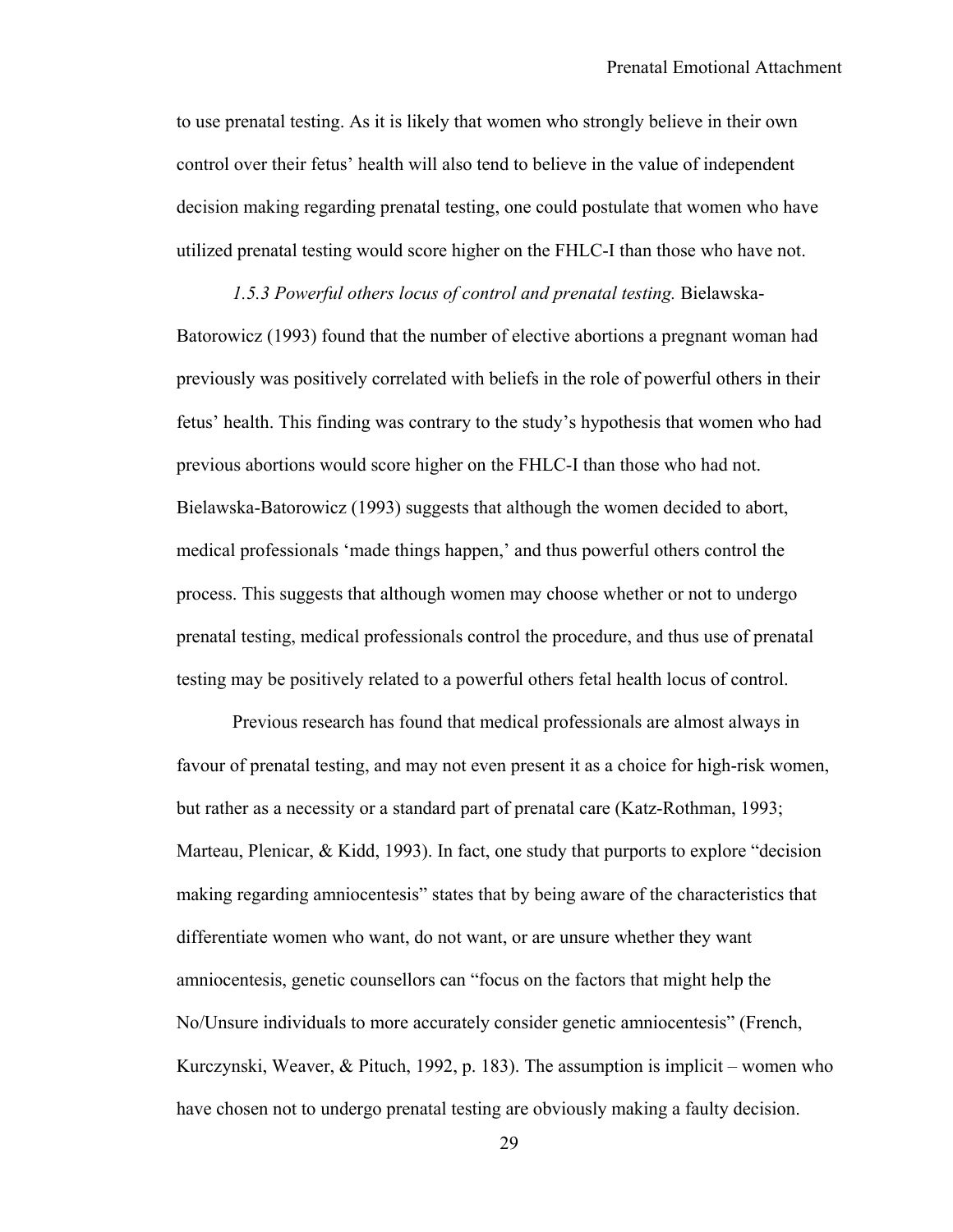to use prenatal testing. As it is likely that women who strongly believe in their own control over their fetus' health will also tend to believe in the value of independent decision making regarding prenatal testing, one could postulate that women who have utilized prenatal testing would score higher on the FHLC-I than those who have not.

*1.5.3 Powerful others locus of control and prenatal testing.* Bielawska-Batorowicz (1993) found that the number of elective abortions a pregnant woman had previously was positively correlated with beliefs in the role of powerful others in their fetus' health. This finding was contrary to the study's hypothesis that women who had previous abortions would score higher on the FHLC-I than those who had not. Bielawska-Batorowicz (1993) suggests that although the women decided to abort, medical professionals 'made things happen,' and thus powerful others control the process. This suggests that although women may choose whether or not to undergo prenatal testing, medical professionals control the procedure, and thus use of prenatal testing may be positively related to a powerful others fetal health locus of control.

Previous research has found that medical professionals are almost always in favour of prenatal testing, and may not even present it as a choice for high-risk women, but rather as a necessity or a standard part of prenatal care (Katz-Rothman, 1993; Marteau, Plenicar, & Kidd, 1993). In fact, one study that purports to explore "decision making regarding amniocentesis" states that by being aware of the characteristics that differentiate women who want, do not want, or are unsure whether they want amniocentesis, genetic counsellors can "focus on the factors that might help the No/Unsure individuals to more accurately consider genetic amniocentesis" (French, Kurczynski, Weaver, & Pituch, 1992, p. 183). The assumption is implicit – women who have chosen not to undergo prenatal testing are obviously making a faulty decision.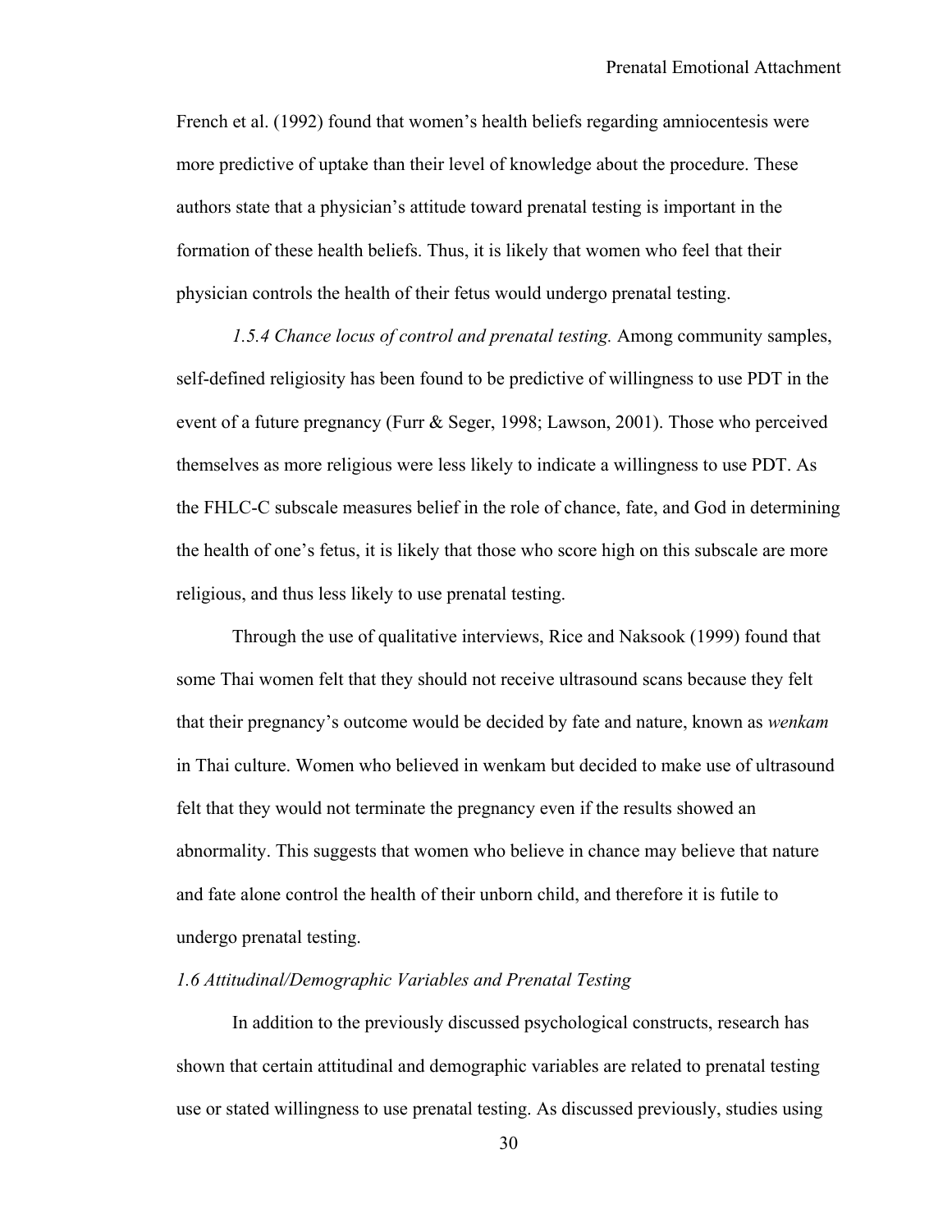French et al. (1992) found that women's health beliefs regarding amniocentesis were more predictive of uptake than their level of knowledge about the procedure. These authors state that a physician's attitude toward prenatal testing is important in the formation of these health beliefs. Thus, it is likely that women who feel that their physician controls the health of their fetus would undergo prenatal testing.

*1.5.4 Chance locus of control and prenatal testing.* Among community samples, self-defined religiosity has been found to be predictive of willingness to use PDT in the event of a future pregnancy (Furr & Seger, 1998; Lawson, 2001). Those who perceived themselves as more religious were less likely to indicate a willingness to use PDT. As the FHLC-C subscale measures belief in the role of chance, fate, and God in determining the health of one's fetus, it is likely that those who score high on this subscale are more religious, and thus less likely to use prenatal testing.

Through the use of qualitative interviews, Rice and Naksook (1999) found that some Thai women felt that they should not receive ultrasound scans because they felt that their pregnancy's outcome would be decided by fate and nature, known as *wenkam* in Thai culture. Women who believed in wenkam but decided to make use of ultrasound felt that they would not terminate the pregnancy even if the results showed an abnormality. This suggests that women who believe in chance may believe that nature and fate alone control the health of their unborn child, and therefore it is futile to undergo prenatal testing.

### *1.6 Attitudinal/Demographic Variables and Prenatal Testing*

In addition to the previously discussed psychological constructs, research has shown that certain attitudinal and demographic variables are related to prenatal testing use or stated willingness to use prenatal testing. As discussed previously, studies using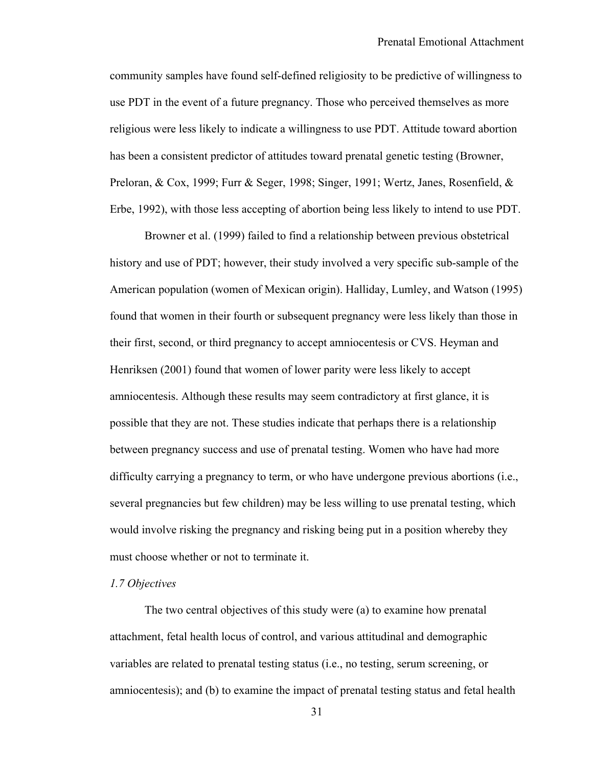community samples have found self-defined religiosity to be predictive of willingness to use PDT in the event of a future pregnancy. Those who perceived themselves as more religious were less likely to indicate a willingness to use PDT. Attitude toward abortion has been a consistent predictor of attitudes toward prenatal genetic testing (Browner, Preloran, & Cox, 1999; Furr & Seger, 1998; Singer, 1991; Wertz, Janes, Rosenfield, & Erbe, 1992), with those less accepting of abortion being less likely to intend to use PDT.

Browner et al. (1999) failed to find a relationship between previous obstetrical history and use of PDT; however, their study involved a very specific sub-sample of the American population (women of Mexican origin). Halliday, Lumley, and Watson (1995) found that women in their fourth or subsequent pregnancy were less likely than those in their first, second, or third pregnancy to accept amniocentesis or CVS. Heyman and Henriksen (2001) found that women of lower parity were less likely to accept amniocentesis. Although these results may seem contradictory at first glance, it is possible that they are not. These studies indicate that perhaps there is a relationship between pregnancy success and use of prenatal testing. Women who have had more difficulty carrying a pregnancy to term, or who have undergone previous abortions (i.e., several pregnancies but few children) may be less willing to use prenatal testing, which would involve risking the pregnancy and risking being put in a position whereby they must choose whether or not to terminate it.

### *1.7 Objectives*

The two central objectives of this study were (a) to examine how prenatal attachment, fetal health locus of control, and various attitudinal and demographic variables are related to prenatal testing status (i.e., no testing, serum screening, or amniocentesis); and (b) to examine the impact of prenatal testing status and fetal health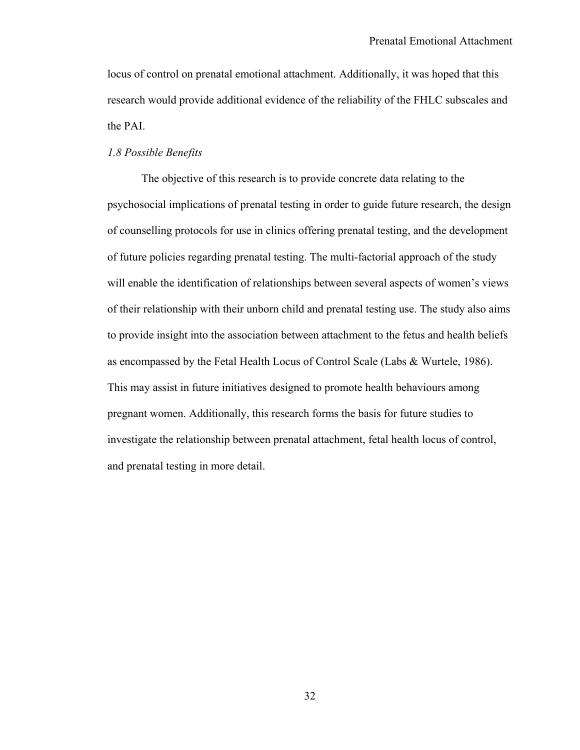locus of control on prenatal emotional attachment. Additionally, it was hoped that this research would provide additional evidence of the reliability of the FHLC subscales and the PAI.

### *1.8 Possible Benefits*

The objective of this research is to provide concrete data relating to the psychosocial implications of prenatal testing in order to guide future research, the design of counselling protocols for use in clinics offering prenatal testing, and the development of future policies regarding prenatal testing. The multi-factorial approach of the study will enable the identification of relationships between several aspects of women's views of their relationship with their unborn child and prenatal testing use. The study also aims to provide insight into the association between attachment to the fetus and health beliefs as encompassed by the Fetal Health Locus of Control Scale (Labs & Wurtele, 1986). This may assist in future initiatives designed to promote health behaviours among pregnant women. Additionally, this research forms the basis for future studies to investigate the relationship between prenatal attachment, fetal health locus of control, and prenatal testing in more detail.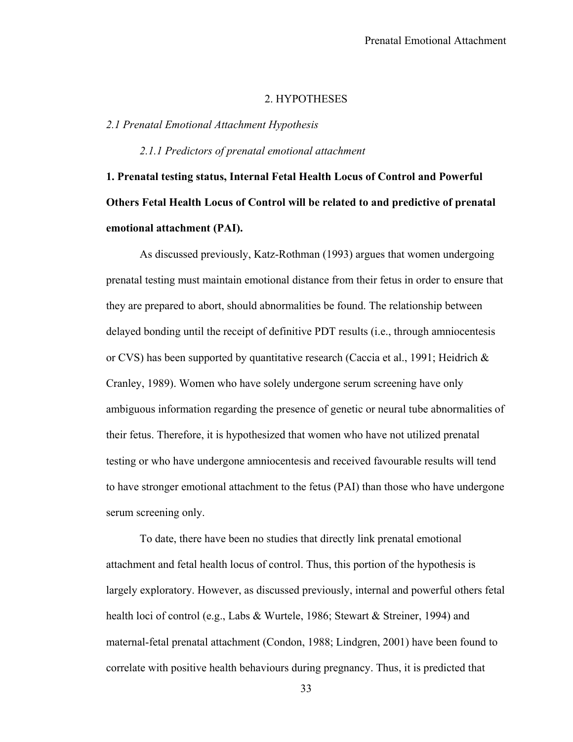## 2. HYPOTHESES

### *2.1 Prenatal Emotional Attachment Hypothesis*

#### *2.1.1 Predictors of prenatal emotional attachment*

**1. Prenatal testing status, Internal Fetal Health Locus of Control and Powerful Others Fetal Health Locus of Control will be related to and predictive of prenatal emotional attachment (PAI).**

As discussed previously, Katz-Rothman (1993) argues that women undergoing prenatal testing must maintain emotional distance from their fetus in order to ensure that they are prepared to abort, should abnormalities be found. The relationship between delayed bonding until the receipt of definitive PDT results (i.e., through amniocentesis or CVS) has been supported by quantitative research (Caccia et al., 1991; Heidrich & Cranley, 1989). Women who have solely undergone serum screening have only ambiguous information regarding the presence of genetic or neural tube abnormalities of their fetus. Therefore, it is hypothesized that women who have not utilized prenatal testing or who have undergone amniocentesis and received favourable results will tend to have stronger emotional attachment to the fetus (PAI) than those who have undergone serum screening only.

To date, there have been no studies that directly link prenatal emotional attachment and fetal health locus of control. Thus, this portion of the hypothesis is largely exploratory. However, as discussed previously, internal and powerful others fetal health loci of control (e.g., Labs & Wurtele, 1986; Stewart & Streiner, 1994) and maternal-fetal prenatal attachment (Condon, 1988; Lindgren, 2001) have been found to correlate with positive health behaviours during pregnancy. Thus, it is predicted that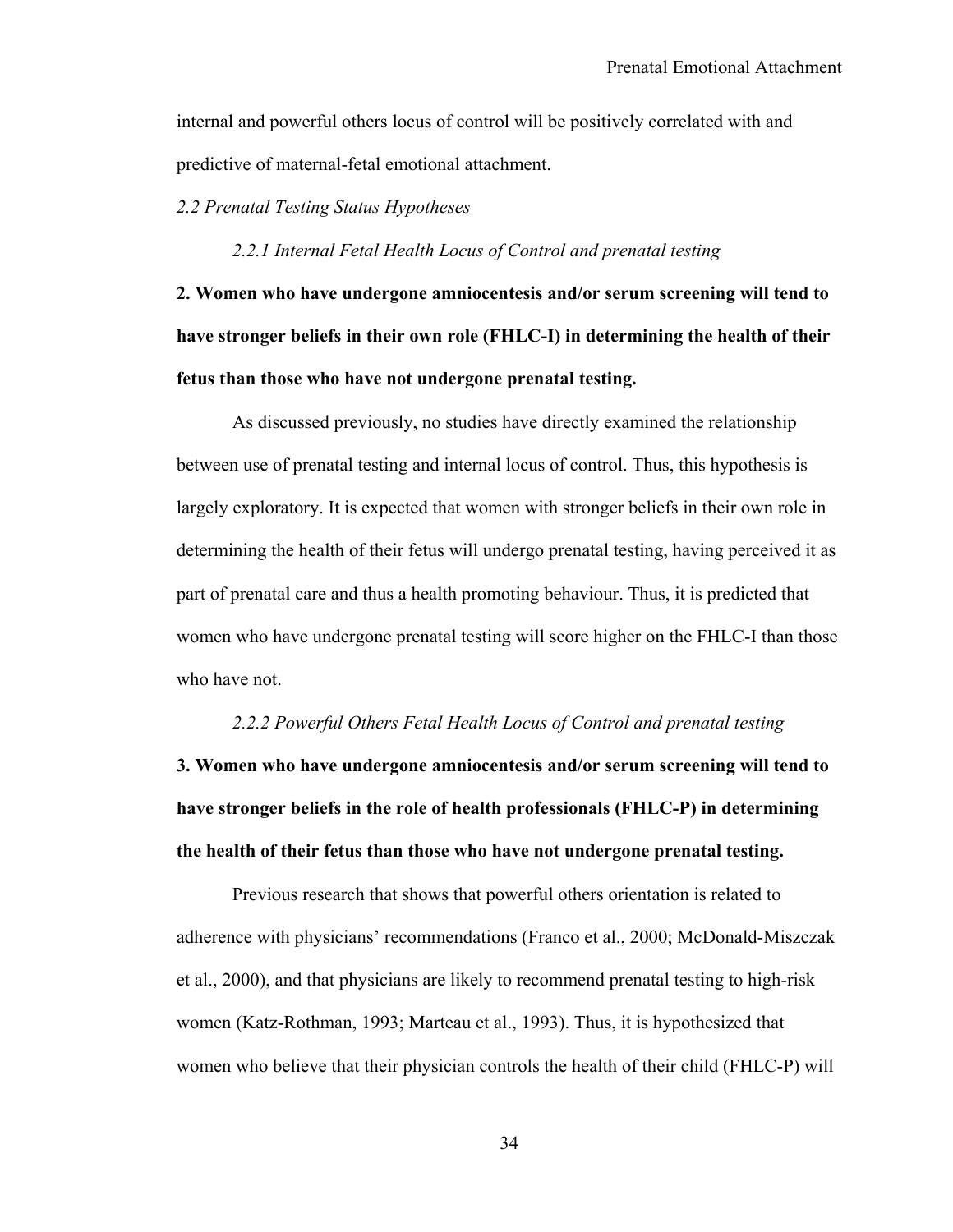internal and powerful others locus of control will be positively correlated with and predictive of maternal-fetal emotional attachment.

### *2.2 Prenatal Testing Status Hypotheses*

#### *2.2.1 Internal Fetal Health Locus of Control and prenatal testing*

**2. Women who have undergone amniocentesis and/or serum screening will tend to have stronger beliefs in their own role (FHLC-I) in determining the health of their fetus than those who have not undergone prenatal testing.**

As discussed previously, no studies have directly examined the relationship between use of prenatal testing and internal locus of control. Thus, this hypothesis is largely exploratory. It is expected that women with stronger beliefs in their own role in determining the health of their fetus will undergo prenatal testing, having perceived it as part of prenatal care and thus a health promoting behaviour. Thus, it is predicted that women who have undergone prenatal testing will score higher on the FHLC-I than those who have not.

#### *2.2.2 Powerful Others Fetal Health Locus of Control and prenatal testing*

**3. Women who have undergone amniocentesis and/or serum screening will tend to have stronger beliefs in the role of health professionals (FHLC-P) in determining the health of their fetus than those who have not undergone prenatal testing.**

Previous research that shows that powerful others orientation is related to adherence with physicians' recommendations (Franco et al., 2000; McDonald-Miszczak et al., 2000), and that physicians are likely to recommend prenatal testing to high-risk women (Katz-Rothman, 1993; Marteau et al., 1993). Thus, it is hypothesized that women who believe that their physician controls the health of their child (FHLC-P) will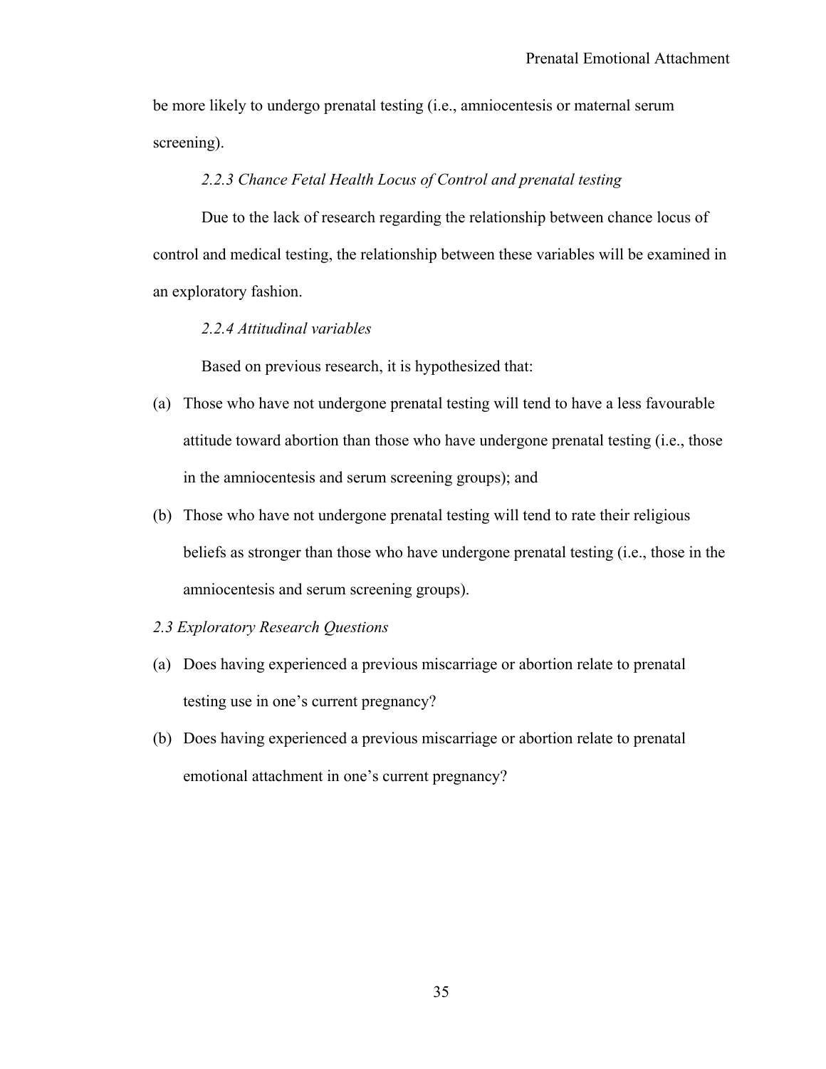be more likely to undergo prenatal testing (i.e., amniocentesis or maternal serum screening).

#### *2.2.3 Chance Fetal Health Locus of Control and prenatal testing*

Due to the lack of research regarding the relationship between chance locus of control and medical testing, the relationship between these variables will be examined in an exploratory fashion.

#### *2.2.4 Attitudinal variables*

Based on previous research, it is hypothesized that:

(a) Those who have not undergone prenatal testing will tend to have a less favourable attitude toward abortion than those who have undergone prenatal testing (i.e., those in the amniocentesis and serum screening groups); and

(b) Those who have not undergone prenatal testing will tend to rate their religious beliefs as stronger than those who have undergone prenatal testing (i.e., those in the amniocentesis and serum screening groups).

### *2.3 Exploratory Research Questions*

(a) Does having experienced a previous miscarriage or abortion relate to prenatal testing use in one's current pregnancy?

(b) Does having experienced a previous miscarriage or abortion relate to prenatal emotional attachment in one's current pregnancy?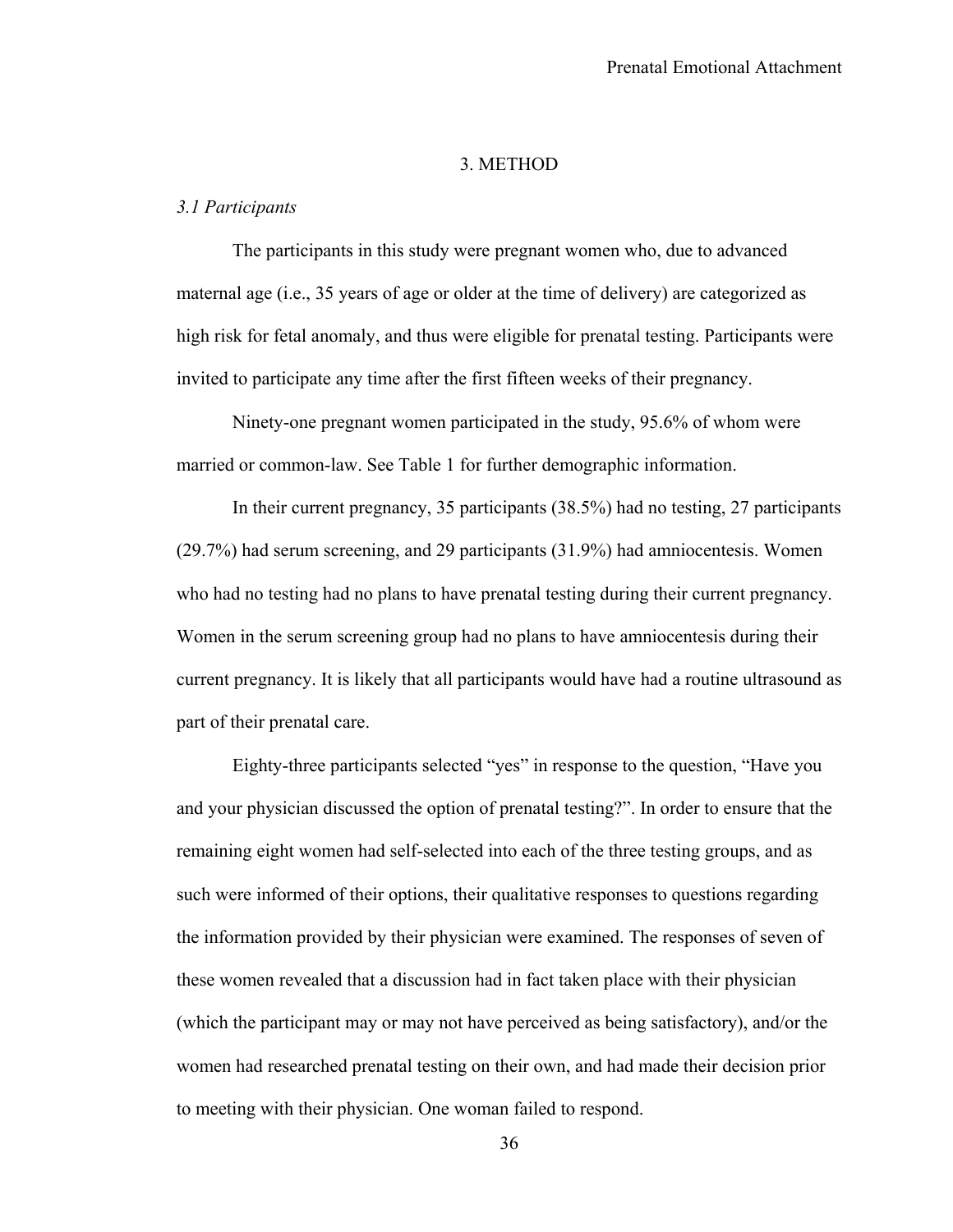## 3. METHOD

### *3.1 Participants*

The participants in this study were pregnant women who, due to advanced maternal age (i.e., 35 years of age or older at the time of delivery) are categorized as high risk for fetal anomaly, and thus were eligible for prenatal testing. Participants were invited to participate any time after the first fifteen weeks of their pregnancy.

Ninety-one pregnant women participated in the study, 95.6% of whom were married or common-law. See Table 1 for further demographic information.

In their current pregnancy, 35 participants (38.5%) had no testing, 27 participants (29.7%) had serum screening, and 29 participants (31.9%) had amniocentesis. Women who had no testing had no plans to have prenatal testing during their current pregnancy. Women in the serum screening group had no plans to have amniocentesis during their current pregnancy. It is likely that all participants would have had a routine ultrasound as part of their prenatal care.

Eighty-three participants selected "yes" in response to the question, "Have you and your physician discussed the option of prenatal testing?". In order to ensure that the remaining eight women had self-selected into each of the three testing groups, and as such were informed of their options, their qualitative responses to questions regarding the information provided by their physician were examined. The responses of seven of these women revealed that a discussion had in fact taken place with their physician (which the participant may or may not have perceived as being satisfactory), and/or the women had researched prenatal testing on their own, and had made their decision prior to meeting with their physician. One woman failed to respond.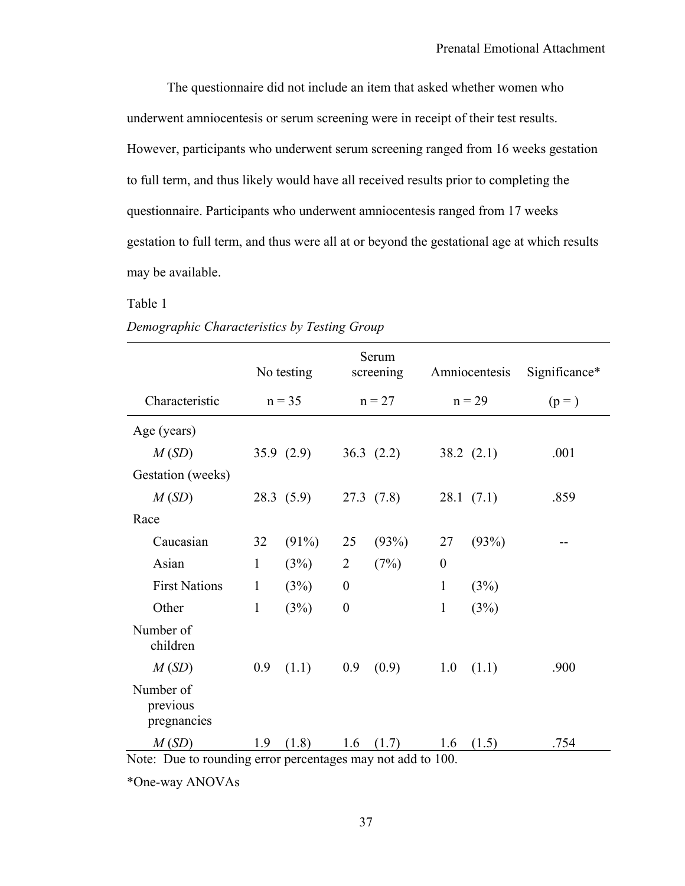The questionnaire did not include an item that asked whether women who underwent amniocentesis or serum screening were in receipt of their test results. However, participants who underwent serum screening ranged from 16 weeks gestation to full term, and thus likely would have all received results prior to completing the questionnaire. Participants who underwent amniocentesis ranged from 17 weeks gestation to full term, and thus were all at or beyond the gestational age at which results may be available.

Table 1

*Demographic Characteristics by Testing Group*

| Characteristic | No testing n = 35 | | Serum screening n = 27 | | Amniocentesis n = 29 | | Significance* (p = ) |
|---|---|---|---|---|---|---|---|
| Age (years) | | | | | | | |
| *M* (*SD*) | 35.9 | (2.9) | 36.3 | (2.2) | 38.2 | (2.1) | .001 |
| Gestation (weeks) | | | | | | | |
| *M* (*SD*) | 28.3 | (5.9) | 27.3 | (7.8) | 28.1 | (7.1) | .859 |
| Race | | | | | | | |
| Caucasian | 32 | (91%) | 25 | (93%) | 27 | (93%) | -- |
| Asian | 1 | (3%) | 2 | (7%) | 0 | | |
| First Nations | 1 | (3%) | 0 | | 1 | (3%) | |
| Other | 1 | (3%) | 0 | | 1 | (3%) | |
| Number of children | | | | | | | |
| *M* (*SD*) | 0.9 | (1.1) | 0.9 | (0.9) | 1.0 | (1.1) | .900 |
| Number of previous pregnancies | | | | | | | |
| *M* (*SD*) | 1.9 | (1.8) | 1.6 | (1.7) | 1.6 | (1.5) | .754 |

Note: Due to rounding error percentages may not add to 100.

*One-way ANOVAs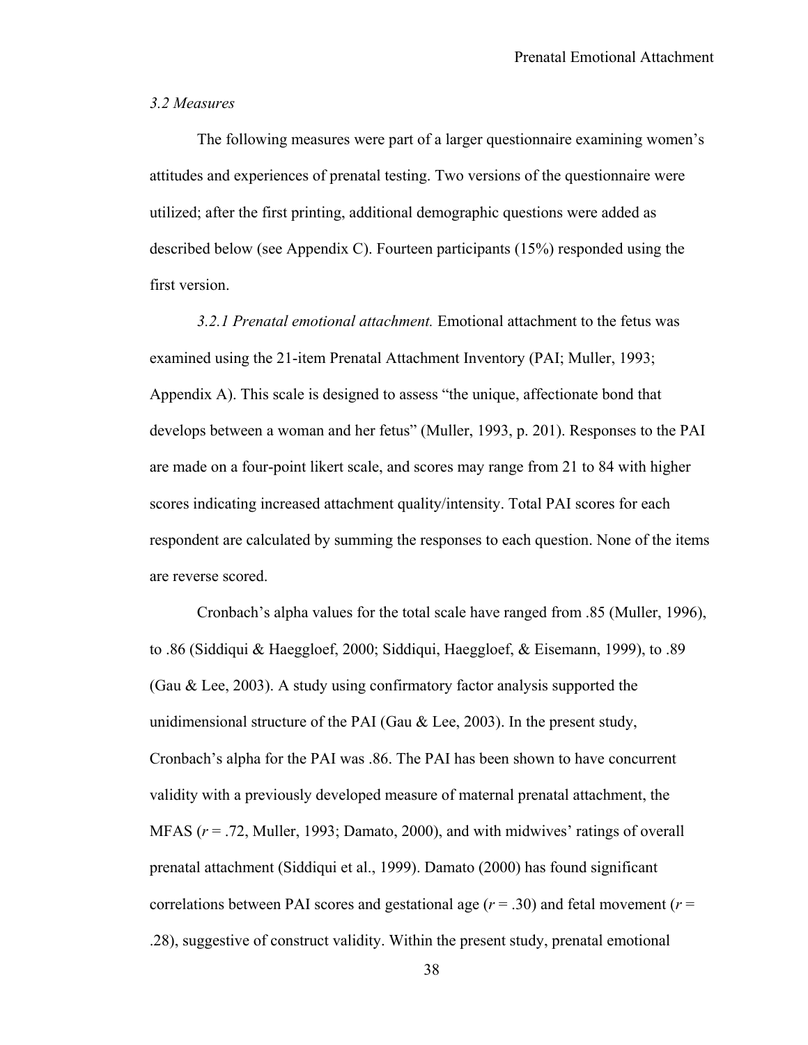*3.2 Measures*

The following measures were part of a larger questionnaire examining women's attitudes and experiences of prenatal testing. Two versions of the questionnaire were utilized; after the first printing, additional demographic questions were added as described below (see Appendix C). Fourteen participants (15%) responded using the first version.

*3.2.1 Prenatal emotional attachment.* Emotional attachment to the fetus was examined using the 21-item Prenatal Attachment Inventory (PAI; Muller, 1993; Appendix A). This scale is designed to assess "the unique, affectionate bond that develops between a woman and her fetus" (Muller, 1993, p. 201). Responses to the PAI are made on a four-point likert scale, and scores may range from 21 to 84 with higher scores indicating increased attachment quality/intensity. Total PAI scores for each respondent are calculated by summing the responses to each question. None of the items are reverse scored.

Cronbach's alpha values for the total scale have ranged from .85 (Muller, 1996), to .86 (Siddiqui & Haeggloef, 2000; Siddiqui, Haeggloef, & Eisemann, 1999), to .89 (Gau & Lee, 2003). A study using confirmatory factor analysis supported the unidimensional structure of the PAI (Gau & Lee, 2003). In the present study, Cronbach's alpha for the PAI was .86. The PAI has been shown to have concurrent validity with a previously developed measure of maternal prenatal attachment, the MFAS ($r$ = .72, Muller, 1993; Damato, 2000), and with midwives' ratings of overall prenatal attachment (Siddiqui et al., 1999). Damato (2000) has found significant correlations between PAI scores and gestational age ($r$ = .30) and fetal movement ($r$ = .28), suggestive of construct validity. Within the present study, prenatal emotional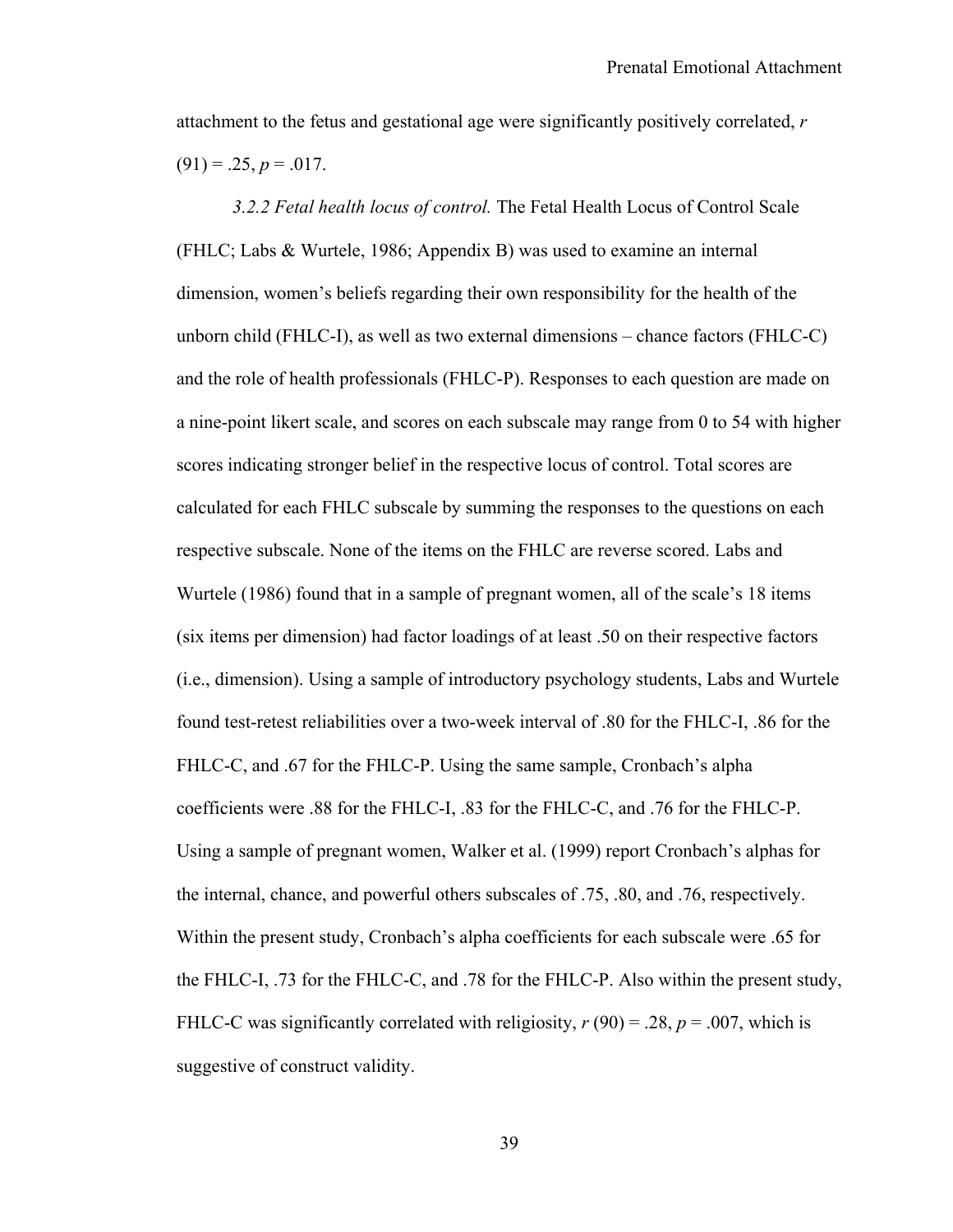attachment to the fetus and gestational age were significantly positively correlated, $r$ $(91) = .25$, $p = .017$.

*3.2.2 Fetal health locus of control.* The Fetal Health Locus of Control Scale (FHLC; Labs & Wurtele, 1986; Appendix B) was used to examine an internal dimension, women's beliefs regarding their own responsibility for the health of the unborn child (FHLC-I), as well as two external dimensions – chance factors (FHLC-C) and the role of health professionals (FHLC-P). Responses to each question are made on a nine-point likert scale, and scores on each subscale may range from 0 to 54 with higher scores indicating stronger belief in the respective locus of control. Total scores are calculated for each FHLC subscale by summing the responses to the questions on each respective subscale. None of the items on the FHLC are reverse scored. Labs and Wurtele (1986) found that in a sample of pregnant women, all of the scale's 18 items (six items per dimension) had factor loadings of at least .50 on their respective factors (i.e., dimension). Using a sample of introductory psychology students, Labs and Wurtele found test-retest reliabilities over a two-week interval of .80 for the FHLC-I, .86 for the FHLC-C, and .67 for the FHLC-P. Using the same sample, Cronbach's alpha coefficients were .88 for the FHLC-I, .83 for the FHLC-C, and .76 for the FHLC-P. Using a sample of pregnant women, Walker et al. (1999) report Cronbach's alphas for the internal, chance, and powerful others subscales of .75, .80, and .76, respectively. Within the present study, Cronbach's alpha coefficients for each subscale were .65 for the FHLC-I, .73 for the FHLC-C, and .78 for the FHLC-P. Also within the present study, FHLC-C was significantly correlated with religiosity, $r$ $(90) = .28$, $p = .007$, which is suggestive of construct validity.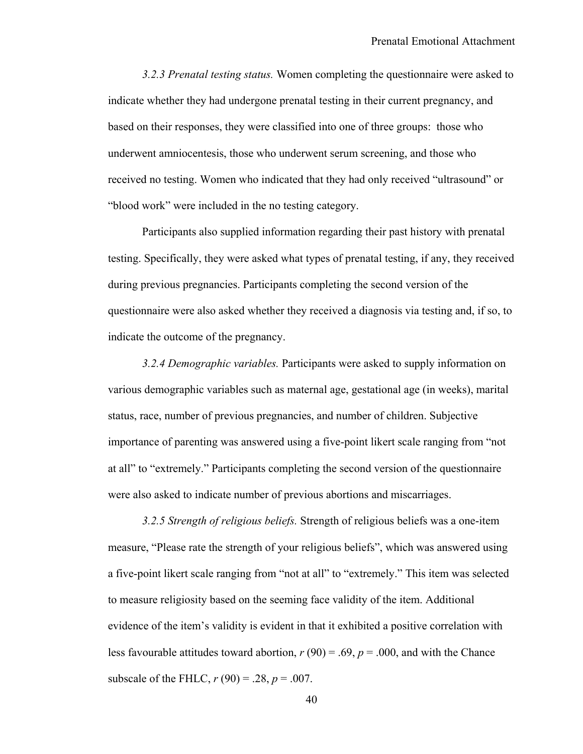*3.2.3 Prenatal testing status.* Women completing the questionnaire were asked to indicate whether they had undergone prenatal testing in their current pregnancy, and based on their responses, they were classified into one of three groups: those who underwent amniocentesis, those who underwent serum screening, and those who received no testing. Women who indicated that they had only received "ultrasound" or "blood work" were included in the no testing category.

Participants also supplied information regarding their past history with prenatal testing. Specifically, they were asked what types of prenatal testing, if any, they received during previous pregnancies. Participants completing the second version of the questionnaire were also asked whether they received a diagnosis via testing and, if so, to indicate the outcome of the pregnancy.

*3.2.4 Demographic variables.* Participants were asked to supply information on various demographic variables such as maternal age, gestational age (in weeks), marital status, race, number of previous pregnancies, and number of children. Subjective importance of parenting was answered using a five-point likert scale ranging from "not at all" to "extremely." Participants completing the second version of the questionnaire were also asked to indicate number of previous abortions and miscarriages.

*3.2.5 Strength of religious beliefs.* Strength of religious beliefs was a one-item measure, "Please rate the strength of your religious beliefs", which was answered using a five-point likert scale ranging from "not at all" to "extremely." This item was selected to measure religiosity based on the seeming face validity of the item. Additional evidence of the item's validity is evident in that it exhibited a positive correlation with less favourable attitudes toward abortion, $r$ (90) = .69, $p$ = .000, and with the Chance subscale of the FHLC, $r$ (90) = .28, $p$ = .007.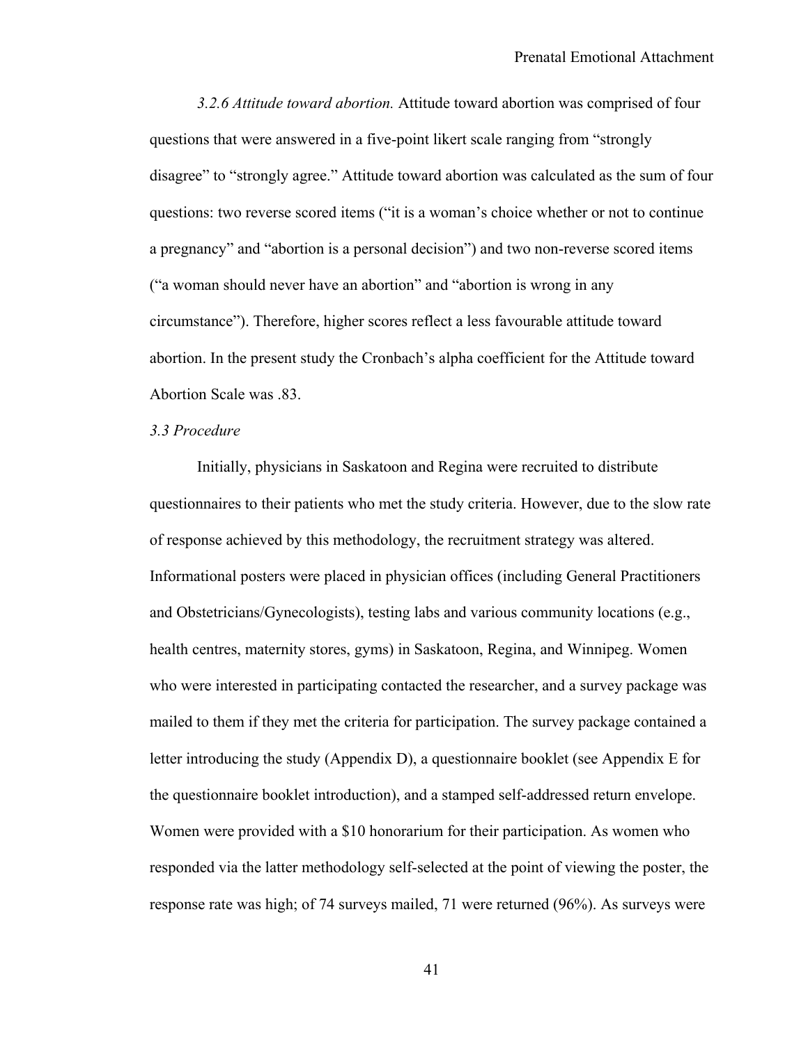*3.2.6 Attitude toward abortion.* Attitude toward abortion was comprised of four questions that were answered in a five-point likert scale ranging from "strongly disagree" to "strongly agree." Attitude toward abortion was calculated as the sum of four questions: two reverse scored items ("it is a woman's choice whether or not to continue a pregnancy" and "abortion is a personal decision") and two non-reverse scored items ("a woman should never have an abortion" and "abortion is wrong in any circumstance"). Therefore, higher scores reflect a less favourable attitude toward abortion. In the present study the Cronbach's alpha coefficient for the Attitude toward Abortion Scale was .83.

### *3.3 Procedure*

Initially, physicians in Saskatoon and Regina were recruited to distribute questionnaires to their patients who met the study criteria. However, due to the slow rate of response achieved by this methodology, the recruitment strategy was altered. Informational posters were placed in physician offices (including General Practitioners and Obstetricians/Gynecologists), testing labs and various community locations (e.g., health centres, maternity stores, gyms) in Saskatoon, Regina, and Winnipeg. Women who were interested in participating contacted the researcher, and a survey package was mailed to them if they met the criteria for participation. The survey package contained a letter introducing the study (Appendix D), a questionnaire booklet (see Appendix E for the questionnaire booklet introduction), and a stamped self-addressed return envelope. Women were provided with a $10 honorarium for their participation. As women who responded via the latter methodology self-selected at the point of viewing the poster, the response rate was high; of 74 surveys mailed, 71 were returned (96%). As surveys were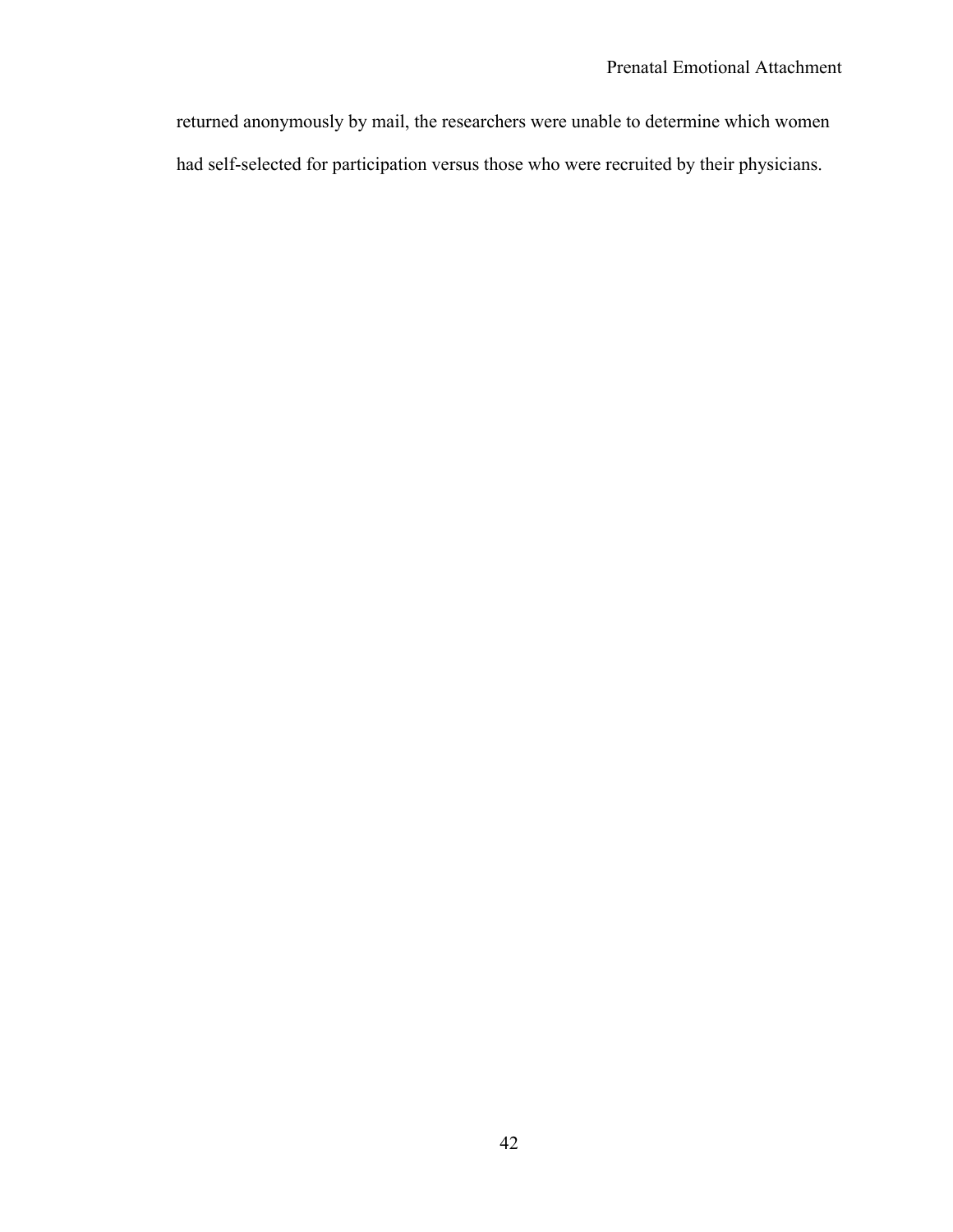returned anonymously by mail, the researchers were unable to determine which women had self-selected for participation versus those who were recruited by their physicians.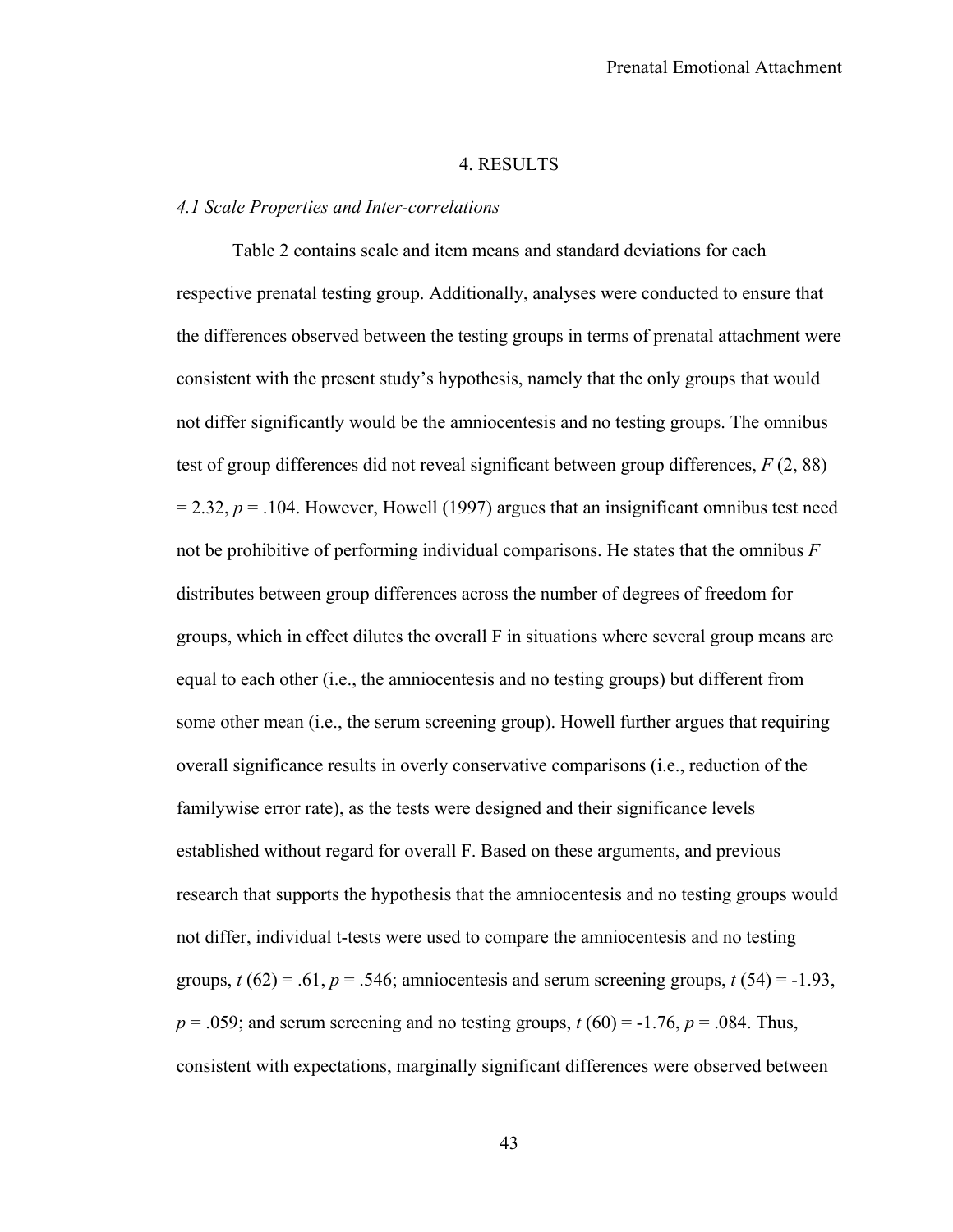# 4. RESULTS

## *4.1 Scale Properties and Inter-correlations*

Table 2 contains scale and item means and standard deviations for each respective prenatal testing group. Additionally, analyses were conducted to ensure that the differences observed between the testing groups in terms of prenatal attachment were consistent with the present study's hypothesis, namely that the only groups that would not differ significantly would be the amniocentesis and no testing groups. The omnibus test of group differences did not reveal significant between group differences, $F(2, 88) = 2.32$, $p = .104$. However, Howell (1997) argues that an insignificant omnibus test need not be prohibitive of performing individual comparisons. He states that the omnibus $F$ distributes between group differences across the number of degrees of freedom for groups, which in effect dilutes the overall F in situations where several group means are equal to each other (i.e., the amniocentesis and no testing groups) but different from some other mean (i.e., the serum screening group). Howell further argues that requiring overall significance results in overly conservative comparisons (i.e., reduction of the familywise error rate), as the tests were designed and their significance levels established without regard for overall F. Based on these arguments, and previous research that supports the hypothesis that the amniocentesis and no testing groups would not differ, individual t-tests were used to compare the amniocentesis and no testing groups, $t(62) = .61$, $p = .546$; amniocentesis and serum screening groups, $t(54) = -1.93$, $p = .059$; and serum screening and no testing groups, $t(60) = -1.76$, $p = .084$. Thus, consistent with expectations, marginally significant differences were observed between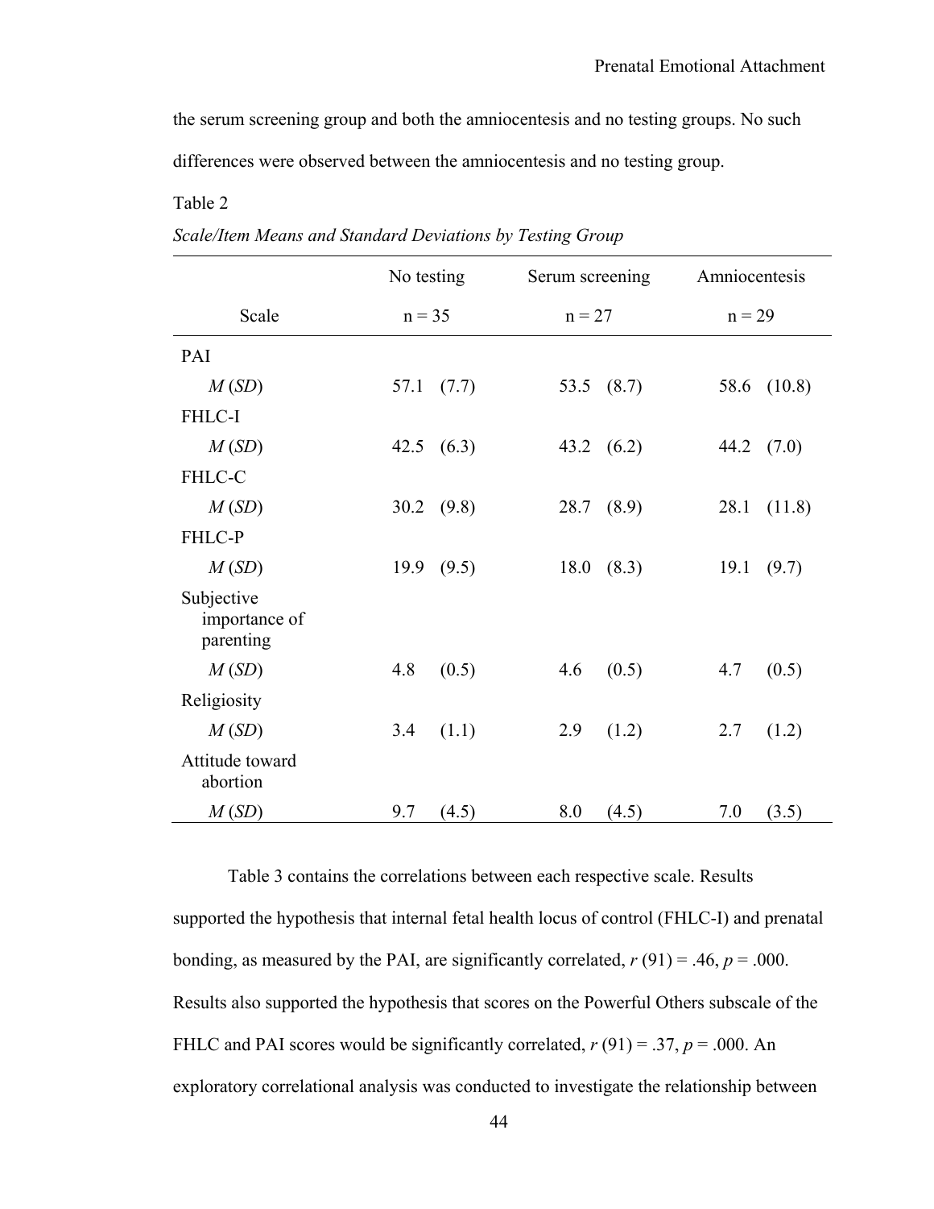the serum screening group and both the amniocentesis and no testing groups. No such differences were observed between the amniocentesis and no testing group.

Table 2

*Scale/Item Means and Standard Deviations by Testing Group*

| Scale | No testing<br>n = 35 | Serum screening<br>n = 27 | Amniocentesis<br>n = 29 |
|---|---|---|---|
| PAI | | | |
| *M* (*SD*) | 57.1 (7.7) | 53.5 (8.7) | 58.6 (10.8) |
| FHLC-I | | | |
| *M* (*SD*) | 42.5 (6.3) | 43.2 (6.2) | 44.2 (7.0) |
| FHLC-C | | | |
| *M* (*SD*) | 30.2 (9.8) | 28.7 (8.9) | 28.1 (11.8) |
| FHLC-P | | | |
| *M* (*SD*) | 19.9 (9.5) | 18.0 (8.3) | 19.1 (9.7) |
| Subjective importance of parenting | | | |
| *M* (*SD*) | 4.8 (0.5) | 4.6 (0.5) | 4.7 (0.5) |
| Religiosity | | | |
| *M* (*SD*) | 3.4 (1.1) | 2.9 (1.2) | 2.7 (1.2) |
| Attitude toward abortion | | | |
| *M* (*SD*) | 9.7 (4.5) | 8.0 (4.5) | 7.0 (3.5) |

Table 3 contains the correlations between each respective scale. Results supported the hypothesis that internal fetal health locus of control (FHLC-I) and prenatal bonding, as measured by the PAI, are significantly correlated, $r$ (91) = .46, $p$ = .000. Results also supported the hypothesis that scores on the Powerful Others subscale of the FHLC and PAI scores would be significantly correlated, $r$ (91) = .37, $p$ = .000. An exploratory correlational analysis was conducted to investigate the relationship between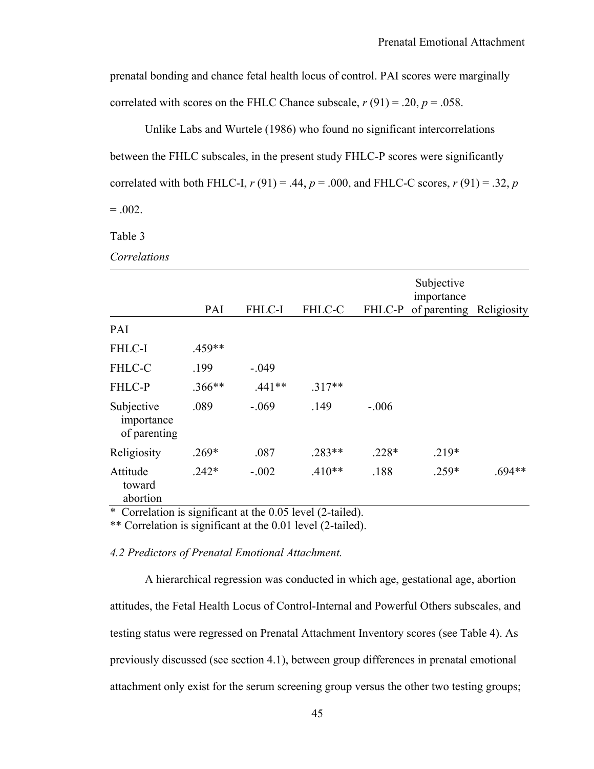prenatal bonding and chance fetal health locus of control. PAI scores were marginally correlated with scores on the FHLC Chance subscale, $r\,(91) = .20$, $p = .058$.

Unlike Labs and Wurtele (1986) who found no significant intercorrelations between the FHLC subscales, in the present study FHLC-P scores were significantly correlated with both FHLC-I, $r\,(91) = .44$, $p = .000$, and FHLC-C scores, $r\,(91) = .32$, $p = .002$.

Table 3

*Correlations*

| | PAI | FHLC-I | FHLC-C | FHLC-P | Subjective importance of parenting | Religiosity |
|---|---|---|---|---|---|---|
| PAI | | | | | | |
| FHLC-I | .459** | | | | | |
| FHLC-C | .199 | -.049 | | | | |
| FHLC-P | .366** | .441** | .317** | | | |
| Subjective importance of parenting | .089 | -.069 | .149 | -.006 | | |
| Religiosity | .269* | .087 | .283** | .228* | .219* | |
| Attitude toward abortion | .242* | -.002 | .410** | .188 | .259* | .694** |

* Correlation is significant at the 0.05 level (2-tailed).
** Correlation is significant at the 0.01 level (2-tailed).

*4.2 Predictors of Prenatal Emotional Attachment.*

A hierarchical regression was conducted in which age, gestational age, abortion attitudes, the Fetal Health Locus of Control-Internal and Powerful Others subscales, and testing status were regressed on Prenatal Attachment Inventory scores (see Table 4). As previously discussed (see section 4.1), between group differences in prenatal emotional attachment only exist for the serum screening group versus the other two testing groups;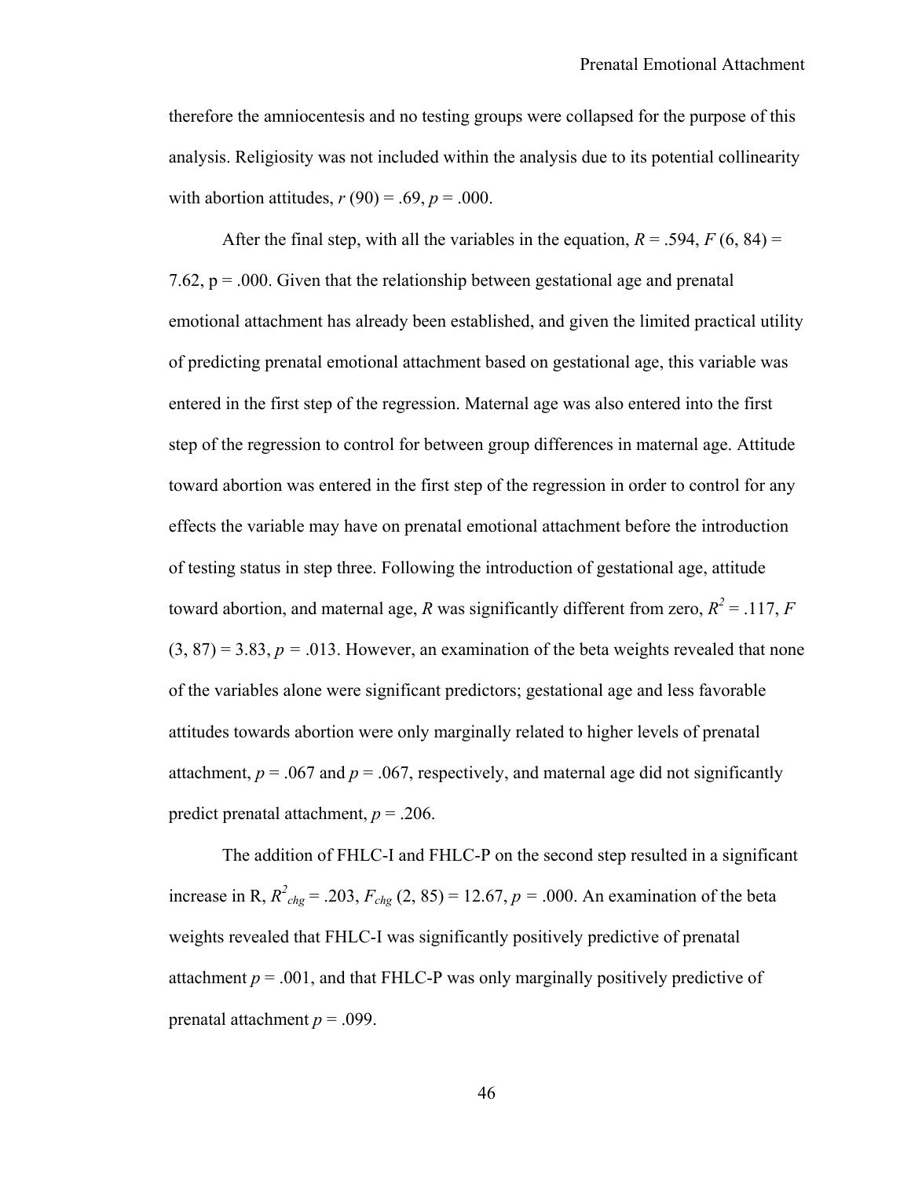therefore the amniocentesis and no testing groups were collapsed for the purpose of this analysis. Religiosity was not included within the analysis due to its potential collinearity with abortion attitudes, $r$ (90) = .69, $p$ = .000.

After the final step, with all the variables in the equation, $R$ = .594, $F$ (6, 84) = 7.62, p = .000. Given that the relationship between gestational age and prenatal emotional attachment has already been established, and given the limited practical utility of predicting prenatal emotional attachment based on gestational age, this variable was entered in the first step of the regression. Maternal age was also entered into the first step of the regression to control for between group differences in maternal age. Attitude toward abortion was entered in the first step of the regression in order to control for any effects the variable may have on prenatal emotional attachment before the introduction of testing status in step three. Following the introduction of gestational age, attitude toward abortion, and maternal age, $R$ was significantly different from zero, $R^2$ = .117, $F$ (3, 87) = 3.83, $p$ = .013. However, an examination of the beta weights revealed that none of the variables alone were significant predictors; gestational age and less favorable attitudes towards abortion were only marginally related to higher levels of prenatal attachment, $p$ = .067 and $p$ = .067, respectively, and maternal age did not significantly predict prenatal attachment, $p$ = .206.

The addition of FHLC-I and FHLC-P on the second step resulted in a significant increase in R, $R^2_{chg}$ = .203, $F_{chg}$ (2, 85) = 12.67, $p$ = .000. An examination of the beta weights revealed that FHLC-I was significantly positively predictive of prenatal attachment $p$ = .001, and that FHLC-P was only marginally positively predictive of prenatal attachment $p$ = .099.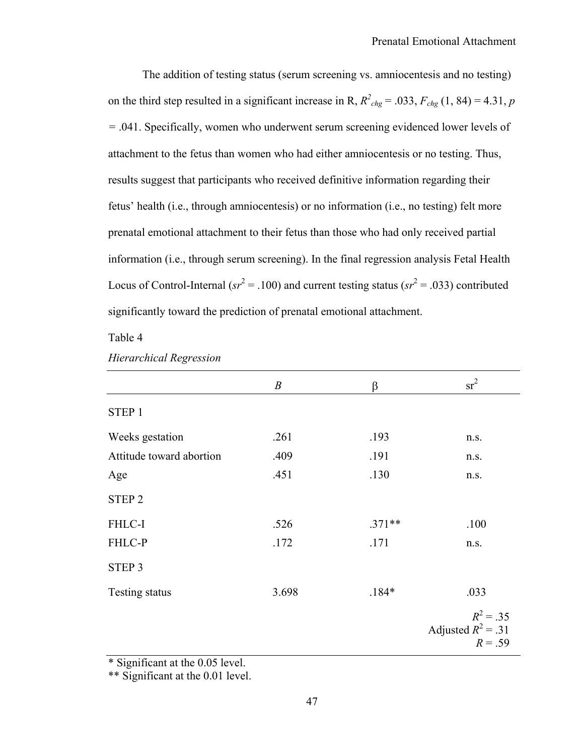The addition of testing status (serum screening vs. amniocentesis and no testing) on the third step resulted in a significant increase in R, $R^2_{chg}$ = .033, $F_{chg}$ (1, 84) = 4.31, $p$ = .041. Specifically, women who underwent serum screening evidenced lower levels of attachment to the fetus than women who had either amniocentesis or no testing. Thus, results suggest that participants who received definitive information regarding their fetus' health (i.e., through amniocentesis) or no information (i.e., no testing) felt more prenatal emotional attachment to their fetus than those who had only received partial information (i.e., through serum screening). In the final regression analysis Fetal Health Locus of Control-Internal ($sr^2$ = .100) and current testing status ($sr^2$ = .033) contributed significantly toward the prediction of prenatal emotional attachment.

Table 4

*Hierarchical Regression*

| | $B$ | β | $sr^2$ |
|---|---|---|---|
| STEP 1 | | | |
| Weeks gestation | .261 | .193 | n.s. |
| Attitude toward abortion | .409 | .191 | n.s. |
| Age | .451 | .130 | n.s. |
| STEP 2 | | | |
| FHLC-I | .526 | .371** | .100 |
| FHLC-P | .172 | .171 | n.s. |
| STEP 3 | | | |
| Testing status | 3.698 | .184* | .033 |
| | | | $R^2$ = .35<br>Adjusted $R^2$ = .31<br>$R$ = .59 |

\* Significant at the 0.05 level.

\*\* Significant at the 0.01 level.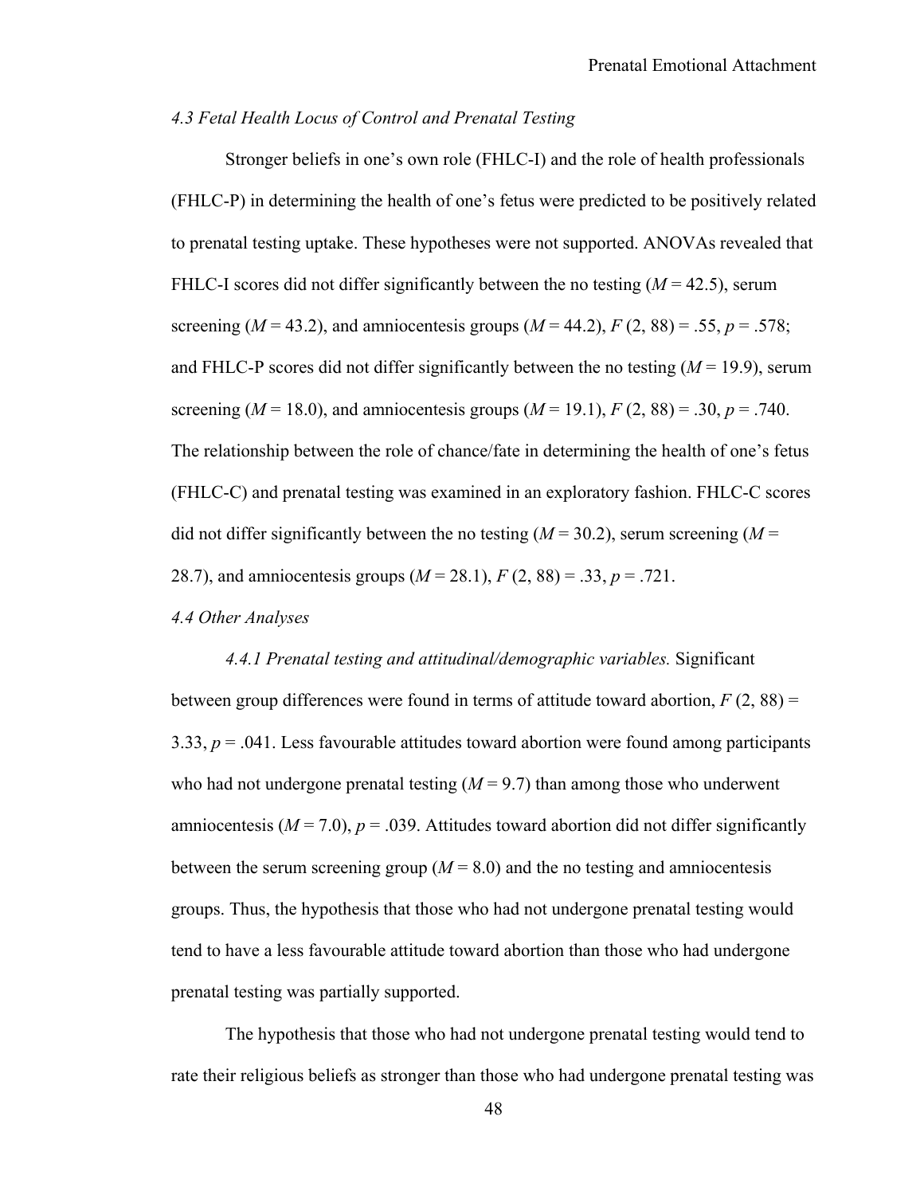### *4.3 Fetal Health Locus of Control and Prenatal Testing*

Stronger beliefs in one's own role (FHLC-I) and the role of health professionals (FHLC-P) in determining the health of one's fetus were predicted to be positively related to prenatal testing uptake. These hypotheses were not supported. ANOVAs revealed that FHLC-I scores did not differ significantly between the no testing ($M = 42.5$), serum screening ($M = 43.2$), and amniocentesis groups ($M = 44.2$), $F\ (2, 88) = .55$, $p = .578$; and FHLC-P scores did not differ significantly between the no testing ($M = 19.9$), serum screening ($M = 18.0$), and amniocentesis groups ($M = 19.1$), $F\ (2, 88) = .30$, $p = .740$. The relationship between the role of chance/fate in determining the health of one's fetus (FHLC-C) and prenatal testing was examined in an exploratory fashion. FHLC-C scores did not differ significantly between the no testing ($M = 30.2$), serum screening ($M = 28.7$), and amniocentesis groups ($M = 28.1$), $F\ (2, 88) = .33$, $p = .721$.

### *4.4 Other Analyses*

*4.4.1 Prenatal testing and attitudinal/demographic variables.* Significant between group differences were found in terms of attitude toward abortion, $F\ (2, 88) = 3.33$, $p = .041$. Less favourable attitudes toward abortion were found among participants who had not undergone prenatal testing ($M = 9.7$) than among those who underwent amniocentesis ($M = 7.0$), $p = .039$. Attitudes toward abortion did not differ significantly between the serum screening group ($M = 8.0$) and the no testing and amniocentesis groups. Thus, the hypothesis that those who had not undergone prenatal testing would tend to have a less favourable attitude toward abortion than those who had undergone prenatal testing was partially supported.

The hypothesis that those who had not undergone prenatal testing would tend to rate their religious beliefs as stronger than those who had undergone prenatal testing was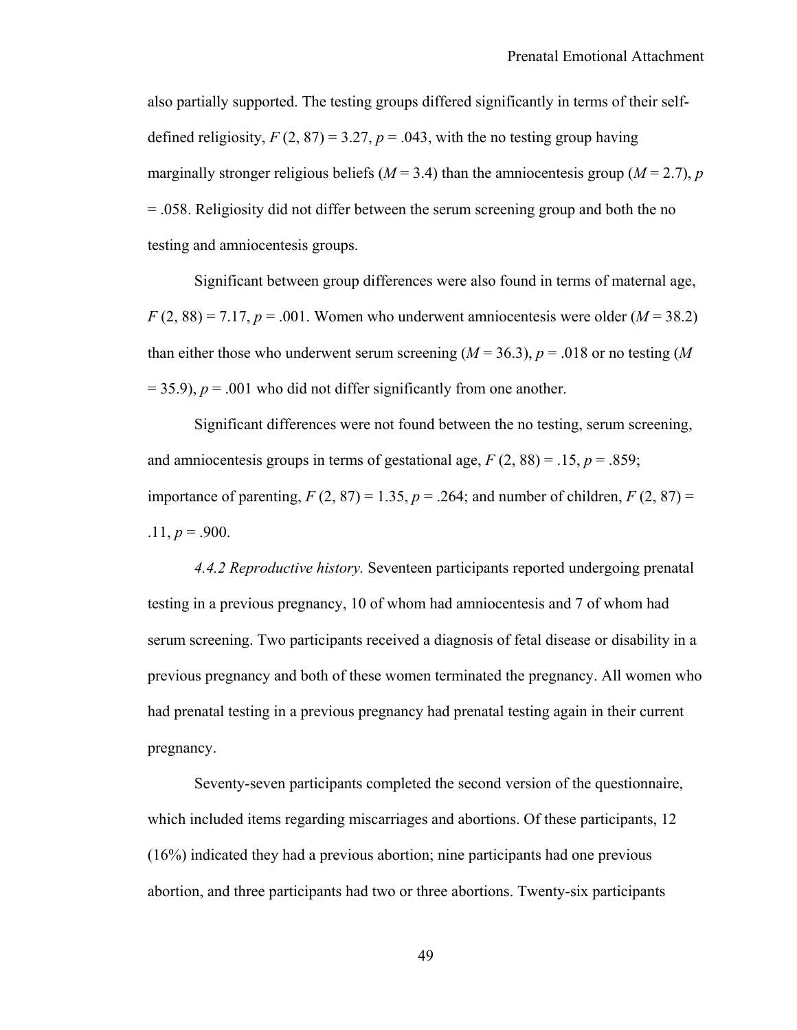also partially supported. The testing groups differed significantly in terms of their self-defined religiosity, $F(2, 87) = 3.27$, $p = .043$, with the no testing group having marginally stronger religious beliefs ($M = 3.4$) than the amniocentesis group ($M = 2.7$), $p = .058$. Religiosity did not differ between the serum screening group and both the no testing and amniocentesis groups.

Significant between group differences were also found in terms of maternal age, $F(2, 88) = 7.17$, $p = .001$. Women who underwent amniocentesis were older ($M = 38.2$) than either those who underwent serum screening ($M = 36.3$), $p = .018$ or no testing ($M = 35.9$), $p = .001$ who did not differ significantly from one another.

Significant differences were not found between the no testing, serum screening, and amniocentesis groups in terms of gestational age, $F(2, 88) = .15$, $p = .859$; importance of parenting, $F(2, 87) = 1.35$, $p = .264$; and number of children, $F(2, 87) = .11$, $p = .900$.

*4.4.2 Reproductive history.* Seventeen participants reported undergoing prenatal testing in a previous pregnancy, 10 of whom had amniocentesis and 7 of whom had serum screening. Two participants received a diagnosis of fetal disease or disability in a previous pregnancy and both of these women terminated the pregnancy. All women who had prenatal testing in a previous pregnancy had prenatal testing again in their current pregnancy.

Seventy-seven participants completed the second version of the questionnaire, which included items regarding miscarriages and abortions. Of these participants, 12 (16%) indicated they had a previous abortion; nine participants had one previous abortion, and three participants had two or three abortions. Twenty-six participants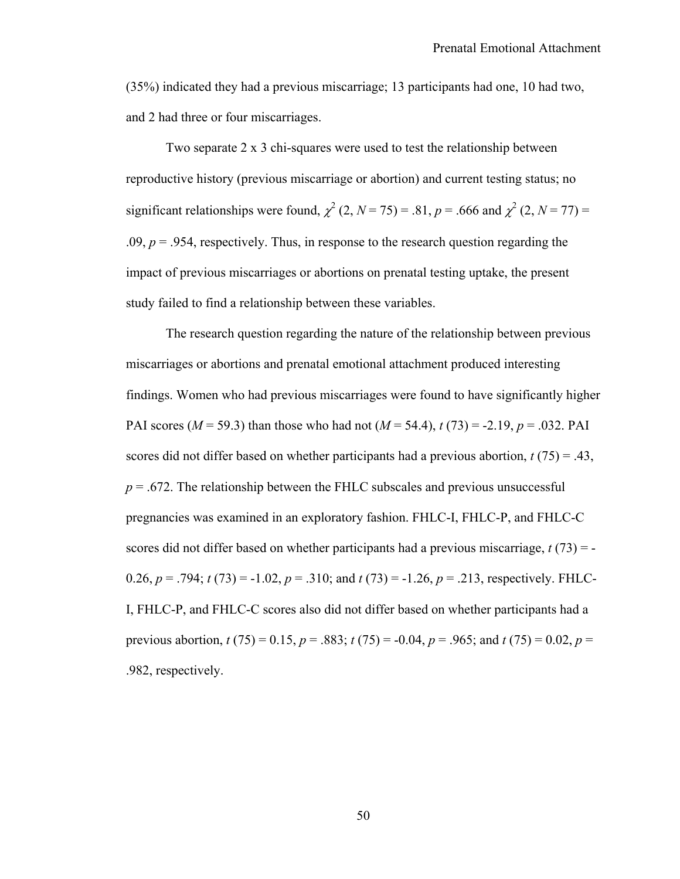(35%) indicated they had a previous miscarriage; 13 participants had one, 10 had two, and 2 had three or four miscarriages.

Two separate 2 x 3 chi-squares were used to test the relationship between reproductive history (previous miscarriage or abortion) and current testing status; no significant relationships were found, $\chi^2$ (2, $N$ = 75) = .81, $p$ = .666 and $\chi^2$ (2, $N$ = 77) = .09, $p$ = .954, respectively. Thus, in response to the research question regarding the impact of previous miscarriages or abortions on prenatal testing uptake, the present study failed to find a relationship between these variables.

The research question regarding the nature of the relationship between previous miscarriages or abortions and prenatal emotional attachment produced interesting findings. Women who had previous miscarriages were found to have significantly higher PAI scores ($M$ = 59.3) than those who had not ($M$ = 54.4), $t$ (73) = -2.19, $p$ = .032. PAI scores did not differ based on whether participants had a previous abortion, $t$ (75) = .43, $p$ = .672. The relationship between the FHLC subscales and previous unsuccessful pregnancies was examined in an exploratory fashion. FHLC-I, FHLC-P, and FHLC-C scores did not differ based on whether participants had a previous miscarriage, $t$ (73) = -0.26, $p$ = .794; $t$ (73) = -1.02, $p$ = .310; and $t$ (73) = -1.26, $p$ = .213, respectively. FHLC-I, FHLC-P, and FHLC-C scores also did not differ based on whether participants had a previous abortion, $t$ (75) = 0.15, $p$ = .883; $t$ (75) = -0.04, $p$ = .965; and $t$ (75) = 0.02, $p$ = .982, respectively.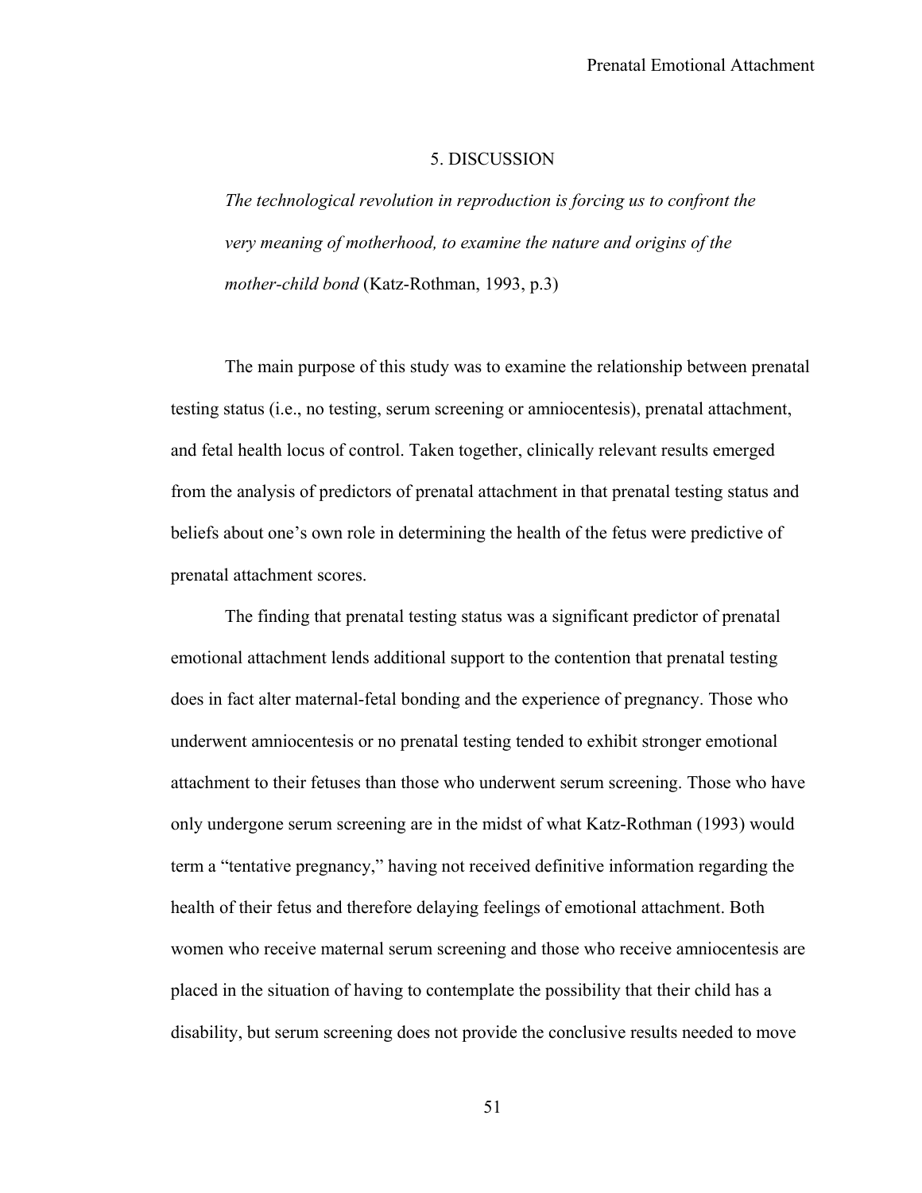# 5. DISCUSSION

> *The technological revolution in reproduction is forcing us to confront the very meaning of motherhood, to examine the nature and origins of the mother-child bond* (Katz-Rothman, 1993, p.3)

The main purpose of this study was to examine the relationship between prenatal testing status (i.e., no testing, serum screening or amniocentesis), prenatal attachment, and fetal health locus of control. Taken together, clinically relevant results emerged from the analysis of predictors of prenatal attachment in that prenatal testing status and beliefs about one's own role in determining the health of the fetus were predictive of prenatal attachment scores.

The finding that prenatal testing status was a significant predictor of prenatal emotional attachment lends additional support to the contention that prenatal testing does in fact alter maternal-fetal bonding and the experience of pregnancy. Those who underwent amniocentesis or no prenatal testing tended to exhibit stronger emotional attachment to their fetuses than those who underwent serum screening. Those who have only undergone serum screening are in the midst of what Katz-Rothman (1993) would term a "tentative pregnancy," having not received definitive information regarding the health of their fetus and therefore delaying feelings of emotional attachment. Both women who receive maternal serum screening and those who receive amniocentesis are placed in the situation of having to contemplate the possibility that their child has a disability, but serum screening does not provide the conclusive results needed to move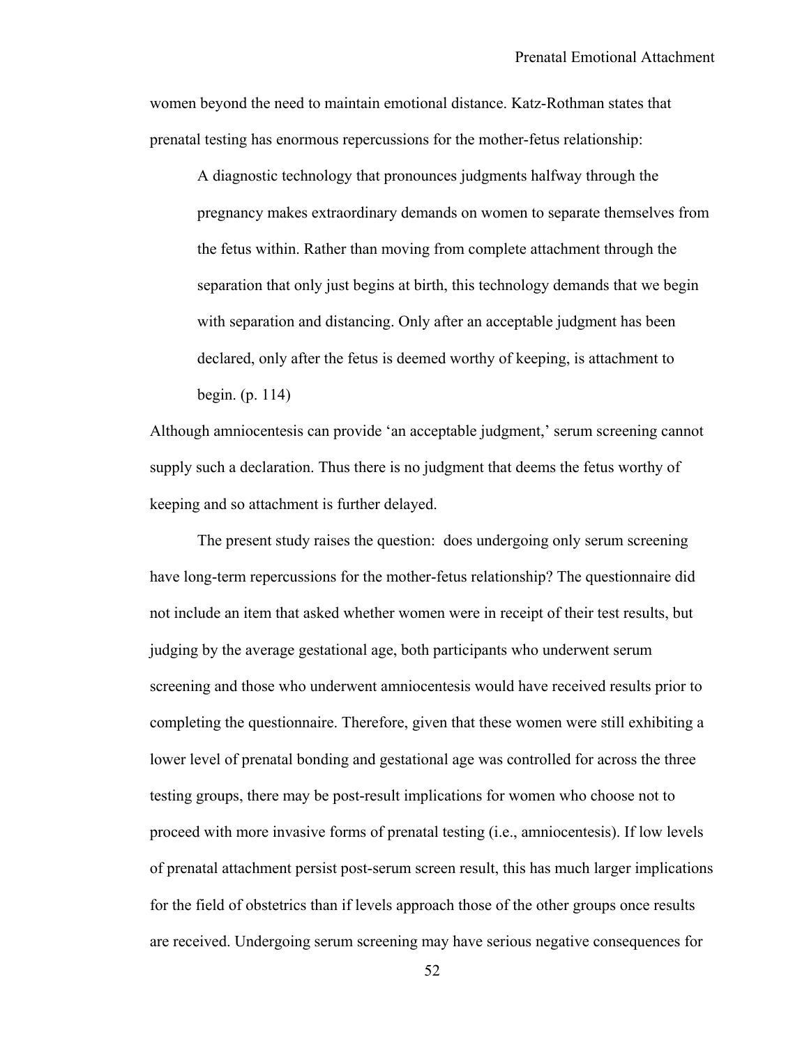women beyond the need to maintain emotional distance. Katz-Rothman states that prenatal testing has enormous repercussions for the mother-fetus relationship:

> A diagnostic technology that pronounces judgments halfway through the pregnancy makes extraordinary demands on women to separate themselves from the fetus within. Rather than moving from complete attachment through the separation that only just begins at birth, this technology demands that we begin with separation and distancing. Only after an acceptable judgment has been declared, only after the fetus is deemed worthy of keeping, is attachment to begin. (p. 114)

Although amniocentesis can provide 'an acceptable judgment,' serum screening cannot supply such a declaration. Thus there is no judgment that deems the fetus worthy of keeping and so attachment is further delayed.

The present study raises the question: does undergoing only serum screening have long-term repercussions for the mother-fetus relationship? The questionnaire did not include an item that asked whether women were in receipt of their test results, but judging by the average gestational age, both participants who underwent serum screening and those who underwent amniocentesis would have received results prior to completing the questionnaire. Therefore, given that these women were still exhibiting a lower level of prenatal bonding and gestational age was controlled for across the three testing groups, there may be post-result implications for women who choose not to proceed with more invasive forms of prenatal testing (i.e., amniocentesis). If low levels of prenatal attachment persist post-serum screen result, this has much larger implications for the field of obstetrics than if levels approach those of the other groups once results are received. Undergoing serum screening may have serious negative consequences for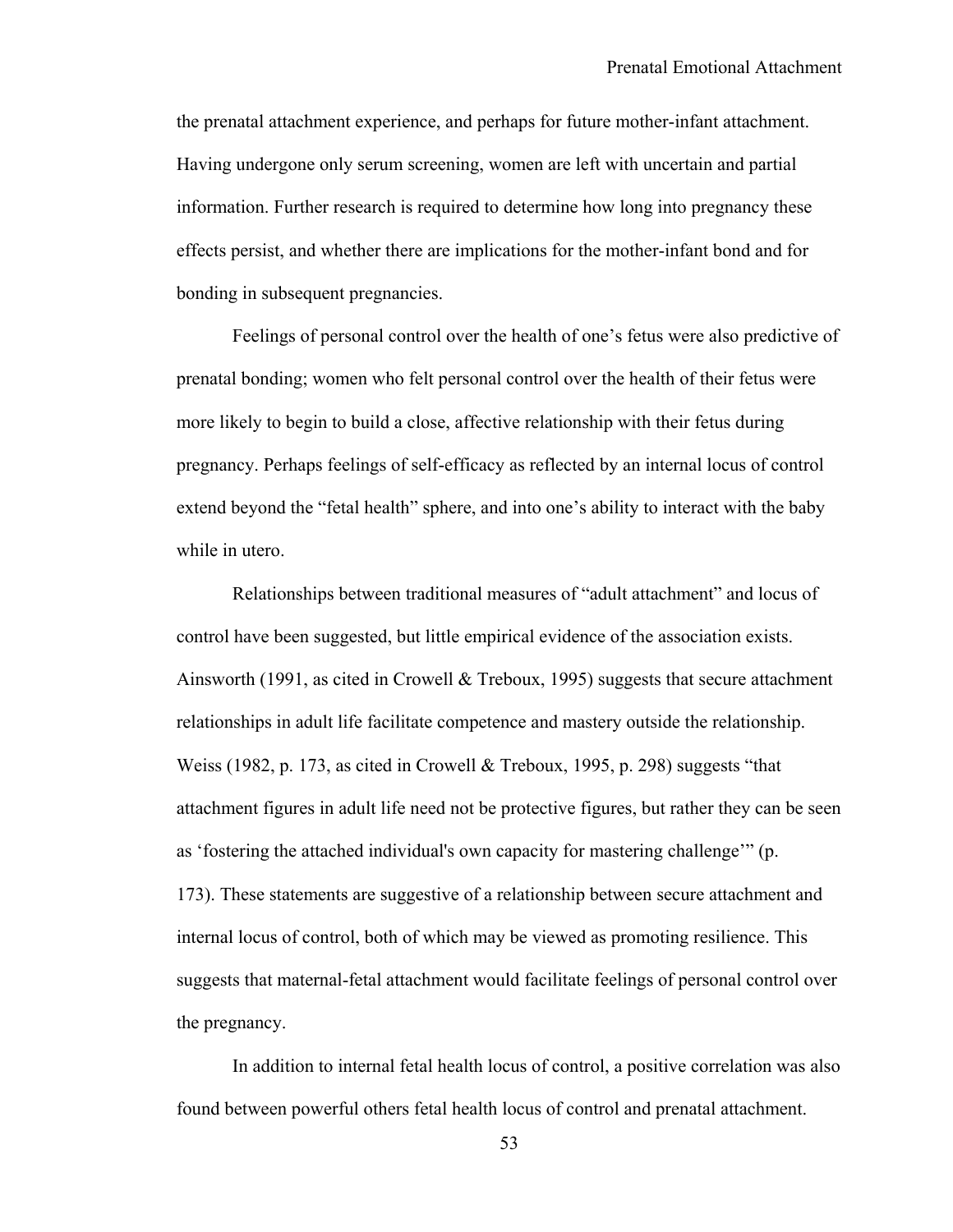the prenatal attachment experience, and perhaps for future mother-infant attachment. Having undergone only serum screening, women are left with uncertain and partial information. Further research is required to determine how long into pregnancy these effects persist, and whether there are implications for the mother-infant bond and for bonding in subsequent pregnancies.

Feelings of personal control over the health of one's fetus were also predictive of prenatal bonding; women who felt personal control over the health of their fetus were more likely to begin to build a close, affective relationship with their fetus during pregnancy. Perhaps feelings of self-efficacy as reflected by an internal locus of control extend beyond the "fetal health" sphere, and into one's ability to interact with the baby while in utero.

Relationships between traditional measures of "adult attachment" and locus of control have been suggested, but little empirical evidence of the association exists. Ainsworth (1991, as cited in Crowell & Treboux, 1995) suggests that secure attachment relationships in adult life facilitate competence and mastery outside the relationship. Weiss (1982, p. 173, as cited in Crowell & Treboux, 1995, p. 298) suggests "that attachment figures in adult life need not be protective figures, but rather they can be seen as 'fostering the attached individual's own capacity for mastering challenge'" (p. 173). These statements are suggestive of a relationship between secure attachment and internal locus of control, both of which may be viewed as promoting resilience. This suggests that maternal-fetal attachment would facilitate feelings of personal control over the pregnancy.

In addition to internal fetal health locus of control, a positive correlation was also found between powerful others fetal health locus of control and prenatal attachment.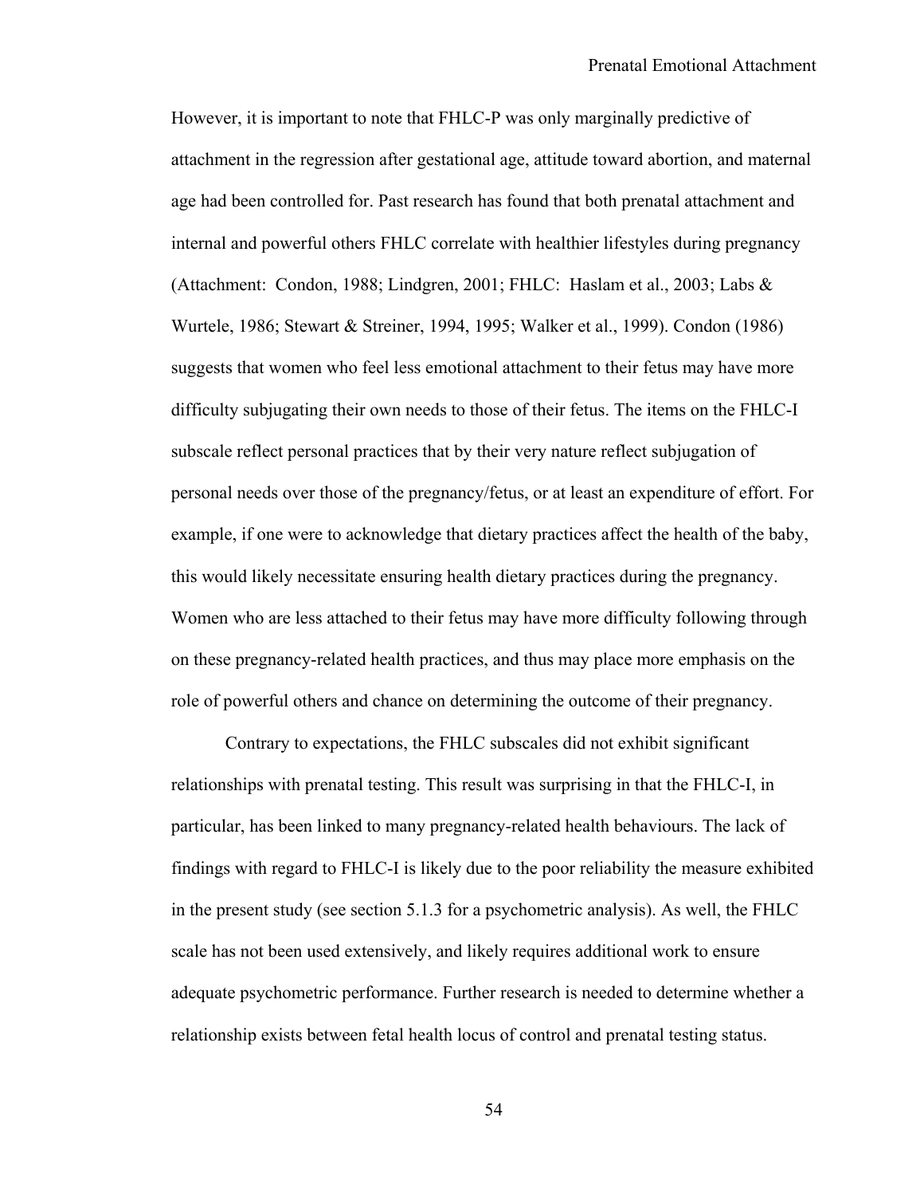However, it is important to note that FHLC-P was only marginally predictive of attachment in the regression after gestational age, attitude toward abortion, and maternal age had been controlled for. Past research has found that both prenatal attachment and internal and powerful others FHLC correlate with healthier lifestyles during pregnancy (Attachment:  Condon, 1988; Lindgren, 2001; FHLC:  Haslam et al., 2003; Labs & Wurtele, 1986; Stewart & Streiner, 1994, 1995; Walker et al., 1999). Condon (1986) suggests that women who feel less emotional attachment to their fetus may have more difficulty subjugating their own needs to those of their fetus. The items on the FHLC-I subscale reflect personal practices that by their very nature reflect subjugation of personal needs over those of the pregnancy/fetus, or at least an expenditure of effort. For example, if one were to acknowledge that dietary practices affect the health of the baby, this would likely necessitate ensuring health dietary practices during the pregnancy. Women who are less attached to their fetus may have more difficulty following through on these pregnancy-related health practices, and thus may place more emphasis on the role of powerful others and chance on determining the outcome of their pregnancy.

Contrary to expectations, the FHLC subscales did not exhibit significant relationships with prenatal testing. This result was surprising in that the FHLC-I, in particular, has been linked to many pregnancy-related health behaviours. The lack of findings with regard to FHLC-I is likely due to the poor reliability the measure exhibited in the present study (see section 5.1.3 for a psychometric analysis). As well, the FHLC scale has not been used extensively, and likely requires additional work to ensure adequate psychometric performance. Further research is needed to determine whether a relationship exists between fetal health locus of control and prenatal testing status.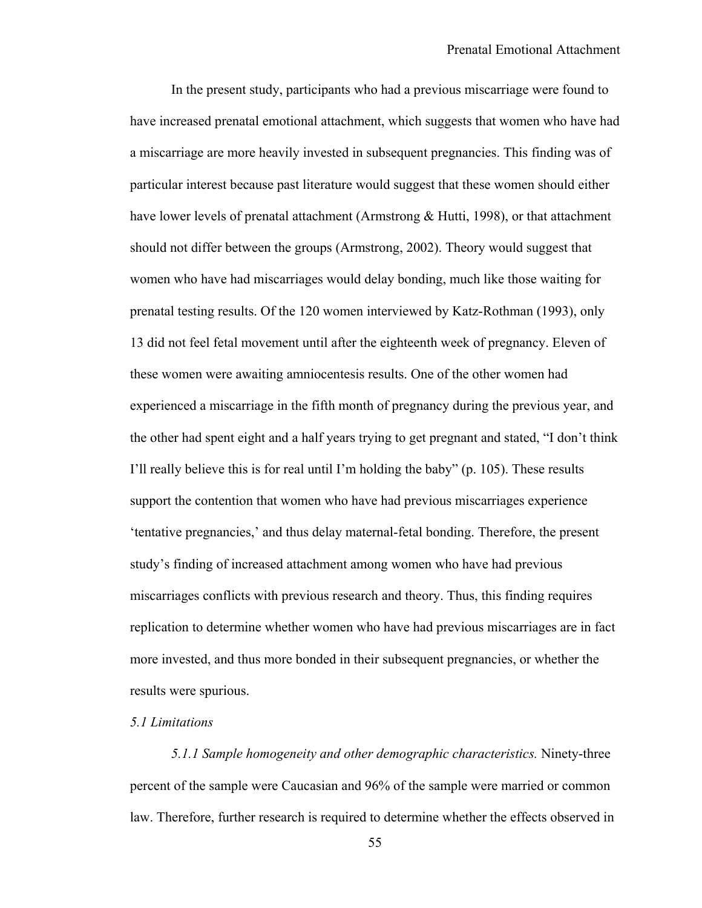In the present study, participants who had a previous miscarriage were found to have increased prenatal emotional attachment, which suggests that women who have had a miscarriage are more heavily invested in subsequent pregnancies. This finding was of particular interest because past literature would suggest that these women should either have lower levels of prenatal attachment (Armstrong & Hutti, 1998), or that attachment should not differ between the groups (Armstrong, 2002). Theory would suggest that women who have had miscarriages would delay bonding, much like those waiting for prenatal testing results. Of the 120 women interviewed by Katz-Rothman (1993), only 13 did not feel fetal movement until after the eighteenth week of pregnancy. Eleven of these women were awaiting amniocentesis results. One of the other women had experienced a miscarriage in the fifth month of pregnancy during the previous year, and the other had spent eight and a half years trying to get pregnant and stated, "I don't think I'll really believe this is for real until I'm holding the baby" (p. 105). These results support the contention that women who have had previous miscarriages experience 'tentative pregnancies,' and thus delay maternal-fetal bonding. Therefore, the present study's finding of increased attachment among women who have had previous miscarriages conflicts with previous research and theory. Thus, this finding requires replication to determine whether women who have had previous miscarriages are in fact more invested, and thus more bonded in their subsequent pregnancies, or whether the results were spurious.

## *5.1 Limitations*

*5.1.1 Sample homogeneity and other demographic characteristics.* Ninety-three percent of the sample were Caucasian and 96% of the sample were married or common law. Therefore, further research is required to determine whether the effects observed in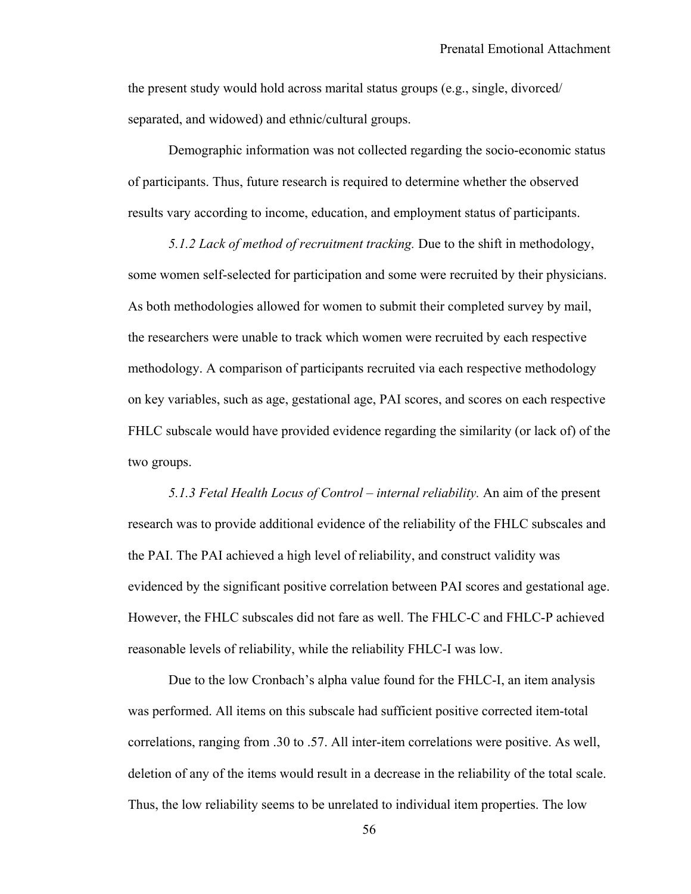the present study would hold across marital status groups (e.g., single, divorced/ separated, and widowed) and ethnic/cultural groups.

Demographic information was not collected regarding the socio-economic status of participants. Thus, future research is required to determine whether the observed results vary according to income, education, and employment status of participants.

*5.1.2 Lack of method of recruitment tracking.* Due to the shift in methodology, some women self-selected for participation and some were recruited by their physicians. As both methodologies allowed for women to submit their completed survey by mail, the researchers were unable to track which women were recruited by each respective methodology. A comparison of participants recruited via each respective methodology on key variables, such as age, gestational age, PAI scores, and scores on each respective FHLC subscale would have provided evidence regarding the similarity (or lack of) of the two groups.

*5.1.3 Fetal Health Locus of Control – internal reliability.* An aim of the present research was to provide additional evidence of the reliability of the FHLC subscales and the PAI. The PAI achieved a high level of reliability, and construct validity was evidenced by the significant positive correlation between PAI scores and gestational age. However, the FHLC subscales did not fare as well. The FHLC-C and FHLC-P achieved reasonable levels of reliability, while the reliability FHLC-I was low.

Due to the low Cronbach's alpha value found for the FHLC-I, an item analysis was performed. All items on this subscale had sufficient positive corrected item-total correlations, ranging from .30 to .57. All inter-item correlations were positive. As well, deletion of any of the items would result in a decrease in the reliability of the total scale. Thus, the low reliability seems to be unrelated to individual item properties. The low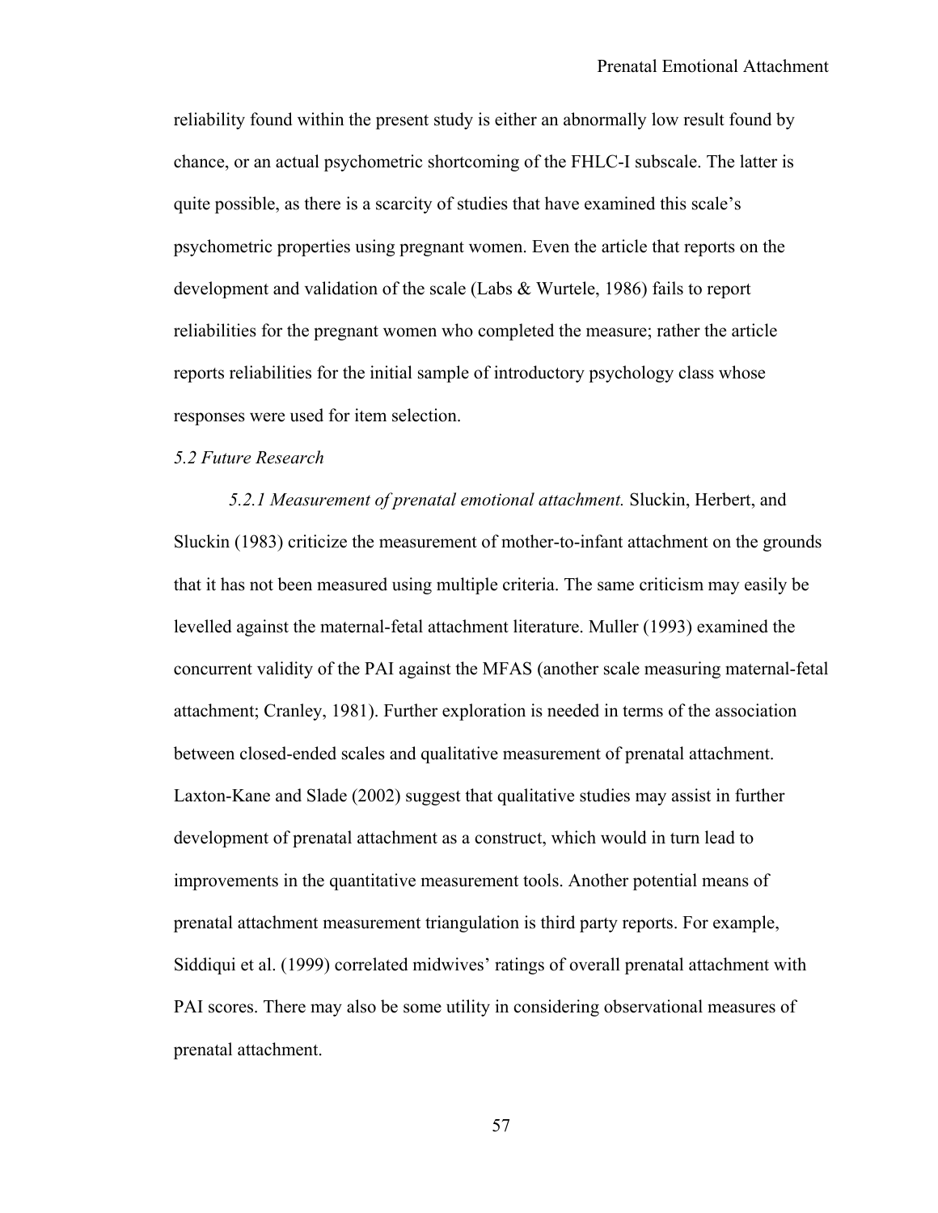reliability found within the present study is either an abnormally low result found by chance, or an actual psychometric shortcoming of the FHLC-I subscale. The latter is quite possible, as there is a scarcity of studies that have examined this scale's psychometric properties using pregnant women. Even the article that reports on the development and validation of the scale (Labs & Wurtele, 1986) fails to report reliabilities for the pregnant women who completed the measure; rather the article reports reliabilities for the initial sample of introductory psychology class whose responses were used for item selection.

### *5.2 Future Research*

*5.2.1 Measurement of prenatal emotional attachment.* Sluckin, Herbert, and Sluckin (1983) criticize the measurement of mother-to-infant attachment on the grounds that it has not been measured using multiple criteria. The same criticism may easily be levelled against the maternal-fetal attachment literature. Muller (1993) examined the concurrent validity of the PAI against the MFAS (another scale measuring maternal-fetal attachment; Cranley, 1981). Further exploration is needed in terms of the association between closed-ended scales and qualitative measurement of prenatal attachment. Laxton-Kane and Slade (2002) suggest that qualitative studies may assist in further development of prenatal attachment as a construct, which would in turn lead to improvements in the quantitative measurement tools. Another potential means of prenatal attachment measurement triangulation is third party reports. For example, Siddiqui et al. (1999) correlated midwives' ratings of overall prenatal attachment with PAI scores. There may also be some utility in considering observational measures of prenatal attachment.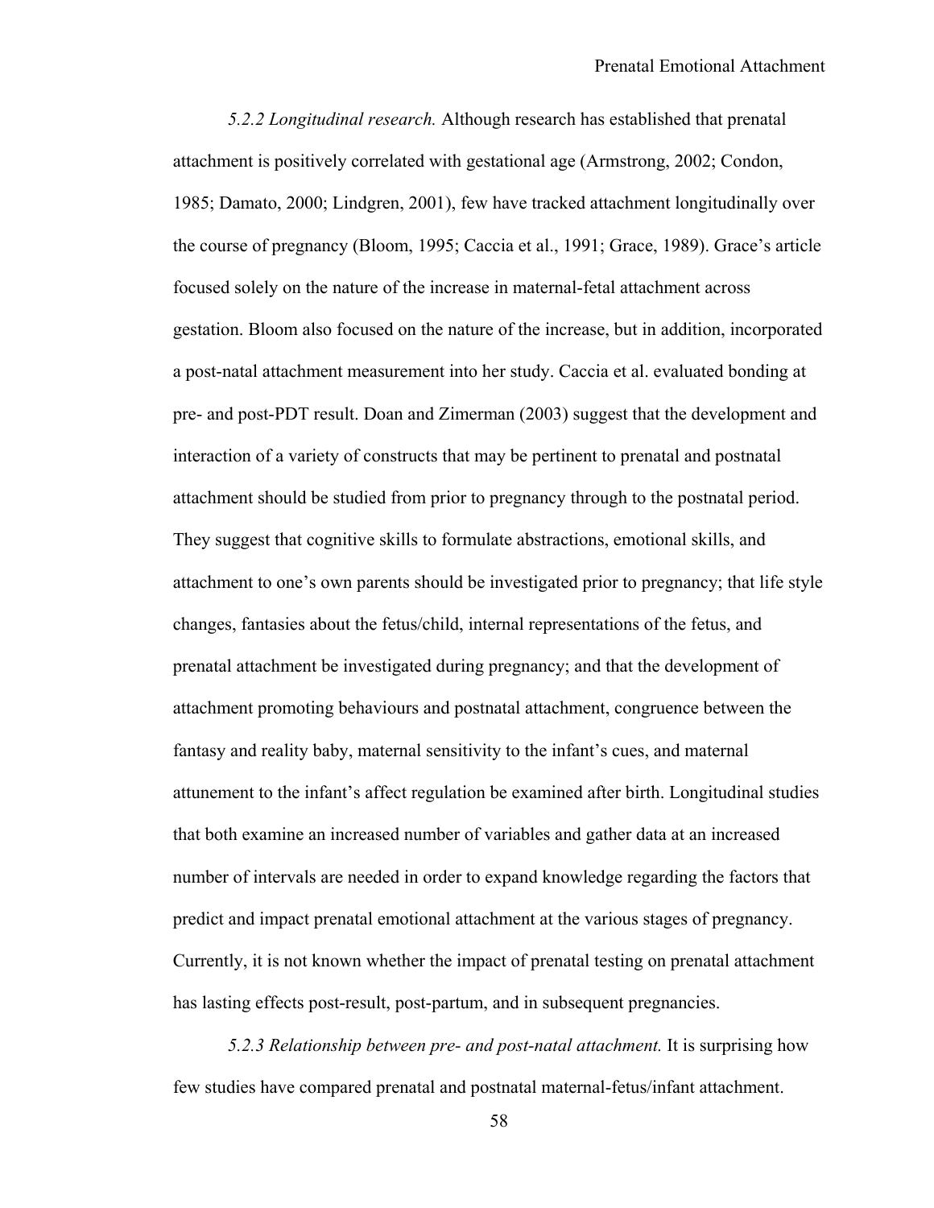*5.2.2 Longitudinal research.* Although research has established that prenatal attachment is positively correlated with gestational age (Armstrong, 2002; Condon, 1985; Damato, 2000; Lindgren, 2001), few have tracked attachment longitudinally over the course of pregnancy (Bloom, 1995; Caccia et al., 1991; Grace, 1989). Grace's article focused solely on the nature of the increase in maternal-fetal attachment across gestation. Bloom also focused on the nature of the increase, but in addition, incorporated a post-natal attachment measurement into her study. Caccia et al. evaluated bonding at pre- and post-PDT result. Doan and Zimerman (2003) suggest that the development and interaction of a variety of constructs that may be pertinent to prenatal and postnatal attachment should be studied from prior to pregnancy through to the postnatal period. They suggest that cognitive skills to formulate abstractions, emotional skills, and attachment to one's own parents should be investigated prior to pregnancy; that life style changes, fantasies about the fetus/child, internal representations of the fetus, and prenatal attachment be investigated during pregnancy; and that the development of attachment promoting behaviours and postnatal attachment, congruence between the fantasy and reality baby, maternal sensitivity to the infant's cues, and maternal attunement to the infant's affect regulation be examined after birth. Longitudinal studies that both examine an increased number of variables and gather data at an increased number of intervals are needed in order to expand knowledge regarding the factors that predict and impact prenatal emotional attachment at the various stages of pregnancy. Currently, it is not known whether the impact of prenatal testing on prenatal attachment has lasting effects post-result, post-partum, and in subsequent pregnancies.

*5.2.3 Relationship between pre- and post-natal attachment.* It is surprising how few studies have compared prenatal and postnatal maternal-fetus/infant attachment.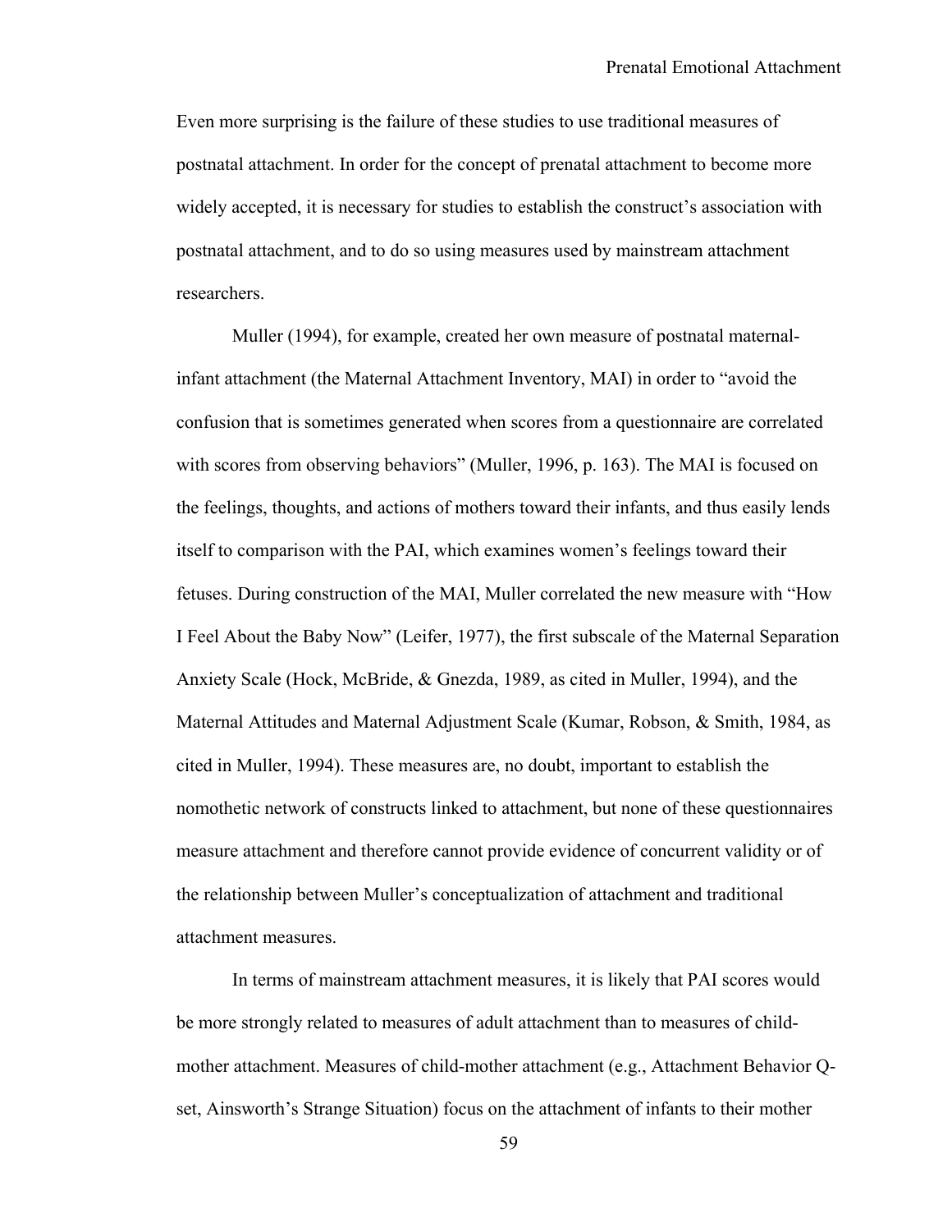Even more surprising is the failure of these studies to use traditional measures of postnatal attachment. In order for the concept of prenatal attachment to become more widely accepted, it is necessary for studies to establish the construct's association with postnatal attachment, and to do so using measures used by mainstream attachment researchers.

Muller (1994), for example, created her own measure of postnatal maternal-infant attachment (the Maternal Attachment Inventory, MAI) in order to "avoid the confusion that is sometimes generated when scores from a questionnaire are correlated with scores from observing behaviors" (Muller, 1996, p. 163). The MAI is focused on the feelings, thoughts, and actions of mothers toward their infants, and thus easily lends itself to comparison with the PAI, which examines women's feelings toward their fetuses. During construction of the MAI, Muller correlated the new measure with "How I Feel About the Baby Now" (Leifer, 1977), the first subscale of the Maternal Separation Anxiety Scale (Hock, McBride, & Gnezda, 1989, as cited in Muller, 1994), and the Maternal Attitudes and Maternal Adjustment Scale (Kumar, Robson, & Smith, 1984, as cited in Muller, 1994). These measures are, no doubt, important to establish the nomothetic network of constructs linked to attachment, but none of these questionnaires measure attachment and therefore cannot provide evidence of concurrent validity or of the relationship between Muller's conceptualization of attachment and traditional attachment measures.

In terms of mainstream attachment measures, it is likely that PAI scores would be more strongly related to measures of adult attachment than to measures of child-mother attachment. Measures of child-mother attachment (e.g., Attachment Behavior Q-set, Ainsworth's Strange Situation) focus on the attachment of infants to their mother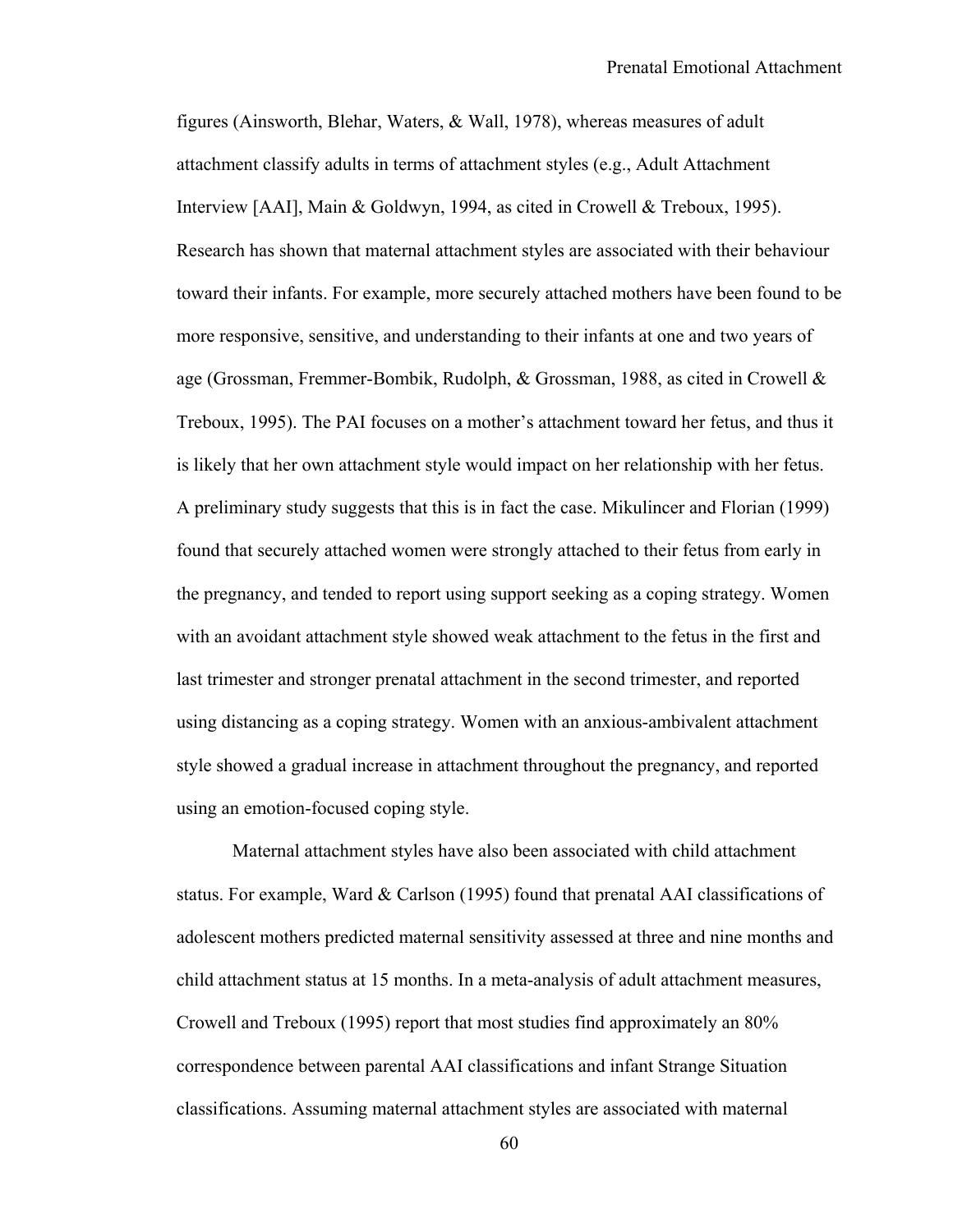figures (Ainsworth, Blehar, Waters, & Wall, 1978), whereas measures of adult attachment classify adults in terms of attachment styles (e.g., Adult Attachment Interview [AAI], Main & Goldwyn, 1994, as cited in Crowell & Treboux, 1995). Research has shown that maternal attachment styles are associated with their behaviour toward their infants. For example, more securely attached mothers have been found to be more responsive, sensitive, and understanding to their infants at one and two years of age (Grossman, Fremmer-Bombik, Rudolph, & Grossman, 1988, as cited in Crowell & Treboux, 1995). The PAI focuses on a mother's attachment toward her fetus, and thus it is likely that her own attachment style would impact on her relationship with her fetus. A preliminary study suggests that this is in fact the case. Mikulincer and Florian (1999) found that securely attached women were strongly attached to their fetus from early in the pregnancy, and tended to report using support seeking as a coping strategy. Women with an avoidant attachment style showed weak attachment to the fetus in the first and last trimester and stronger prenatal attachment in the second trimester, and reported using distancing as a coping strategy. Women with an anxious-ambivalent attachment style showed a gradual increase in attachment throughout the pregnancy, and reported using an emotion-focused coping style.

Maternal attachment styles have also been associated with child attachment status. For example, Ward & Carlson (1995) found that prenatal AAI classifications of adolescent mothers predicted maternal sensitivity assessed at three and nine months and child attachment status at 15 months. In a meta-analysis of adult attachment measures, Crowell and Treboux (1995) report that most studies find approximately an 80% correspondence between parental AAI classifications and infant Strange Situation classifications. Assuming maternal attachment styles are associated with maternal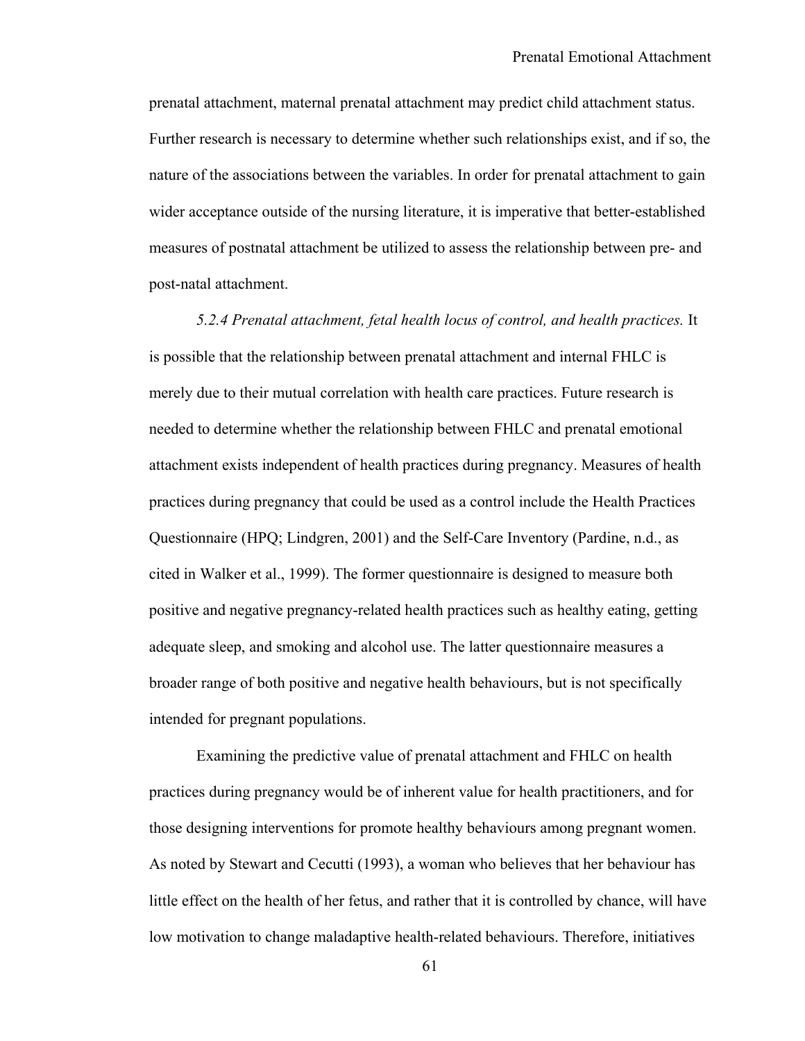prenatal attachment, maternal prenatal attachment may predict child attachment status. Further research is necessary to determine whether such relationships exist, and if so, the nature of the associations between the variables. In order for prenatal attachment to gain wider acceptance outside of the nursing literature, it is imperative that better-established measures of postnatal attachment be utilized to assess the relationship between pre- and post-natal attachment.

*5.2.4 Prenatal attachment, fetal health locus of control, and health practices.* It is possible that the relationship between prenatal attachment and internal FHLC is merely due to their mutual correlation with health care practices. Future research is needed to determine whether the relationship between FHLC and prenatal emotional attachment exists independent of health practices during pregnancy. Measures of health practices during pregnancy that could be used as a control include the Health Practices Questionnaire (HPQ; Lindgren, 2001) and the Self-Care Inventory (Pardine, n.d., as cited in Walker et al., 1999). The former questionnaire is designed to measure both positive and negative pregnancy-related health practices such as healthy eating, getting adequate sleep, and smoking and alcohol use. The latter questionnaire measures a broader range of both positive and negative health behaviours, but is not specifically intended for pregnant populations.

Examining the predictive value of prenatal attachment and FHLC on health practices during pregnancy would be of inherent value for health practitioners, and for those designing interventions for promote healthy behaviours among pregnant women. As noted by Stewart and Cecutti (1993), a woman who believes that her behaviour has little effect on the health of her fetus, and rather that it is controlled by chance, will have low motivation to change maladaptive health-related behaviours. Therefore, initiatives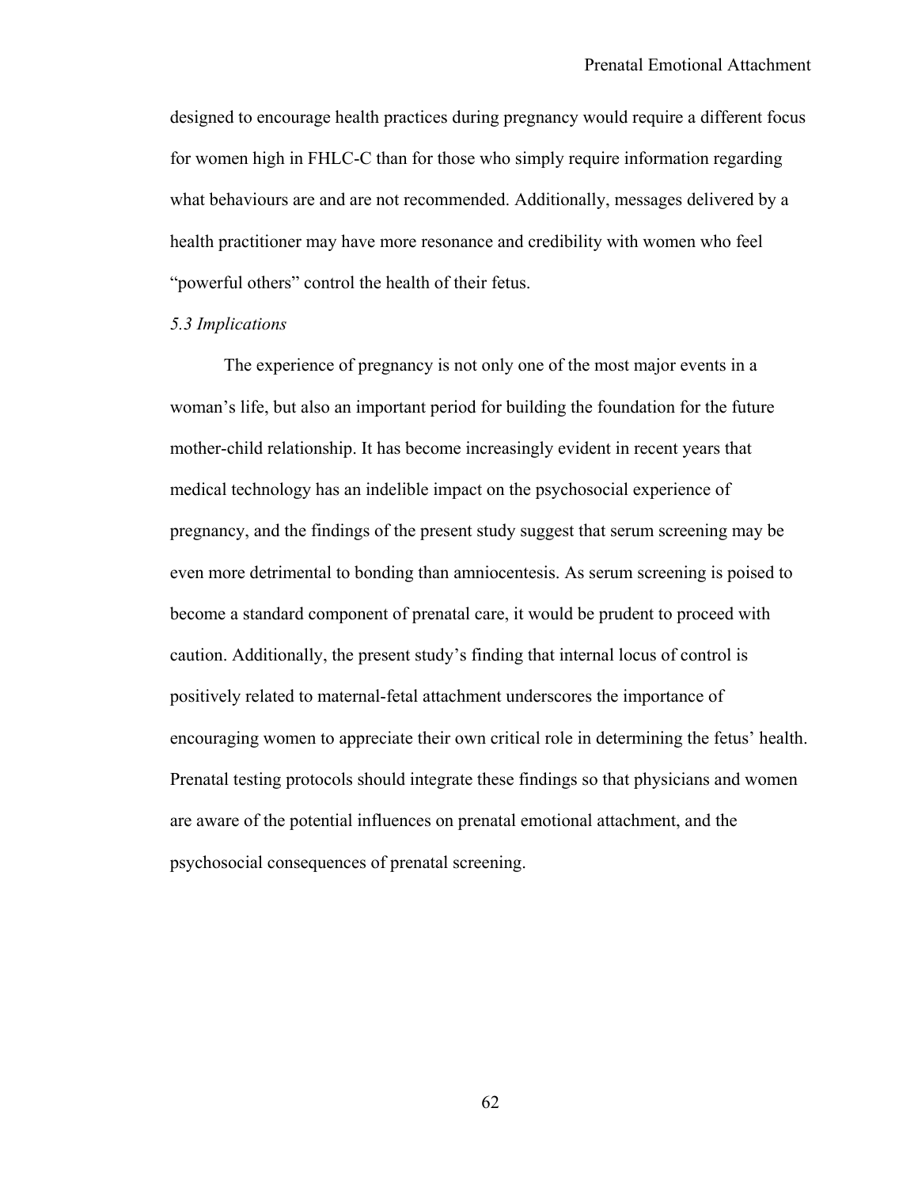designed to encourage health practices during pregnancy would require a different focus for women high in FHLC-C than for those who simply require information regarding what behaviours are and are not recommended. Additionally, messages delivered by a health practitioner may have more resonance and credibility with women who feel "powerful others" control the health of their fetus.

### *5.3 Implications*

The experience of pregnancy is not only one of the most major events in a woman's life, but also an important period for building the foundation for the future mother-child relationship. It has become increasingly evident in recent years that medical technology has an indelible impact on the psychosocial experience of pregnancy, and the findings of the present study suggest that serum screening may be even more detrimental to bonding than amniocentesis. As serum screening is poised to become a standard component of prenatal care, it would be prudent to proceed with caution. Additionally, the present study's finding that internal locus of control is positively related to maternal-fetal attachment underscores the importance of encouraging women to appreciate their own critical role in determining the fetus' health. Prenatal testing protocols should integrate these findings so that physicians and women are aware of the potential influences on prenatal emotional attachment, and the psychosocial consequences of prenatal screening.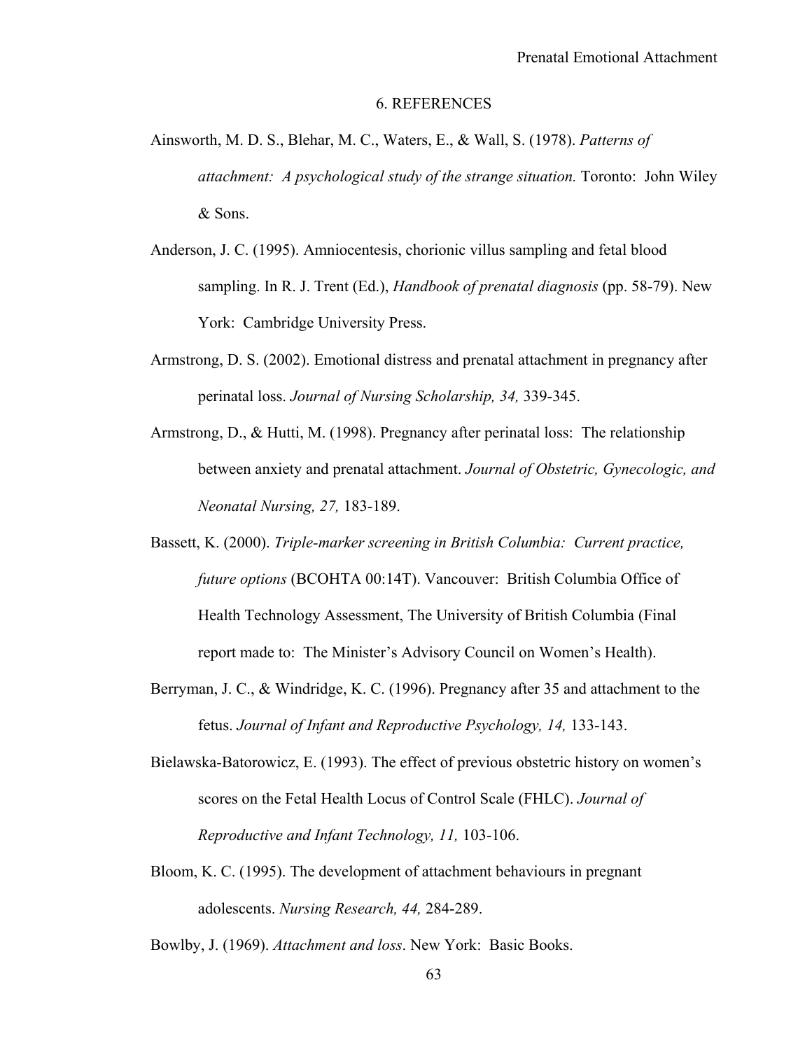# 6. REFERENCES

Ainsworth, M. D. S., Blehar, M. C., Waters, E., & Wall, S. (1978). *Patterns of attachment: A psychological study of the strange situation.* Toronto: John Wiley & Sons.

Anderson, J. C. (1995). Amniocentesis, chorionic villus sampling and fetal blood sampling. In R. J. Trent (Ed.), *Handbook of prenatal diagnosis* (pp. 58-79). New York: Cambridge University Press.

Armstrong, D. S. (2002). Emotional distress and prenatal attachment in pregnancy after perinatal loss. *Journal of Nursing Scholarship, 34,* 339-345.

Armstrong, D., & Hutti, M. (1998). Pregnancy after perinatal loss: The relationship between anxiety and prenatal attachment. *Journal of Obstetric, Gynecologic, and Neonatal Nursing, 27,* 183-189.

Bassett, K. (2000). *Triple-marker screening in British Columbia: Current practice, future options* (BCOHTA 00:14T). Vancouver: British Columbia Office of Health Technology Assessment, The University of British Columbia (Final report made to: The Minister's Advisory Council on Women's Health).

Berryman, J. C., & Windridge, K. C. (1996). Pregnancy after 35 and attachment to the fetus. *Journal of Infant and Reproductive Psychology, 14,* 133-143.

Bielawska-Batorowicz, E. (1993). The effect of previous obstetric history on women's scores on the Fetal Health Locus of Control Scale (FHLC). *Journal of Reproductive and Infant Technology, 11,* 103-106.

Bloom, K. C. (1995). The development of attachment behaviours in pregnant adolescents. *Nursing Research, 44,* 284-289.

Bowlby, J. (1969). *Attachment and loss*. New York: Basic Books.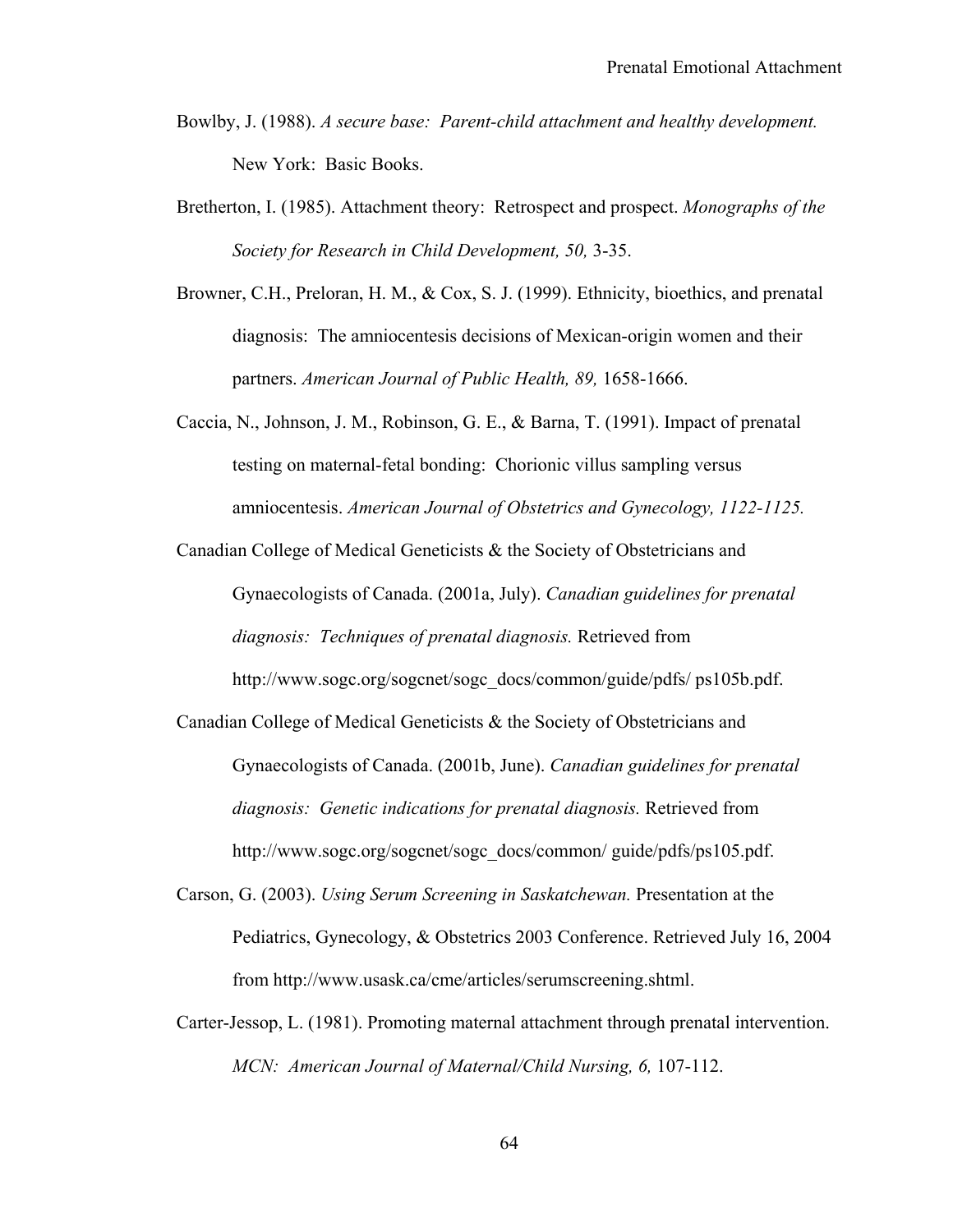Bowlby, J. (1988). *A secure base: Parent-child attachment and healthy development.* New York: Basic Books.

Bretherton, I. (1985). Attachment theory: Retrospect and prospect. *Monographs of the Society for Research in Child Development, 50,* 3-35.

Browner, C.H., Preloran, H. M., & Cox, S. J. (1999). Ethnicity, bioethics, and prenatal diagnosis: The amniocentesis decisions of Mexican-origin women and their partners. *American Journal of Public Health, 89,* 1658-1666.

Caccia, N., Johnson, J. M., Robinson, G. E., & Barna, T. (1991). Impact of prenatal testing on maternal-fetal bonding: Chorionic villus sampling versus amniocentesis. *American Journal of Obstetrics and Gynecology, 1122-1125.*

Canadian College of Medical Geneticists & the Society of Obstetricians and Gynaecologists of Canada. (2001a, July). *Canadian guidelines for prenatal diagnosis: Techniques of prenatal diagnosis.* Retrieved from http://www.sogc.org/sogcnet/sogc_docs/common/guide/pdfs/ ps105b.pdf.

Canadian College of Medical Geneticists & the Society of Obstetricians and Gynaecologists of Canada. (2001b, June). *Canadian guidelines for prenatal diagnosis: Genetic indications for prenatal diagnosis.* Retrieved from http://www.sogc.org/sogcnet/sogc_docs/common/ guide/pdfs/ps105.pdf.

Carson, G. (2003). *Using Serum Screening in Saskatchewan.* Presentation at the Pediatrics, Gynecology, & Obstetrics 2003 Conference. Retrieved July 16, 2004 from http://www.usask.ca/cme/articles/serumscreening.shtml.

Carter-Jessop, L. (1981). Promoting maternal attachment through prenatal intervention. *MCN: American Journal of Maternal/Child Nursing, 6,* 107-112.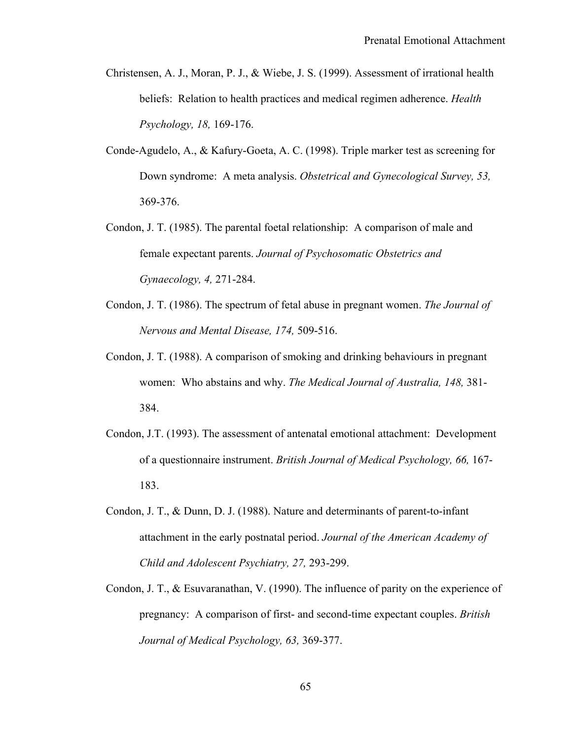Christensen, A. J., Moran, P. J., & Wiebe, J. S. (1999). Assessment of irrational health beliefs: Relation to health practices and medical regimen adherence. *Health Psychology, 18,* 169-176.

Conde-Agudelo, A., & Kafury-Goeta, A. C. (1998). Triple marker test as screening for Down syndrome: A meta analysis. *Obstetrical and Gynecological Survey, 53,* 369-376.

Condon, J. T. (1985). The parental foetal relationship: A comparison of male and female expectant parents. *Journal of Psychosomatic Obstetrics and Gynaecology, 4,* 271-284.

Condon, J. T. (1986). The spectrum of fetal abuse in pregnant women. *The Journal of Nervous and Mental Disease, 174,* 509-516.

Condon, J. T. (1988). A comparison of smoking and drinking behaviours in pregnant women: Who abstains and why. *The Medical Journal of Australia, 148,* 381-384.

Condon, J.T. (1993). The assessment of antenatal emotional attachment: Development of a questionnaire instrument. *British Journal of Medical Psychology, 66,* 167-183.

Condon, J. T., & Dunn, D. J. (1988). Nature and determinants of parent-to-infant attachment in the early postnatal period. *Journal of the American Academy of Child and Adolescent Psychiatry, 27,* 293-299.

Condon, J. T., & Esuvaranathan, V. (1990). The influence of parity on the experience of pregnancy: A comparison of first- and second-time expectant couples. *British Journal of Medical Psychology, 63,* 369-377.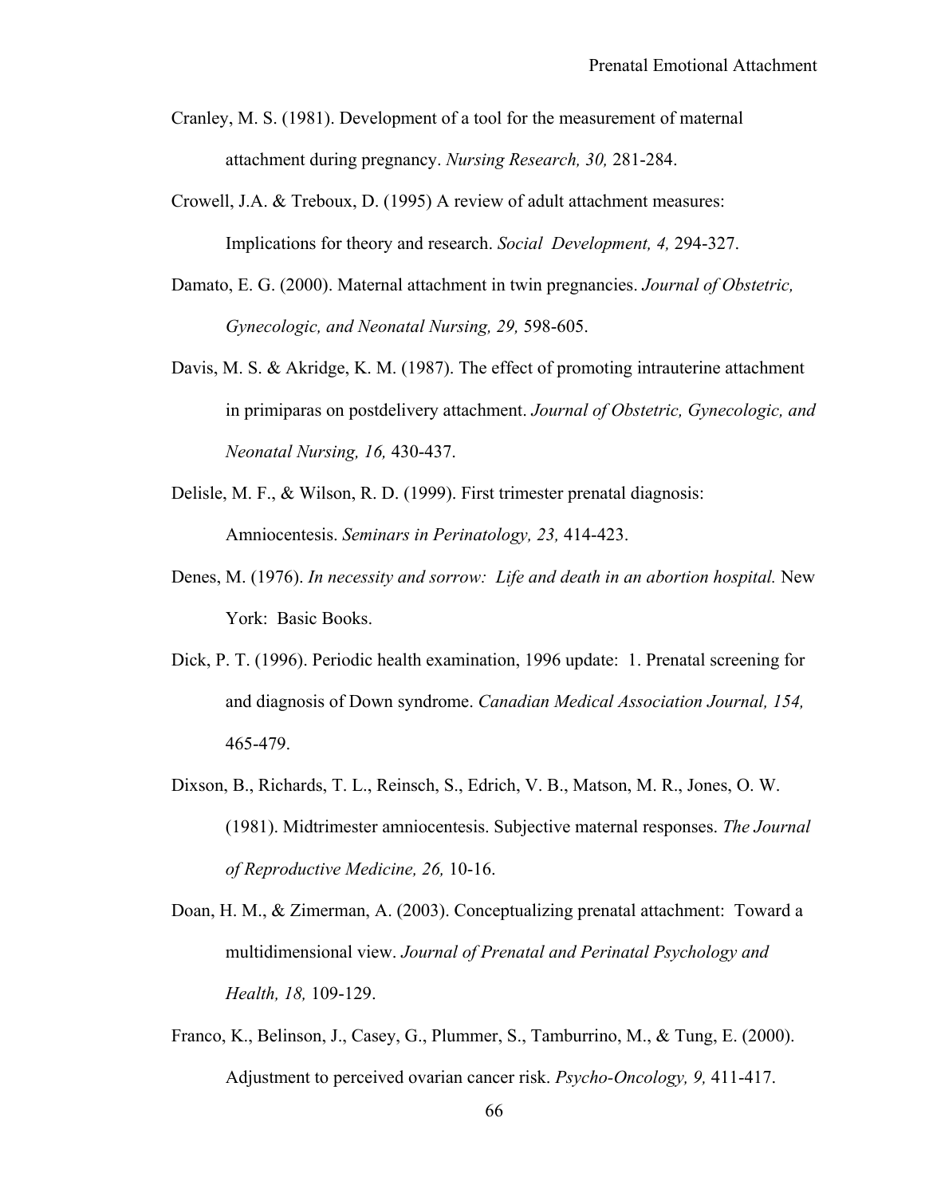Cranley, M. S. (1981). Development of a tool for the measurement of maternal attachment during pregnancy. *Nursing Research, 30,* 281-284.

Crowell, J.A. & Treboux, D. (1995) A review of adult attachment measures: Implications for theory and research. *Social Development, 4,* 294-327.

Damato, E. G. (2000). Maternal attachment in twin pregnancies. *Journal of Obstetric, Gynecologic, and Neonatal Nursing, 29,* 598-605.

Davis, M. S. & Akridge, K. M. (1987). The effect of promoting intrauterine attachment in primiparas on postdelivery attachment. *Journal of Obstetric, Gynecologic, and Neonatal Nursing, 16,* 430-437.

Delisle, M. F., & Wilson, R. D. (1999). First trimester prenatal diagnosis: Amniocentesis. *Seminars in Perinatology, 23,* 414-423.

Denes, M. (1976). *In necessity and sorrow: Life and death in an abortion hospital.* New York: Basic Books.

Dick, P. T. (1996). Periodic health examination, 1996 update: 1. Prenatal screening for and diagnosis of Down syndrome. *Canadian Medical Association Journal, 154,* 465-479.

Dixson, B., Richards, T. L., Reinsch, S., Edrich, V. B., Matson, M. R., Jones, O. W. (1981). Midtrimester amniocentesis. Subjective maternal responses. *The Journal of Reproductive Medicine, 26,* 10-16.

Doan, H. M., & Zimerman, A. (2003). Conceptualizing prenatal attachment: Toward a multidimensional view. *Journal of Prenatal and Perinatal Psychology and Health, 18,* 109-129.

Franco, K., Belinson, J., Casey, G., Plummer, S., Tamburrino, M., & Tung, E. (2000). Adjustment to perceived ovarian cancer risk. *Psycho-Oncology, 9,* 411-417.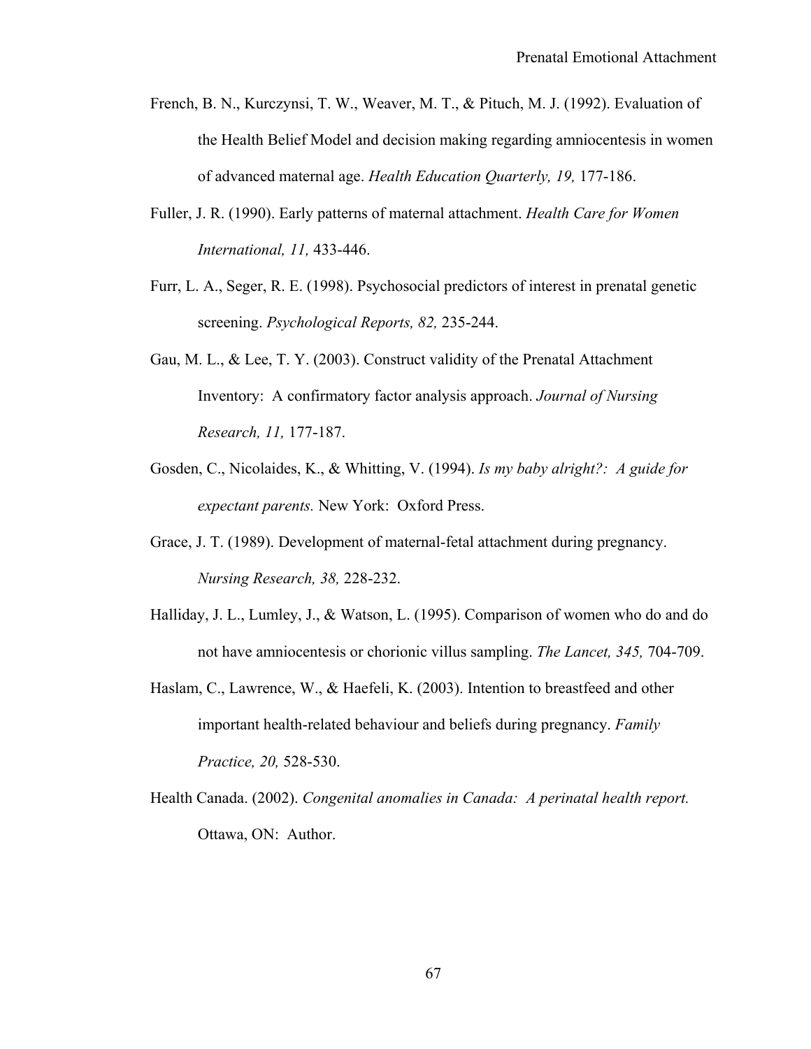French, B. N., Kurczynsi, T. W., Weaver, M. T., & Pituch, M. J. (1992). Evaluation of the Health Belief Model and decision making regarding amniocentesis in women of advanced maternal age. *Health Education Quarterly, 19,* 177-186.

Fuller, J. R. (1990). Early patterns of maternal attachment. *Health Care for Women International, 11,* 433-446.

Furr, L. A., Seger, R. E. (1998). Psychosocial predictors of interest in prenatal genetic screening. *Psychological Reports, 82,* 235-244.

Gau, M. L., & Lee, T. Y. (2003). Construct validity of the Prenatal Attachment Inventory: A confirmatory factor analysis approach. *Journal of Nursing Research, 11,* 177-187.

Gosden, C., Nicolaides, K., & Whitting, V. (1994). *Is my baby alright?: A guide for expectant parents.* New York: Oxford Press.

Grace, J. T. (1989). Development of maternal-fetal attachment during pregnancy. *Nursing Research, 38,* 228-232.

Halliday, J. L., Lumley, J., & Watson, L. (1995). Comparison of women who do and do not have amniocentesis or chorionic villus sampling. *The Lancet, 345,* 704-709.

Haslam, C., Lawrence, W., & Haefeli, K. (2003). Intention to breastfeed and other important health-related behaviour and beliefs during pregnancy. *Family Practice, 20,* 528-530.

Health Canada. (2002). *Congenital anomalies in Canada: A perinatal health report.* Ottawa, ON: Author.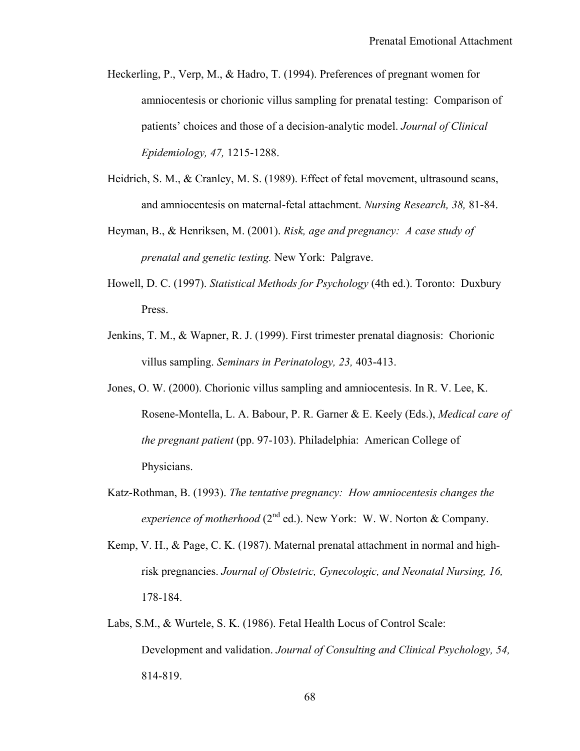Heckerling, P., Verp, M., & Hadro, T. (1994). Preferences of pregnant women for amniocentesis or chorionic villus sampling for prenatal testing: Comparison of patients' choices and those of a decision-analytic model. *Journal of Clinical Epidemiology, 47,* 1215-1288.

Heidrich, S. M., & Cranley, M. S. (1989). Effect of fetal movement, ultrasound scans, and amniocentesis on maternal-fetal attachment. *Nursing Research, 38,* 81-84.

Heyman, B., & Henriksen, M. (2001). *Risk, age and pregnancy: A case study of prenatal and genetic testing.* New York: Palgrave.

Howell, D. C. (1997). *Statistical Methods for Psychology* (4th ed.). Toronto: Duxbury Press.

Jenkins, T. M., & Wapner, R. J. (1999). First trimester prenatal diagnosis: Chorionic villus sampling. *Seminars in Perinatology, 23,* 403-413.

Jones, O. W. (2000). Chorionic villus sampling and amniocentesis. In R. V. Lee, K. Rosene-Montella, L. A. Babour, P. R. Garner & E. Keely (Eds.), *Medical care of the pregnant patient* (pp. 97-103). Philadelphia: American College of Physicians.

Katz-Rothman, B. (1993). *The tentative pregnancy: How amniocentesis changes the experience of motherhood* (2nd ed.). New York: W. W. Norton & Company.

Kemp, V. H., & Page, C. K. (1987). Maternal prenatal attachment in normal and high-risk pregnancies. *Journal of Obstetric, Gynecologic, and Neonatal Nursing, 16,* 178-184.

Labs, S.M., & Wurtele, S. K. (1986). Fetal Health Locus of Control Scale: Development and validation. *Journal of Consulting and Clinical Psychology, 54,* 814-819.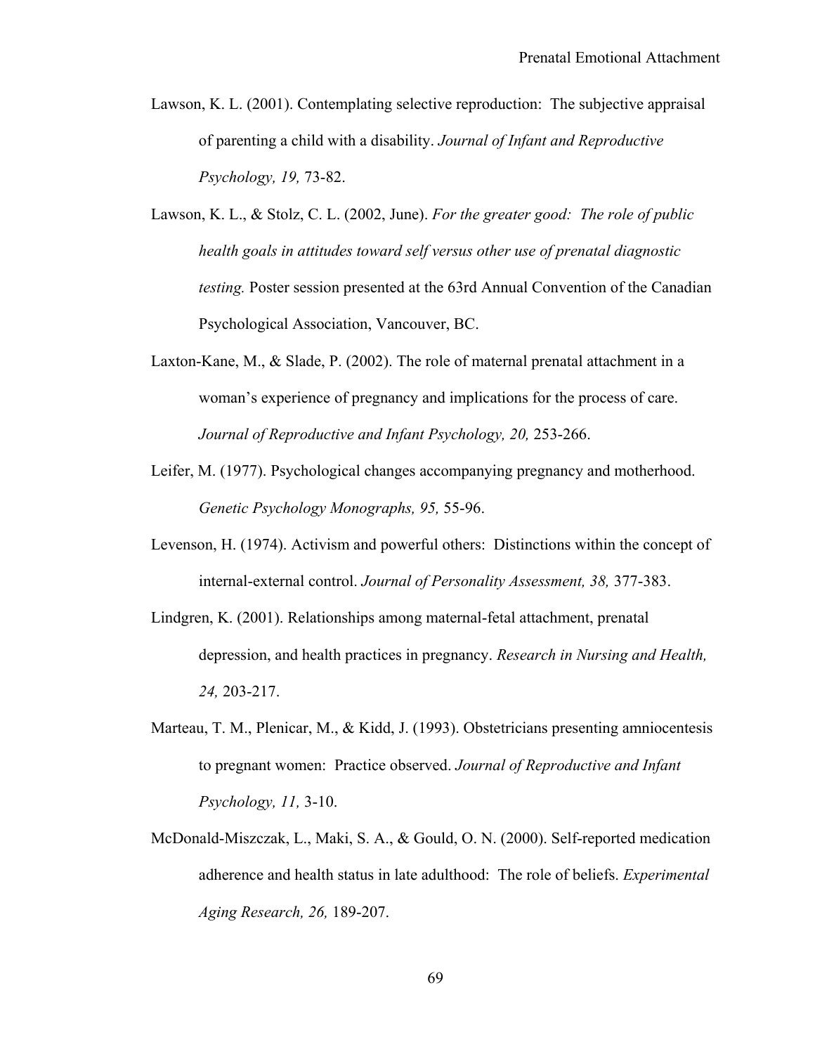Lawson, K. L. (2001). Contemplating selective reproduction: The subjective appraisal of parenting a child with a disability. *Journal of Infant and Reproductive Psychology, 19,* 73-82.

Lawson, K. L., & Stolz, C. L. (2002, June). *For the greater good: The role of public health goals in attitudes toward self versus other use of prenatal diagnostic testing.* Poster session presented at the 63rd Annual Convention of the Canadian Psychological Association, Vancouver, BC.

Laxton-Kane, M., & Slade, P. (2002). The role of maternal prenatal attachment in a woman's experience of pregnancy and implications for the process of care. *Journal of Reproductive and Infant Psychology, 20,* 253-266.

Leifer, M. (1977). Psychological changes accompanying pregnancy and motherhood. *Genetic Psychology Monographs, 95,* 55-96.

Levenson, H. (1974). Activism and powerful others: Distinctions within the concept of internal-external control. *Journal of Personality Assessment, 38,* 377-383.

Lindgren, K. (2001). Relationships among maternal-fetal attachment, prenatal depression, and health practices in pregnancy. *Research in Nursing and Health, 24,* 203-217.

Marteau, T. M., Plenicar, M., & Kidd, J. (1993). Obstetricians presenting amniocentesis to pregnant women: Practice observed. *Journal of Reproductive and Infant Psychology, 11,* 3-10.

McDonald-Miszczak, L., Maki, S. A., & Gould, O. N. (2000). Self-reported medication adherence and health status in late adulthood: The role of beliefs. *Experimental Aging Research, 26,* 189-207.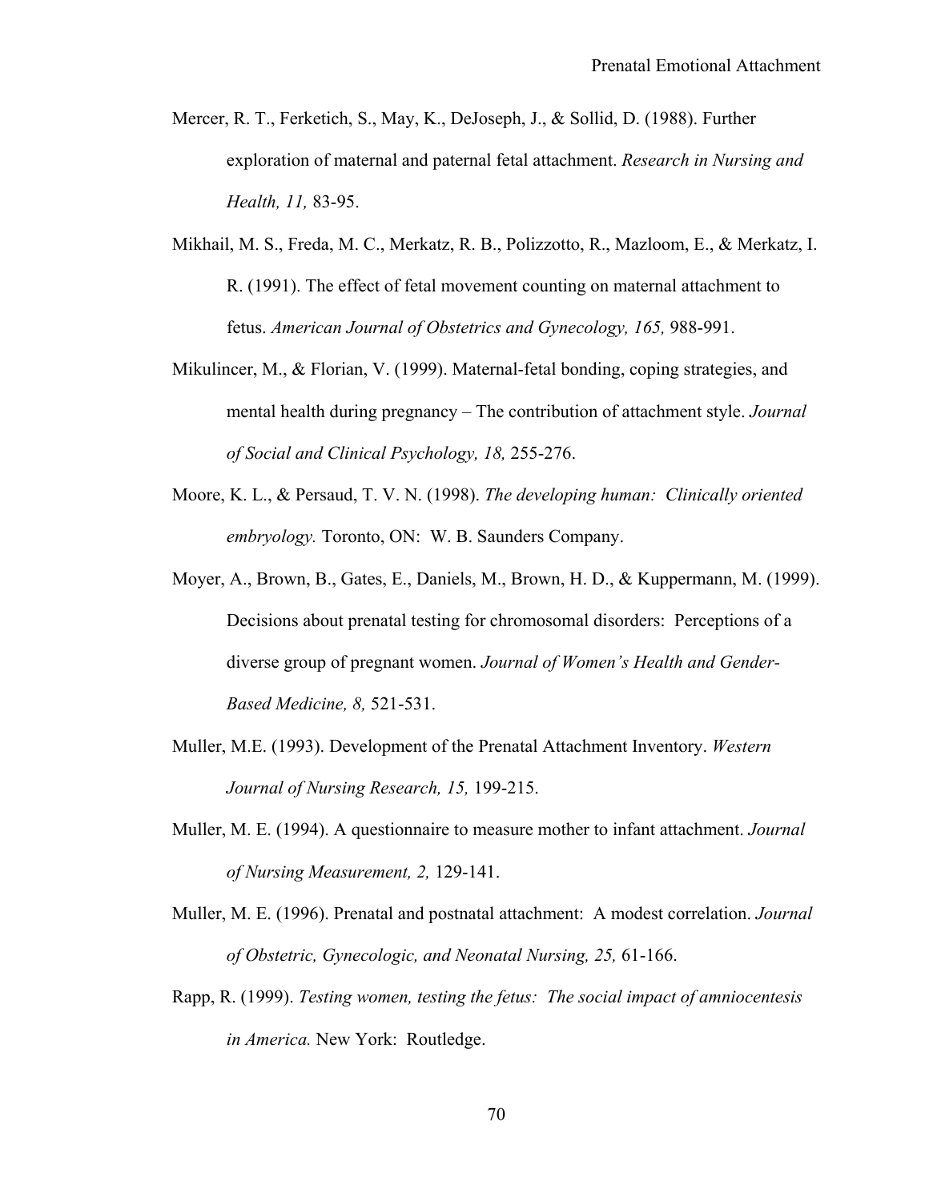Mercer, R. T., Ferketich, S., May, K., DeJoseph, J., & Sollid, D. (1988). Further exploration of maternal and paternal fetal attachment. *Research in Nursing and Health, 11,* 83-95.

Mikhail, M. S., Freda, M. C., Merkatz, R. B., Polizzotto, R., Mazloom, E., & Merkatz, I. R. (1991). The effect of fetal movement counting on maternal attachment to fetus. *American Journal of Obstetrics and Gynecology, 165,* 988-991.

Mikulincer, M., & Florian, V. (1999). Maternal-fetal bonding, coping strategies, and mental health during pregnancy – The contribution of attachment style. *Journal of Social and Clinical Psychology, 18,* 255-276.

Moore, K. L., & Persaud, T. V. N. (1998). *The developing human: Clinically oriented embryology.* Toronto, ON: W. B. Saunders Company.

Moyer, A., Brown, B., Gates, E., Daniels, M., Brown, H. D., & Kuppermann, M. (1999). Decisions about prenatal testing for chromosomal disorders: Perceptions of a diverse group of pregnant women. *Journal of Women's Health and Gender-Based Medicine, 8,* 521-531.

Muller, M.E. (1993). Development of the Prenatal Attachment Inventory. *Western Journal of Nursing Research, 15,* 199-215.

Muller, M. E. (1994). A questionnaire to measure mother to infant attachment. *Journal of Nursing Measurement, 2,* 129-141.

Muller, M. E. (1996). Prenatal and postnatal attachment: A modest correlation. *Journal of Obstetric, Gynecologic, and Neonatal Nursing, 25,* 61-166.

Rapp, R. (1999). *Testing women, testing the fetus: The social impact of amniocentesis in America.* New York: Routledge.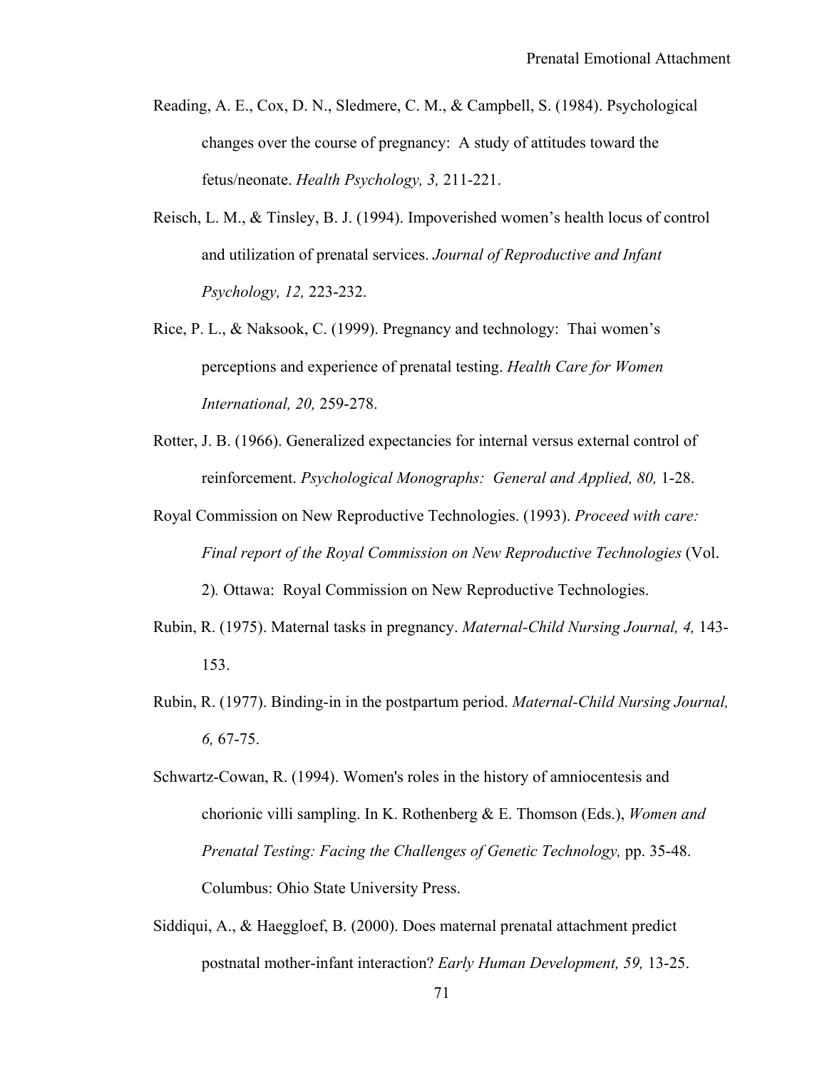Reading, A. E., Cox, D. N., Sledmere, C. M., & Campbell, S. (1984). Psychological changes over the course of pregnancy: A study of attitudes toward the fetus/neonate. *Health Psychology, 3,* 211-221.

Reisch, L. M., & Tinsley, B. J. (1994). Impoverished women's health locus of control and utilization of prenatal services. *Journal of Reproductive and Infant Psychology, 12,* 223-232.

Rice, P. L., & Naksook, C. (1999). Pregnancy and technology: Thai women's perceptions and experience of prenatal testing. *Health Care for Women International, 20,* 259-278.

Rotter, J. B. (1966). Generalized expectancies for internal versus external control of reinforcement. *Psychological Monographs: General and Applied, 80,* 1-28.

Royal Commission on New Reproductive Technologies. (1993). *Proceed with care: Final report of the Royal Commission on New Reproductive Technologies* (Vol. 2)*.* Ottawa: Royal Commission on New Reproductive Technologies.

Rubin, R. (1975). Maternal tasks in pregnancy. *Maternal-Child Nursing Journal, 4,* 143-153.

Rubin, R. (1977). Binding-in in the postpartum period. *Maternal-Child Nursing Journal, 6,* 67-75.

Schwartz-Cowan, R. (1994). Women's roles in the history of amniocentesis and chorionic villi sampling. In K. Rothenberg & E. Thomson (Eds.), *Women and Prenatal Testing: Facing the Challenges of Genetic Technology,* pp. 35-48. Columbus: Ohio State University Press.

Siddiqui, A., & Haeggloef, B. (2000). Does maternal prenatal attachment predict postnatal mother-infant interaction? *Early Human Development, 59,* 13-25.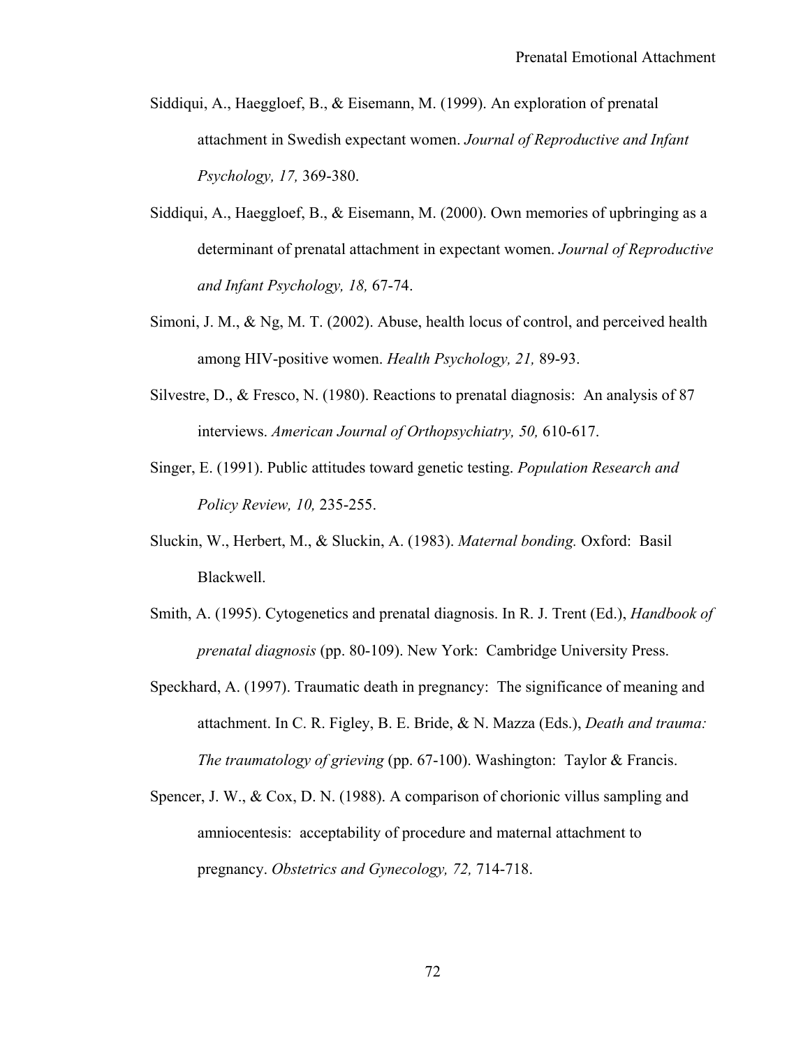Siddiqui, A., Haeggloef, B., & Eisemann, M. (1999). An exploration of prenatal attachment in Swedish expectant women. *Journal of Reproductive and Infant Psychology, 17,* 369-380.

Siddiqui, A., Haeggloef, B., & Eisemann, M. (2000). Own memories of upbringing as a determinant of prenatal attachment in expectant women. *Journal of Reproductive and Infant Psychology, 18,* 67-74.

Simoni, J. M., & Ng, M. T. (2002). Abuse, health locus of control, and perceived health among HIV-positive women. *Health Psychology, 21,* 89-93.

Silvestre, D., & Fresco, N. (1980). Reactions to prenatal diagnosis: An analysis of 87 interviews. *American Journal of Orthopsychiatry, 50,* 610-617.

Singer, E. (1991). Public attitudes toward genetic testing. *Population Research and Policy Review, 10,* 235-255.

Sluckin, W., Herbert, M., & Sluckin, A. (1983). *Maternal bonding.* Oxford: Basil Blackwell.

Smith, A. (1995). Cytogenetics and prenatal diagnosis. In R. J. Trent (Ed.), *Handbook of prenatal diagnosis* (pp. 80-109). New York: Cambridge University Press.

Speckhard, A. (1997). Traumatic death in pregnancy: The significance of meaning and attachment. In C. R. Figley, B. E. Bride, & N. Mazza (Eds.), *Death and trauma: The traumatology of grieving* (pp. 67-100). Washington: Taylor & Francis.

Spencer, J. W., & Cox, D. N. (1988). A comparison of chorionic villus sampling and amniocentesis: acceptability of procedure and maternal attachment to pregnancy. *Obstetrics and Gynecology, 72,* 714-718.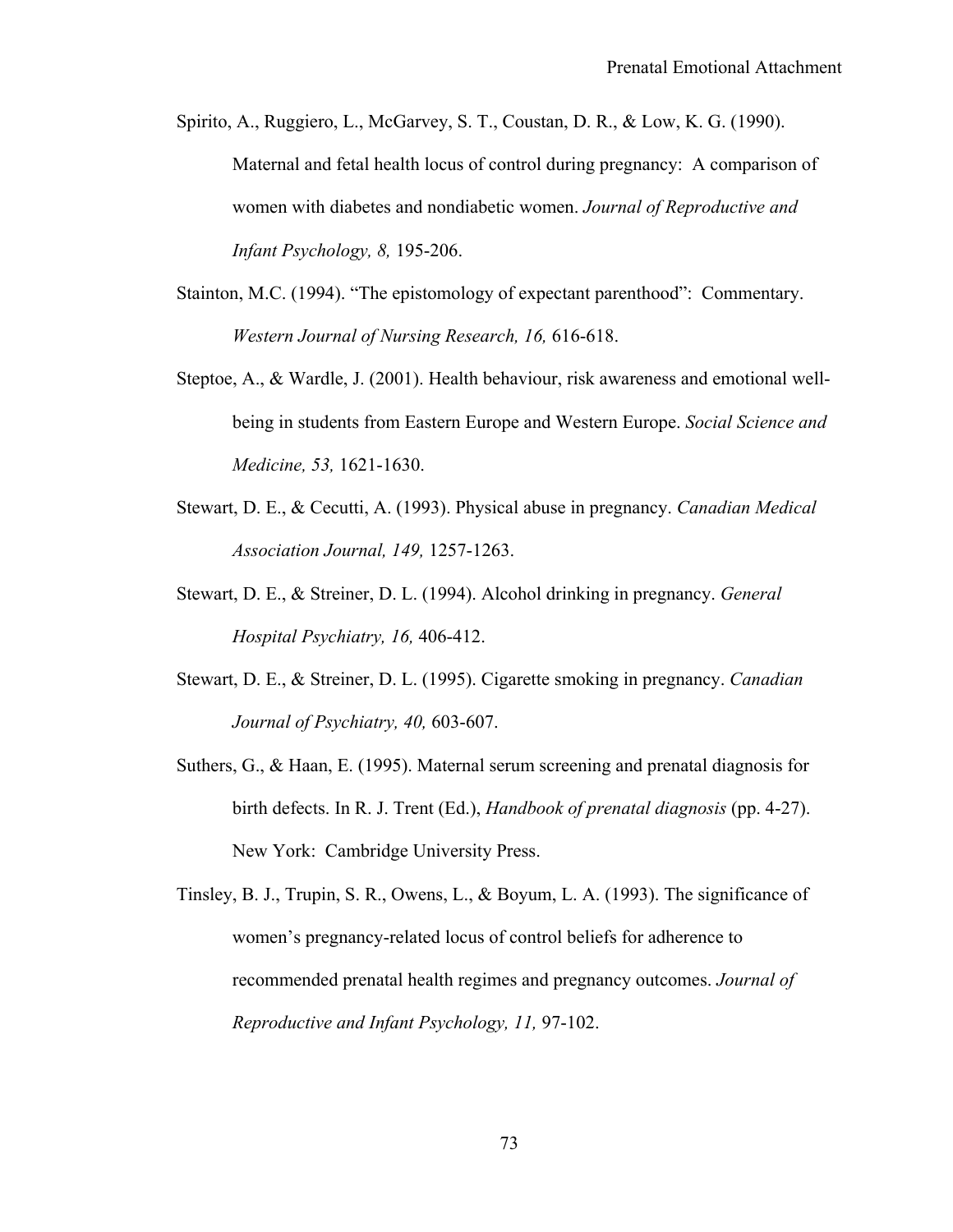Spirito, A., Ruggiero, L., McGarvey, S. T., Coustan, D. R., & Low, K. G. (1990). Maternal and fetal health locus of control during pregnancy: A comparison of women with diabetes and nondiabetic women. *Journal of Reproductive and Infant Psychology, 8,* 195-206.

Stainton, M.C. (1994). "The epistomology of expectant parenthood": Commentary. *Western Journal of Nursing Research, 16,* 616-618.

Steptoe, A., & Wardle, J. (2001). Health behaviour, risk awareness and emotional well-being in students from Eastern Europe and Western Europe. *Social Science and Medicine, 53,* 1621-1630.

Stewart, D. E., & Cecutti, A. (1993). Physical abuse in pregnancy. *Canadian Medical Association Journal, 149,* 1257-1263.

Stewart, D. E., & Streiner, D. L. (1994). Alcohol drinking in pregnancy. *General Hospital Psychiatry, 16,* 406-412.

Stewart, D. E., & Streiner, D. L. (1995). Cigarette smoking in pregnancy. *Canadian Journal of Psychiatry, 40,* 603-607.

Suthers, G., & Haan, E. (1995). Maternal serum screening and prenatal diagnosis for birth defects. In R. J. Trent (Ed.), *Handbook of prenatal diagnosis* (pp. 4-27). New York: Cambridge University Press.

Tinsley, B. J., Trupin, S. R., Owens, L., & Boyum, L. A. (1993). The significance of women's pregnancy-related locus of control beliefs for adherence to recommended prenatal health regimes and pregnancy outcomes. *Journal of Reproductive and Infant Psychology, 11,* 97-102.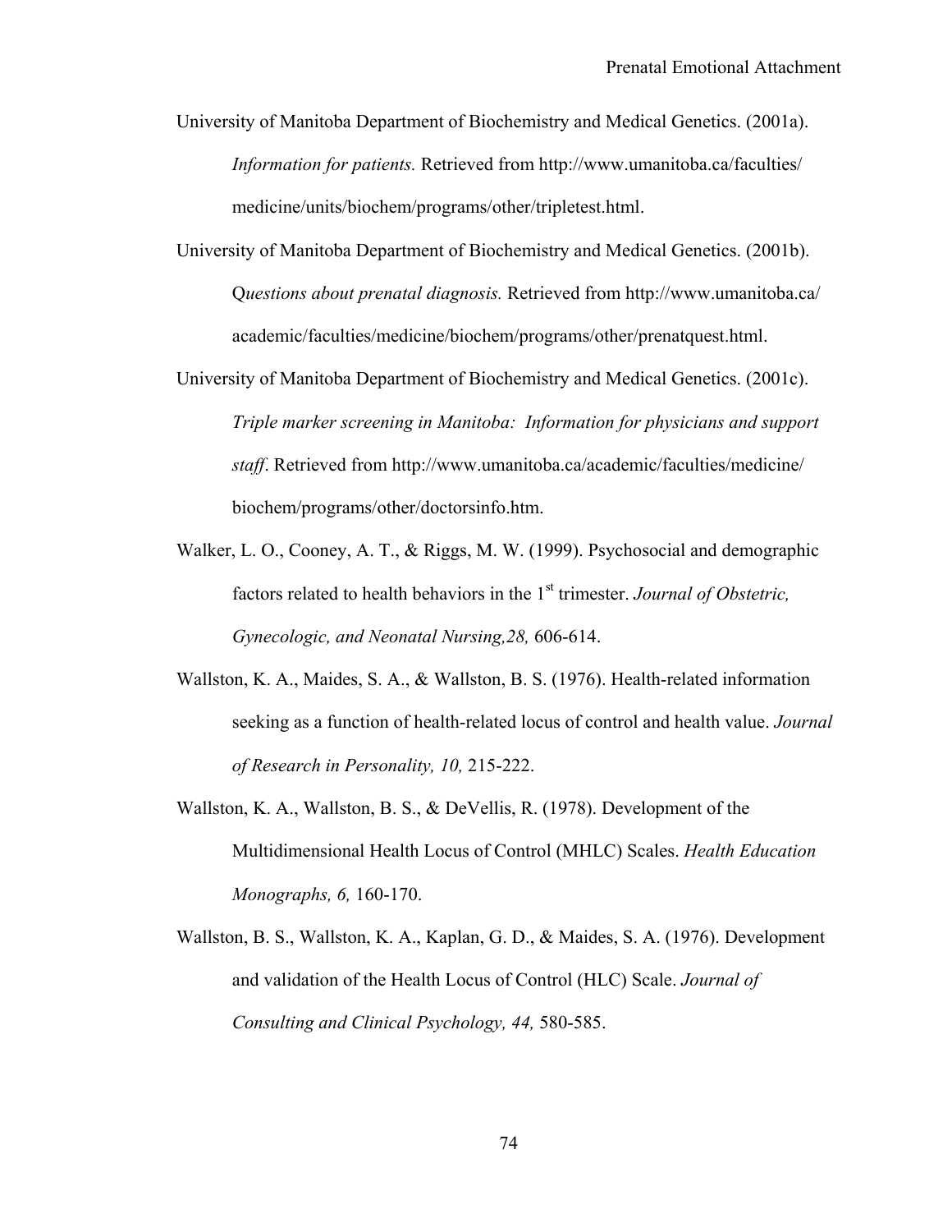University of Manitoba Department of Biochemistry and Medical Genetics. (2001a). *Information for patients.* Retrieved from http://www.umanitoba.ca/faculties/medicine/units/biochem/programs/other/tripletest.html.

University of Manitoba Department of Biochemistry and Medical Genetics. (2001b). Q*uestions about prenatal diagnosis.* Retrieved from http://www.umanitoba.ca/academic/faculties/medicine/biochem/programs/other/prenatquest.html.

University of Manitoba Department of Biochemistry and Medical Genetics. (2001c). *Triple marker screening in Manitoba: Information for physicians and support staff*. Retrieved from http://www.umanitoba.ca/academic/faculties/medicine/biochem/programs/other/doctorsinfo.htm.

Walker, L. O., Cooney, A. T., & Riggs, M. W. (1999). Psychosocial and demographic factors related to health behaviors in the 1st trimester. *Journal of Obstetric, Gynecologic, and Neonatal Nursing,28,* 606-614.

Wallston, K. A., Maides, S. A., & Wallston, B. S. (1976). Health-related information seeking as a function of health-related locus of control and health value. *Journal of Research in Personality, 10,* 215-222.

Wallston, K. A., Wallston, B. S., & DeVellis, R. (1978). Development of the Multidimensional Health Locus of Control (MHLC) Scales. *Health Education Monographs, 6,* 160-170.

Wallston, B. S., Wallston, K. A., Kaplan, G. D., & Maides, S. A. (1976). Development and validation of the Health Locus of Control (HLC) Scale. *Journal of Consulting and Clinical Psychology, 44,* 580-585.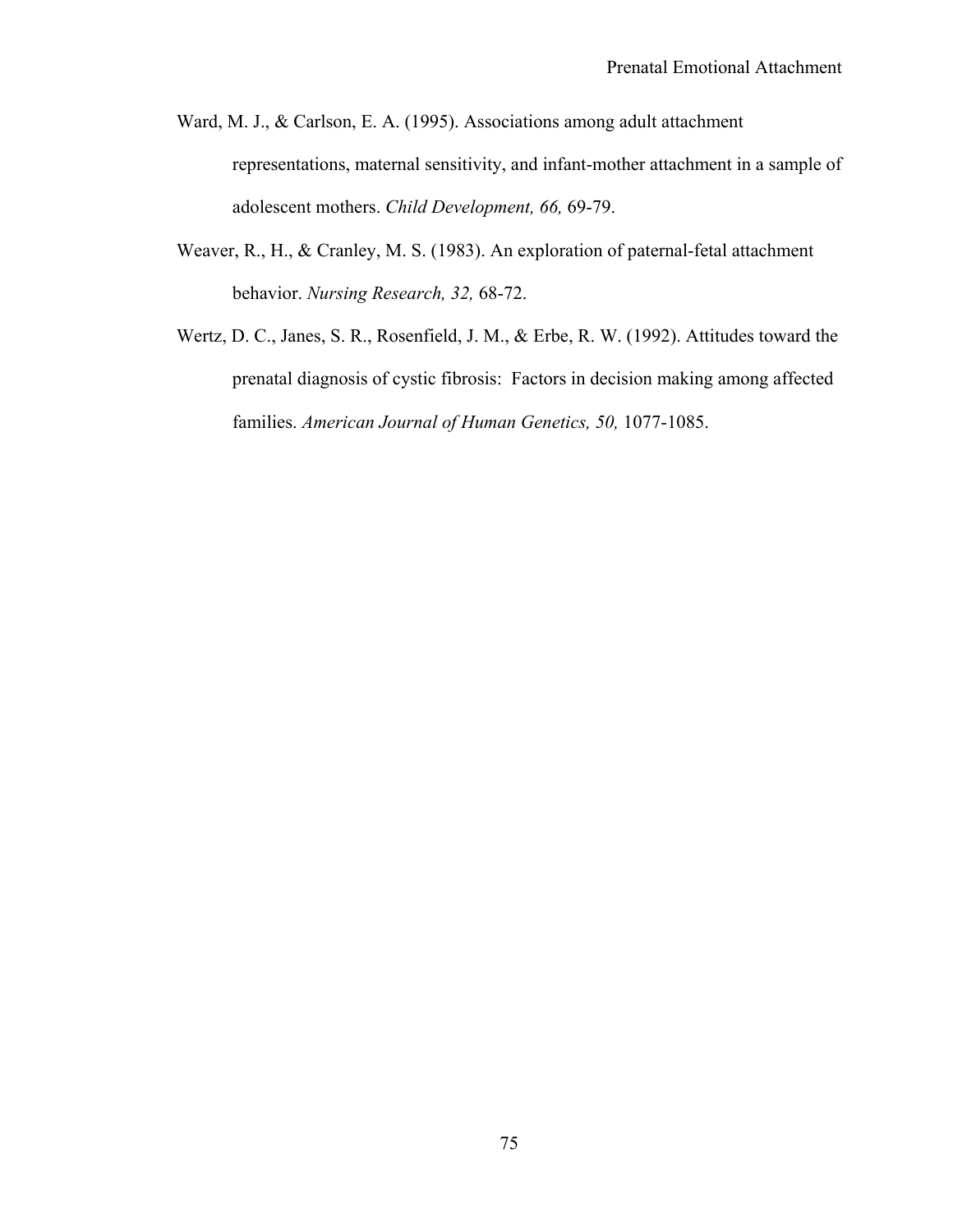Ward, M. J., & Carlson, E. A. (1995). Associations among adult attachment representations, maternal sensitivity, and infant-mother attachment in a sample of adolescent mothers. *Child Development, 66,* 69-79.

Weaver, R., H., & Cranley, M. S. (1983). An exploration of paternal-fetal attachment behavior. *Nursing Research, 32,* 68-72.

Wertz, D. C., Janes, S. R., Rosenfield, J. M., & Erbe, R. W. (1992). Attitudes toward the prenatal diagnosis of cystic fibrosis: Factors in decision making among affected families. *American Journal of Human Genetics, 50,* 1077-1085.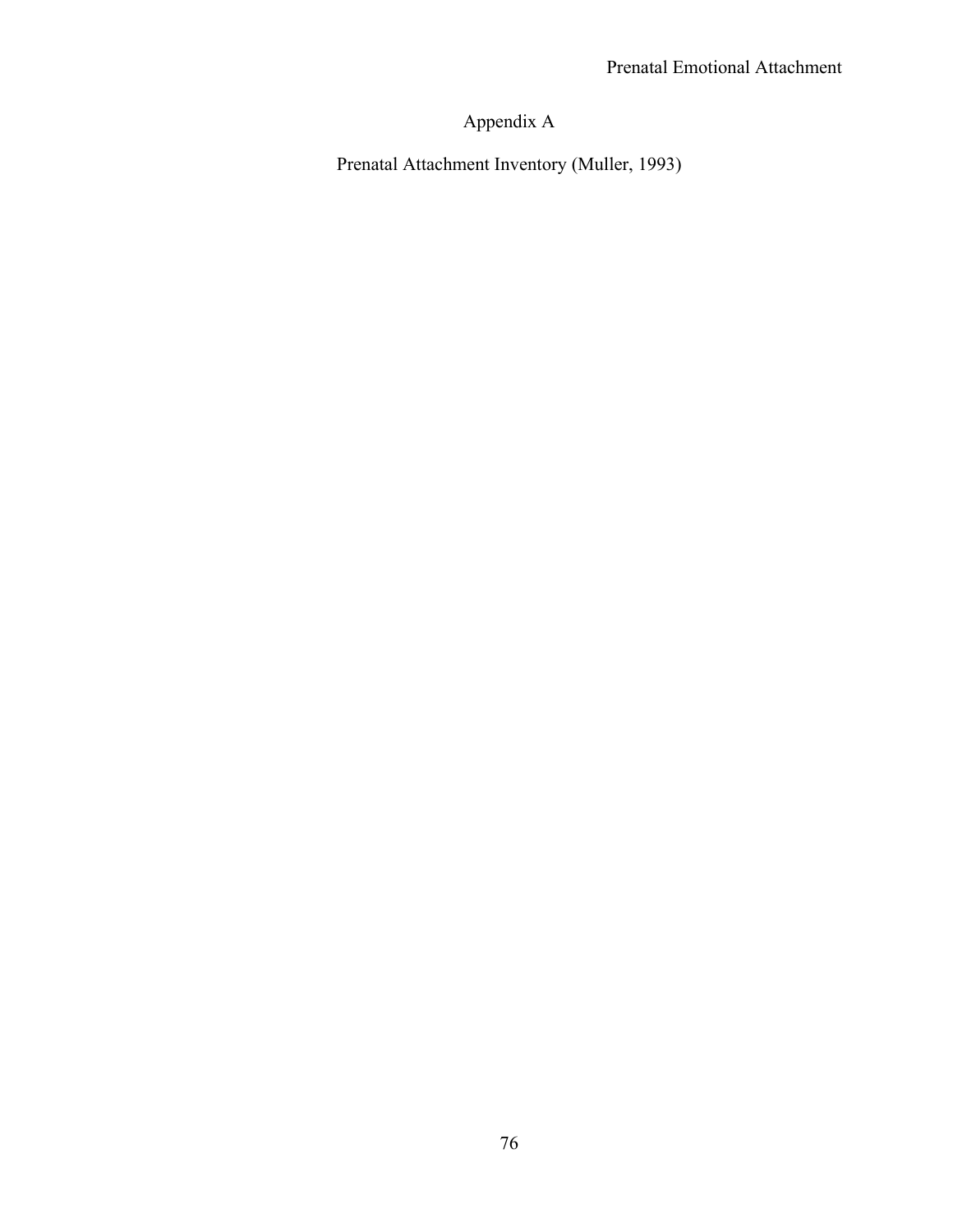# Appendix A

## Prenatal Attachment Inventory (Muller, 1993)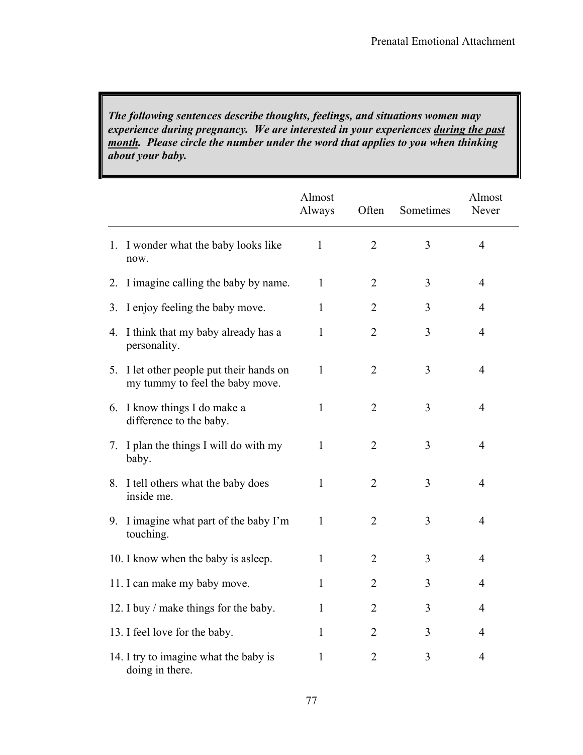***The following sentences describe thoughts, feelings, and situations women may experience during pregnancy. We are interested in your experiences <u>during the past month</u>. Please circle the number under the word that applies to you when thinking about your baby.***

| | Almost Always | Often | Sometimes | Almost Never |
|---|---|---|---|---|
| 1. I wonder what the baby looks like now. | 1 | 2 | 3 | 4 |
| 2. I imagine calling the baby by name. | 1 | 2 | 3 | 4 |
| 3. I enjoy feeling the baby move. | 1 | 2 | 3 | 4 |
| 4. I think that my baby already has a personality. | 1 | 2 | 3 | 4 |
| 5. I let other people put their hands on my tummy to feel the baby move. | 1 | 2 | 3 | 4 |
| 6. I know things I do make a difference to the baby. | 1 | 2 | 3 | 4 |
| 7. I plan the things I will do with my baby. | 1 | 2 | 3 | 4 |
| 8. I tell others what the baby does inside me. | 1 | 2 | 3 | 4 |
| 9. I imagine what part of the baby I'm touching. | 1 | 2 | 3 | 4 |
| 10. I know when the baby is asleep. | 1 | 2 | 3 | 4 |
| 11. I can make my baby move. | 1 | 2 | 3 | 4 |
| 12. I buy / make things for the baby. | 1 | 2 | 3 | 4 |
| 13. I feel love for the baby. | 1 | 2 | 3 | 4 |
| 14. I try to imagine what the baby is doing in there. | 1 | 2 | 3 | 4 |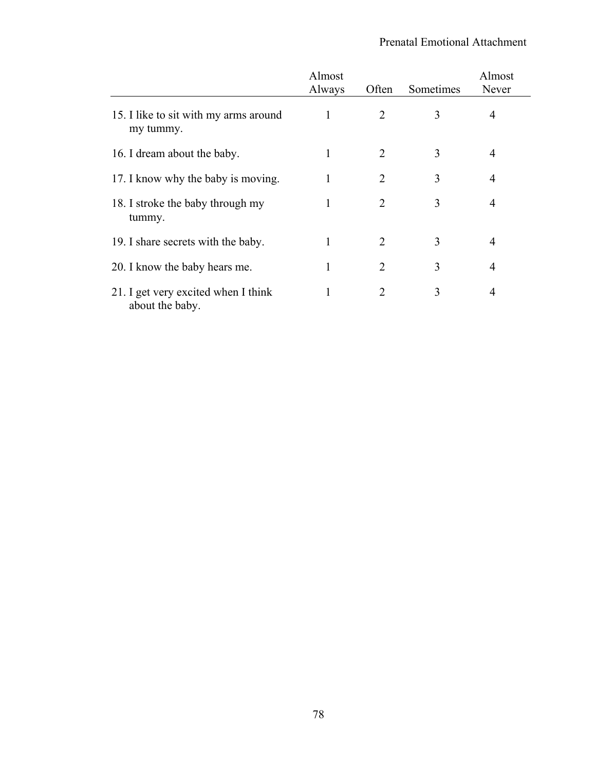| | Almost Always | Often | Sometimes | Almost Never |
|---|---|---|---|---|
| 15. I like to sit with my arms around my tummy. | 1 | 2 | 3 | 4 |
| 16. I dream about the baby. | 1 | 2 | 3 | 4 |
| 17. I know why the baby is moving. | 1 | 2 | 3 | 4 |
| 18. I stroke the baby through my tummy. | 1 | 2 | 3 | 4 |
| 19. I share secrets with the baby. | 1 | 2 | 3 | 4 |
| 20. I know the baby hears me. | 1 | 2 | 3 | 4 |
| 21. I get very excited when I think about the baby. | 1 | 2 | 3 | 4 |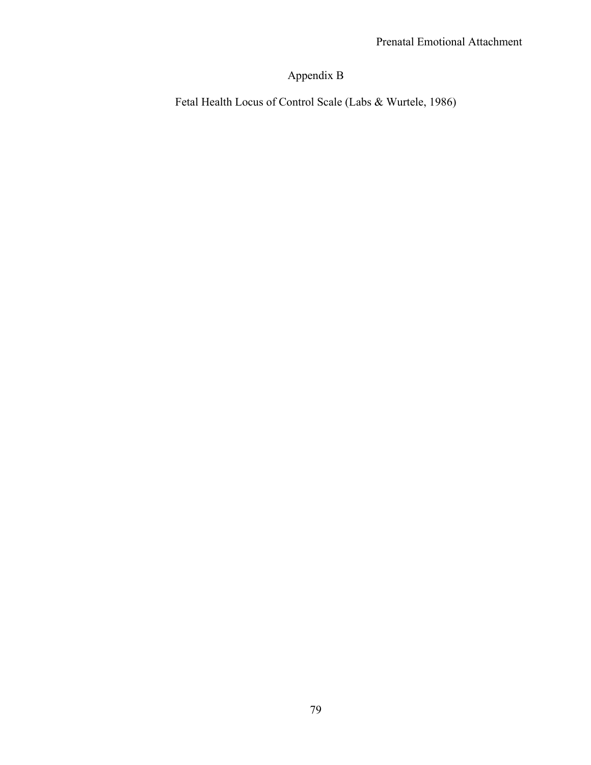# Appendix B

## Fetal Health Locus of Control Scale (Labs & Wurtele, 1986)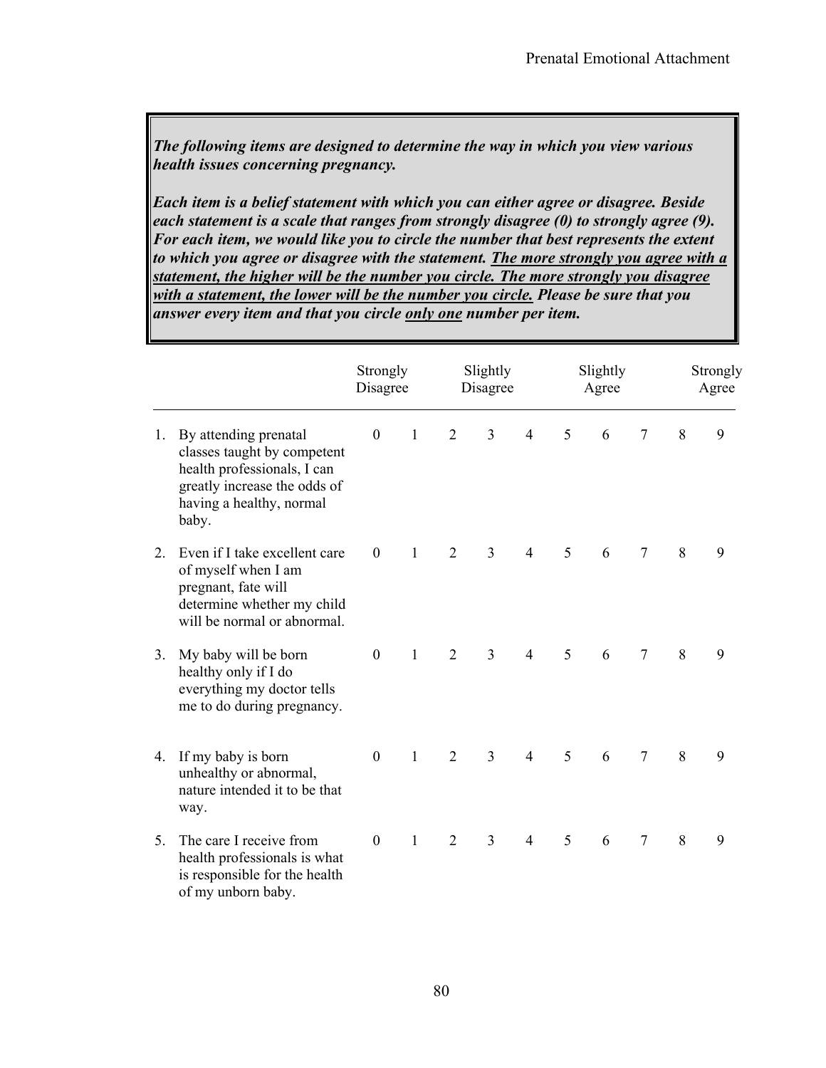***The following items are designed to determine the way in which you view various health issues concerning pregnancy.***

***Each item is a belief statement with which you can either agree or disagree. Beside each statement is a scale that ranges from strongly disagree (0) to strongly agree (9). For each item, we would like you to circle the number that best represents the extent to which you agree or disagree with the statement. <u>The more strongly you agree with a statement, the higher will be the number you circle. The more strongly you disagree with a statement, the lower will be the number you circle.</u> Please be sure that you answer every item and that you circle <u>only one</u> number per item.***

| | Strongly Disagree | | | Slightly Disagree | | Slightly Agree | | | | Strongly Agree |
|---|---|---|---|---|---|---|---|---|---|---|
| 1. By attending prenatal classes taught by competent health professionals, I can greatly increase the odds of having a healthy, normal baby. | 0 | 1 | 2 | 3 | 4 | 5 | 6 | 7 | 8 | 9 |
| 2. Even if I take excellent care of myself when I am pregnant, fate will determine whether my child will be normal or abnormal. | 0 | 1 | 2 | 3 | 4 | 5 | 6 | 7 | 8 | 9 |
| 3. My baby will be born healthy only if I do everything my doctor tells me to do during pregnancy. | 0 | 1 | 2 | 3 | 4 | 5 | 6 | 7 | 8 | 9 |
| 4. If my baby is born unhealthy or abnormal, nature intended it to be that way. | 0 | 1 | 2 | 3 | 4 | 5 | 6 | 7 | 8 | 9 |
| 5. The care I receive from health professionals is what is responsible for the health of my unborn baby. | 0 | 1 | 2 | 3 | 4 | 5 | 6 | 7 | 8 | 9 |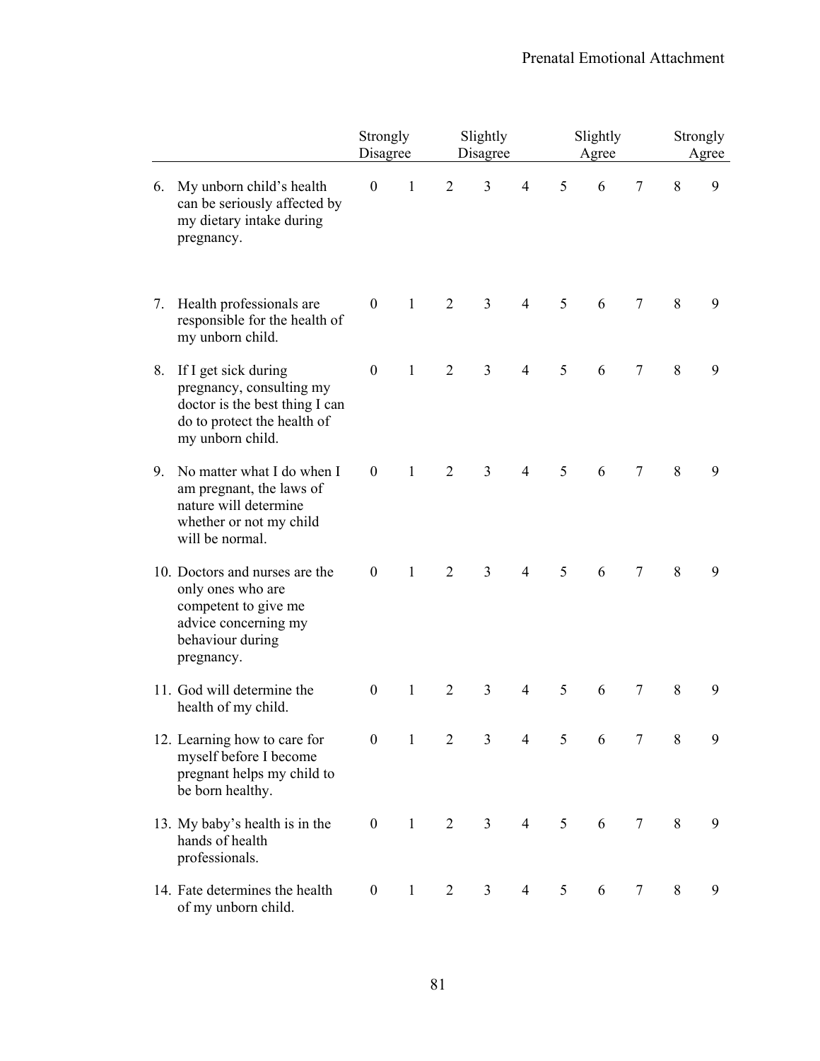| | Strongly Disagree | | Slightly Disagree | | | Slightly Agree | | | Strongly Agree | |
|---|---|---|---|---|---|---|---|---|---|---|
| 6. My unborn child's health can be seriously affected by my dietary intake during pregnancy. | 0 | 1 | 2 | 3 | 4 | 5 | 6 | 7 | 8 | 9 |
| 7. Health professionals are responsible for the health of my unborn child. | 0 | 1 | 2 | 3 | 4 | 5 | 6 | 7 | 8 | 9 |
| 8. If I get sick during pregnancy, consulting my doctor is the best thing I can do to protect the health of my unborn child. | 0 | 1 | 2 | 3 | 4 | 5 | 6 | 7 | 8 | 9 |
| 9. No matter what I do when I am pregnant, the laws of nature will determine whether or not my child will be normal. | 0 | 1 | 2 | 3 | 4 | 5 | 6 | 7 | 8 | 9 |
| 10. Doctors and nurses are the only ones who are competent to give me advice concerning my behaviour during pregnancy. | 0 | 1 | 2 | 3 | 4 | 5 | 6 | 7 | 8 | 9 |
| 11. God will determine the health of my child. | 0 | 1 | 2 | 3 | 4 | 5 | 6 | 7 | 8 | 9 |
| 12. Learning how to care for myself before I become pregnant helps my child to be born healthy. | 0 | 1 | 2 | 3 | 4 | 5 | 6 | 7 | 8 | 9 |
| 13. My baby's health is in the hands of health professionals. | 0 | 1 | 2 | 3 | 4 | 5 | 6 | 7 | 8 | 9 |
| 14. Fate determines the health of my unborn child. | 0 | 1 | 2 | 3 | 4 | 5 | 6 | 7 | 8 | 9 |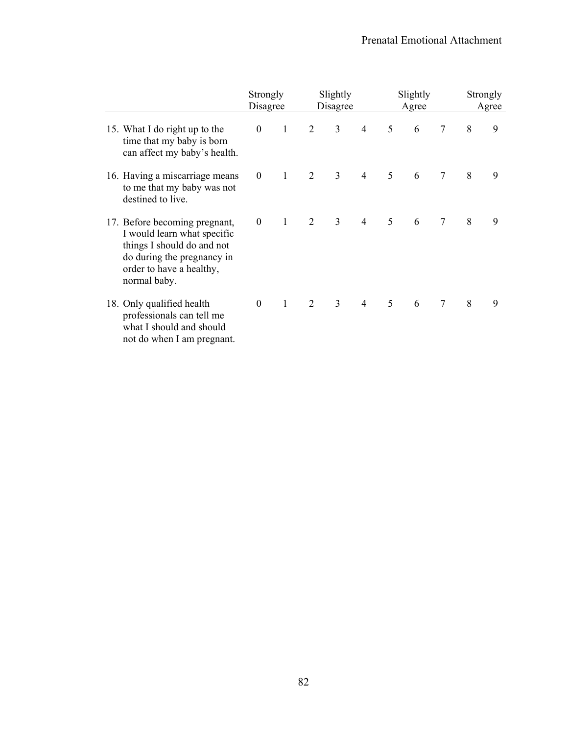| | Strongly Disagree | | Slightly Disagree | | | Slightly Agree | | | | Strongly Agree |
|---|---|---|---|---|---|---|---|---|---|---|
| 15. What I do right up to the time that my baby is born can affect my baby's health. | 0 | 1 | 2 | 3 | 4 | 5 | 6 | 7 | 8 | 9 |
| 16. Having a miscarriage means to me that my baby was not destined to live. | 0 | 1 | 2 | 3 | 4 | 5 | 6 | 7 | 8 | 9 |
| 17. Before becoming pregnant, I would learn what specific things I should do and not do during the pregnancy in order to have a healthy, normal baby. | 0 | 1 | 2 | 3 | 4 | 5 | 6 | 7 | 8 | 9 |
| 18. Only qualified health professionals can tell me what I should and should not do when I am pregnant. | 0 | 1 | 2 | 3 | 4 | 5 | 6 | 7 | 8 | 9 |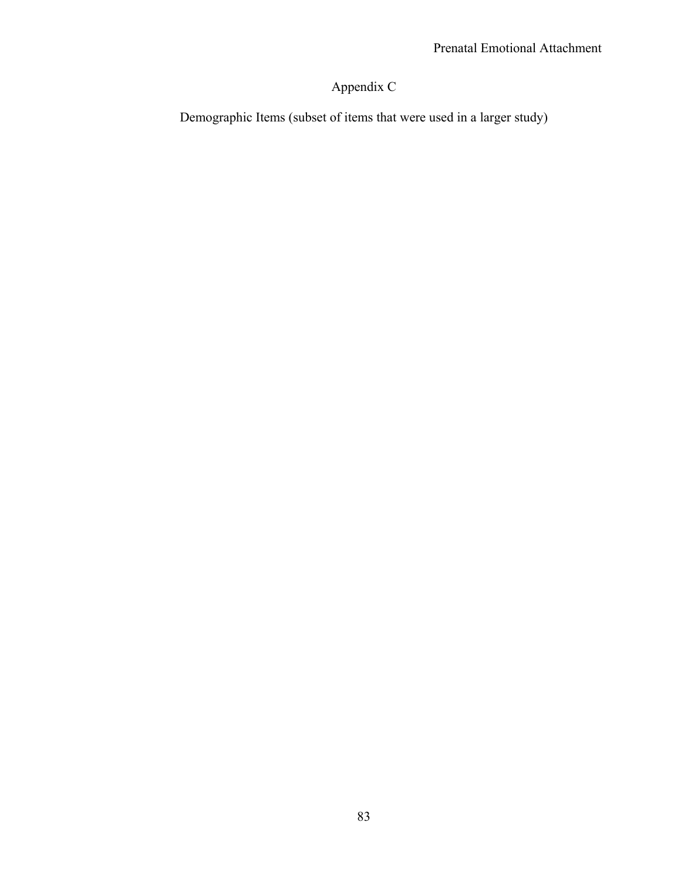# Appendix C

Demographic Items (subset of items that were used in a larger study)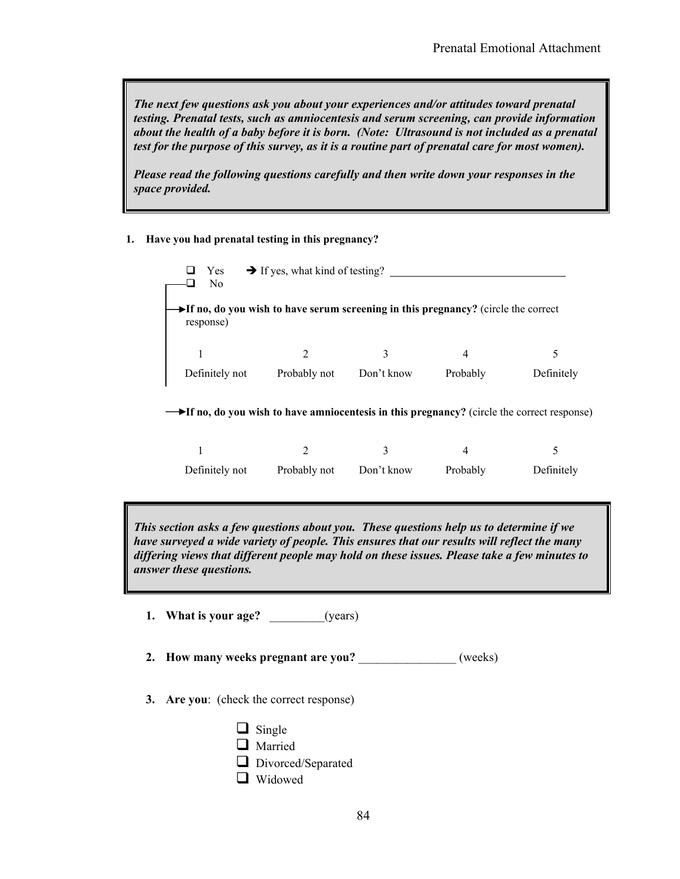***The next few questions ask you about your experiences and/or attitudes toward prenatal testing. Prenatal tests, such as amniocentesis and serum screening, can provide information about the health of a baby before it is born. (Note: Ultrasound is not included as a prenatal test for the purpose of this survey, as it is a routine part of prenatal care for most women).***

***Please read the following questions carefully and then write down your responses in the space provided.***

**1. Have you had prenatal testing in this pregnancy?**

- ❑ Yes → If yes, what kind of testing? ______________________________
- ❑ No

→ **If no, do you wish to have serum screening in this pregnancy?** (circle the correct response)

| 1 | 2 | 3 | 4 | 5 |
|---|---|---|---|---|
| Definitely not | Probably not | Don't know | Probably | Definitely |

→ **If no, do you wish to have amniocentesis in this pregnancy?** (circle the correct response)

| 1 | 2 | 3 | 4 | 5 |
|---|---|---|---|---|
| Definitely not | Probably not | Don't know | Probably | Definitely |

***This section asks a few questions about you. These questions help us to determine if we have surveyed a wide variety of people. This ensures that our results will reflect the many differing views that different people may hold on these issues. Please take a few minutes to answer these questions.***

1. **What is your age?** _________(years)

2. **How many weeks pregnant are you?** ________________ (weeks)

3. **Are you**: (check the correct response)

   - ❑ Single
   - ❑ Married
   - ❑ Divorced/Separated
   - ❑ Widowed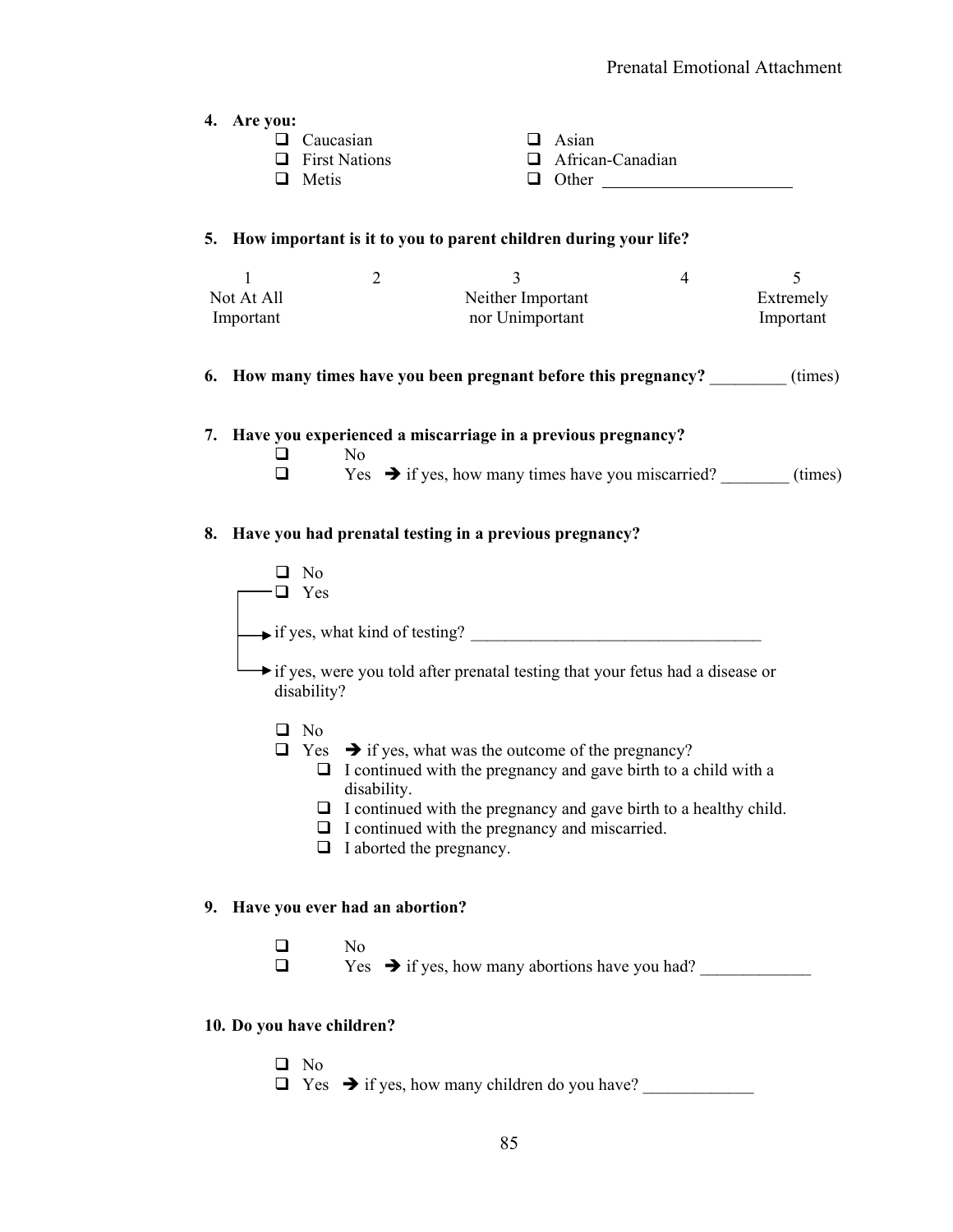**4. Are you:**

- ❑ Caucasian
- ❑ First Nations
- ❑ Metis
- ❑ Asian
- ❑ African-Canadian
- ❑ Other ______________________

**5. How important is it to you to parent children during your life?**

| 1 | 2 | 3 | 4 | 5 |
|---|---|---|---|---|
| Not At All Important | | Neither Important nor Unimportant | | Extremely Important |

**6. How many times have you been pregnant before this pregnancy?** _________ (times)

**7. Have you experienced a miscarriage in a previous pregnancy?**

- ❑ No
- ❑ Yes ➔ if yes, how many times have you miscarried? ________ (times)

**8. Have you had prenatal testing in a previous pregnancy?**

- ❑ No
- ❑ Yes

→ if yes, what kind of testing? __________________________________

→ if yes, were you told after prenatal testing that your fetus had a disease or disability?

- ❑ No
- ❑ Yes ➔ if yes, what was the outcome of the pregnancy?
  - ❑ I continued with the pregnancy and gave birth to a child with a disability.
  - ❑ I continued with the pregnancy and gave birth to a healthy child.
  - ❑ I continued with the pregnancy and miscarried.
  - ❑ I aborted the pregnancy.

**9. Have you ever had an abortion?**

- ❑ No
- ❑ Yes ➔ if yes, how many abortions have you had? _____________

**10. Do you have children?**

- ❑ No
- ❑ Yes ➔ if yes, how many children do you have? _____________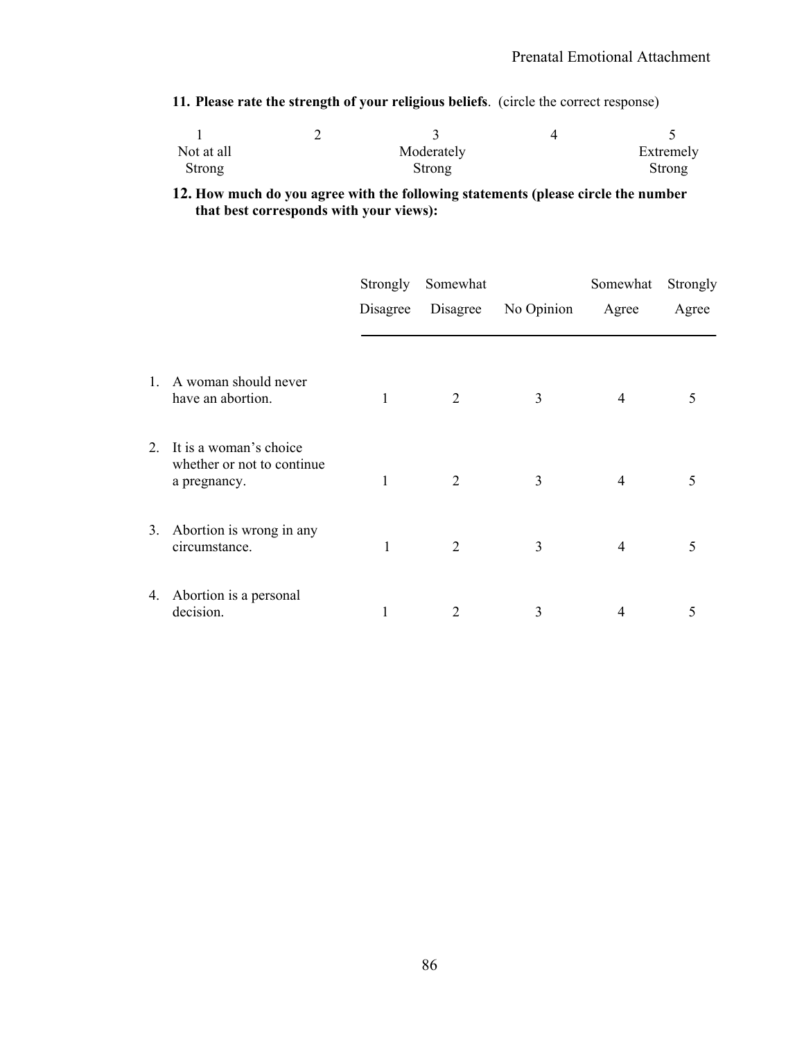**11. Please rate the strength of your religious beliefs**. (circle the correct response)

| 1 | 2 | 3 | 4 | 5 |
|---|---|---|---|---|
| Not at all Strong | | Moderately Strong | | Extremely Strong |

**12. How much do you agree with the following statements (please circle the number that best corresponds with your views):**

| | Strongly Disagree | Somewhat Disagree | No Opinion | Somewhat Agree | Strongly Agree |
|---|---|---|---|---|---|
| 1. A woman should never have an abortion. | 1 | 2 | 3 | 4 | 5 |
| 2. It is a woman's choice whether or not to continue a pregnancy. | 1 | 2 | 3 | 4 | 5 |
| 3. Abortion is wrong in any circumstance. | 1 | 2 | 3 | 4 | 5 |
| 4. Abortion is a personal decision. | 1 | 2 | 3 | 4 | 5 |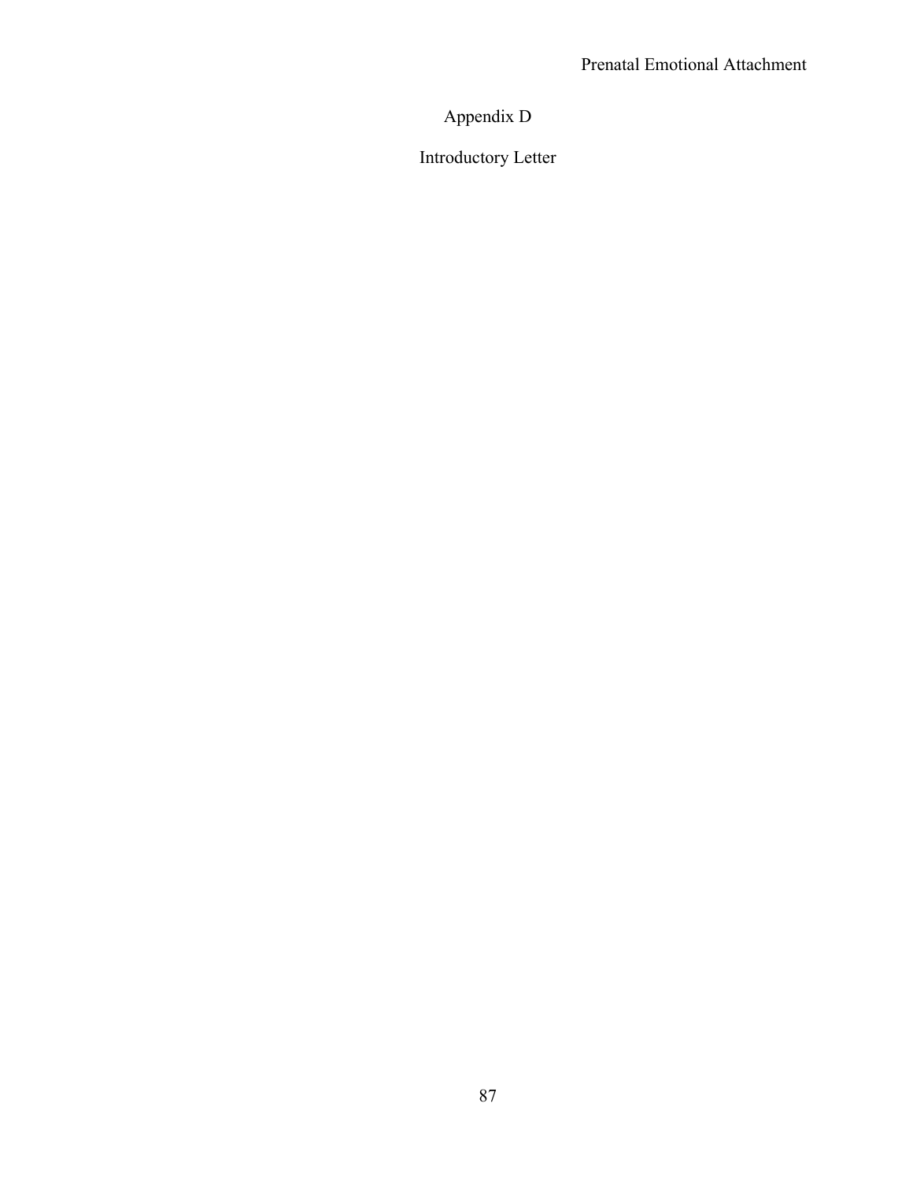# Appendix D

## Introductory Letter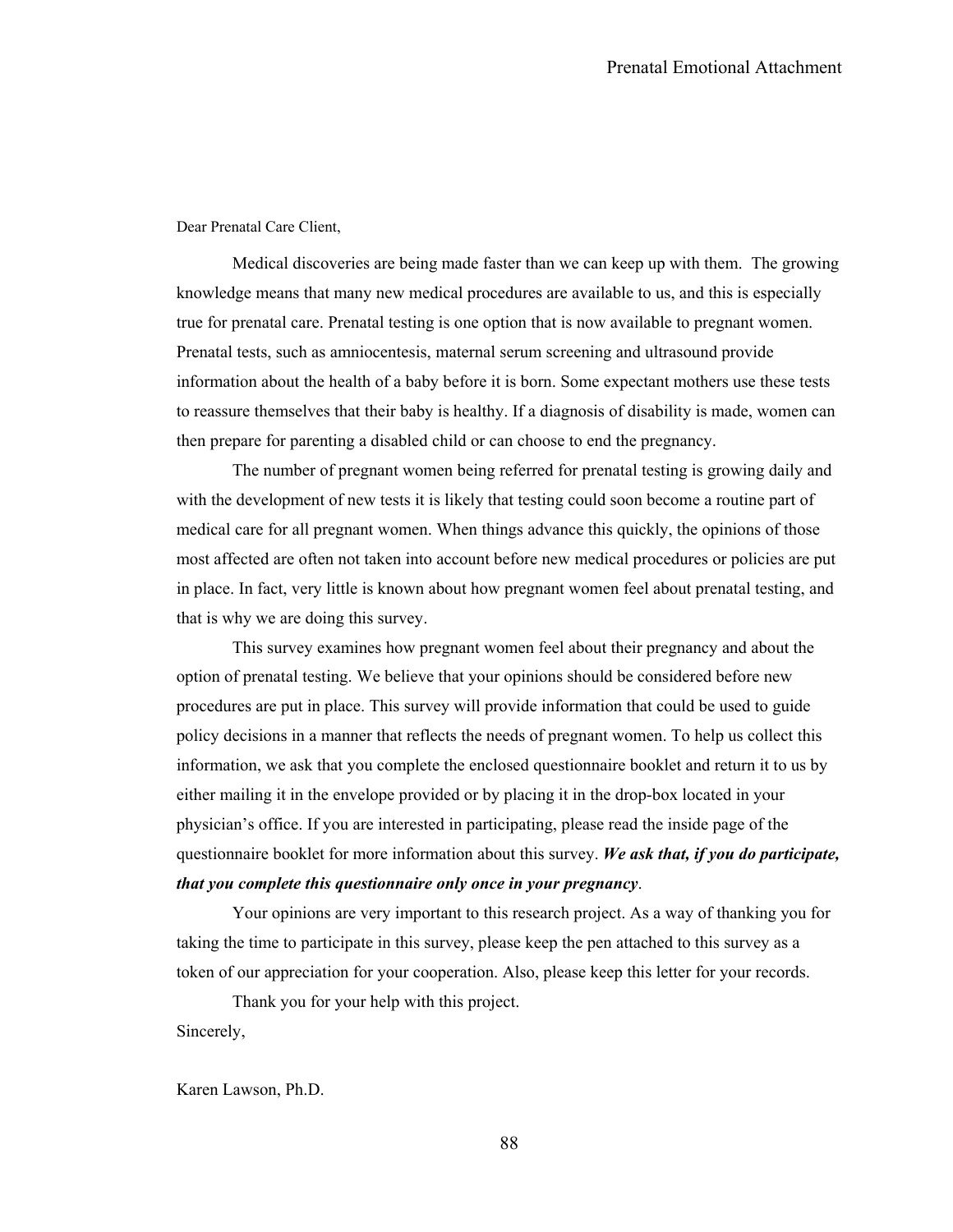Dear Prenatal Care Client,

Medical discoveries are being made faster than we can keep up with them. The growing knowledge means that many new medical procedures are available to us, and this is especially true for prenatal care. Prenatal testing is one option that is now available to pregnant women. Prenatal tests, such as amniocentesis, maternal serum screening and ultrasound provide information about the health of a baby before it is born. Some expectant mothers use these tests to reassure themselves that their baby is healthy. If a diagnosis of disability is made, women can then prepare for parenting a disabled child or can choose to end the pregnancy.

The number of pregnant women being referred for prenatal testing is growing daily and with the development of new tests it is likely that testing could soon become a routine part of medical care for all pregnant women. When things advance this quickly, the opinions of those most affected are often not taken into account before new medical procedures or policies are put in place. In fact, very little is known about how pregnant women feel about prenatal testing, and that is why we are doing this survey.

This survey examines how pregnant women feel about their pregnancy and about the option of prenatal testing. We believe that your opinions should be considered before new procedures are put in place. This survey will provide information that could be used to guide policy decisions in a manner that reflects the needs of pregnant women. To help us collect this information, we ask that you complete the enclosed questionnaire booklet and return it to us by either mailing it in the envelope provided or by placing it in the drop-box located in your physician's office. If you are interested in participating, please read the inside page of the questionnaire booklet for more information about this survey. ***We ask that, if you do participate, that you complete this questionnaire only once in your pregnancy***.

Your opinions are very important to this research project. As a way of thanking you for taking the time to participate in this survey, please keep the pen attached to this survey as a token of our appreciation for your cooperation. Also, please keep this letter for your records.

Thank you for your help with this project.

Sincerely,

Karen Lawson, Ph.D.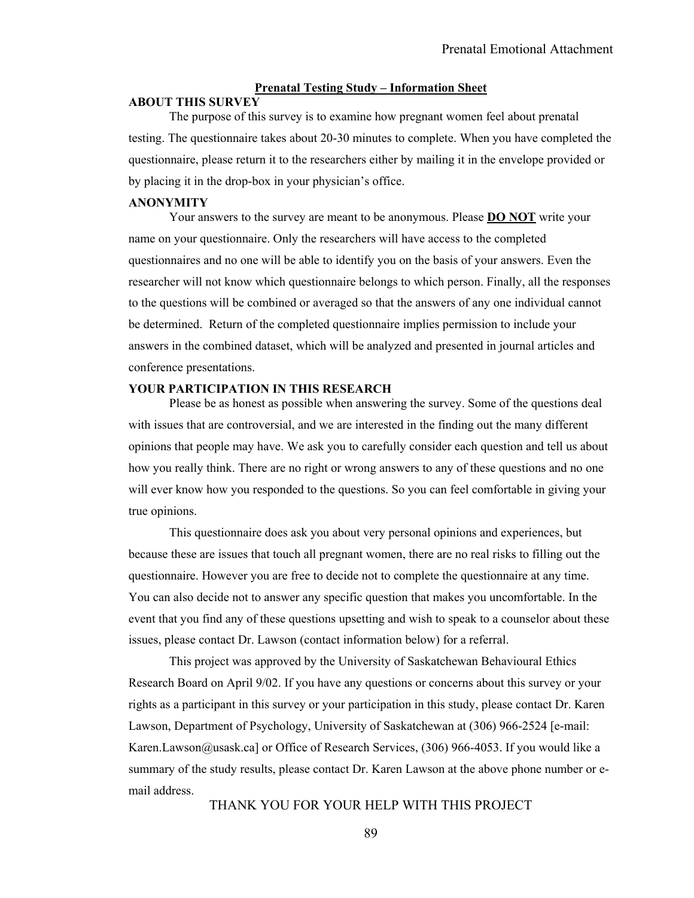**Prenatal Testing Study – Information Sheet**

**ABOUT THIS SURVEY**

The purpose of this survey is to examine how pregnant women feel about prenatal testing. The questionnaire takes about 20-30 minutes to complete. When you have completed the questionnaire, please return it to the researchers either by mailing it in the envelope provided or by placing it in the drop-box in your physician's office.

**ANONYMITY**

Your answers to the survey are meant to be anonymous. Please **DO NOT** write your name on your questionnaire. Only the researchers will have access to the completed questionnaires and no one will be able to identify you on the basis of your answers. Even the researcher will not know which questionnaire belongs to which person. Finally, all the responses to the questions will be combined or averaged so that the answers of any one individual cannot be determined. Return of the completed questionnaire implies permission to include your answers in the combined dataset, which will be analyzed and presented in journal articles and conference presentations.

**YOUR PARTICIPATION IN THIS RESEARCH**

Please be as honest as possible when answering the survey. Some of the questions deal with issues that are controversial, and we are interested in the finding out the many different opinions that people may have. We ask you to carefully consider each question and tell us about how you really think. There are no right or wrong answers to any of these questions and no one will ever know how you responded to the questions. So you can feel comfortable in giving your true opinions.

This questionnaire does ask you about very personal opinions and experiences, but because these are issues that touch all pregnant women, there are no real risks to filling out the questionnaire. However you are free to decide not to complete the questionnaire at any time. You can also decide not to answer any specific question that makes you uncomfortable. In the event that you find any of these questions upsetting and wish to speak to a counselor about these issues, please contact Dr. Lawson (contact information below) for a referral.

This project was approved by the University of Saskatchewan Behavioural Ethics Research Board on April 9/02. If you have any questions or concerns about this survey or your rights as a participant in this survey or your participation in this study, please contact Dr. Karen Lawson, Department of Psychology, University of Saskatchewan at (306) 966-2524 [e-mail: Karen.Lawson@usask.ca] or Office of Research Services, (306) 966-4053. If you would like a summary of the study results, please contact Dr. Karen Lawson at the above phone number or e-mail address.

THANK YOU FOR YOUR HELP WITH THIS PROJECT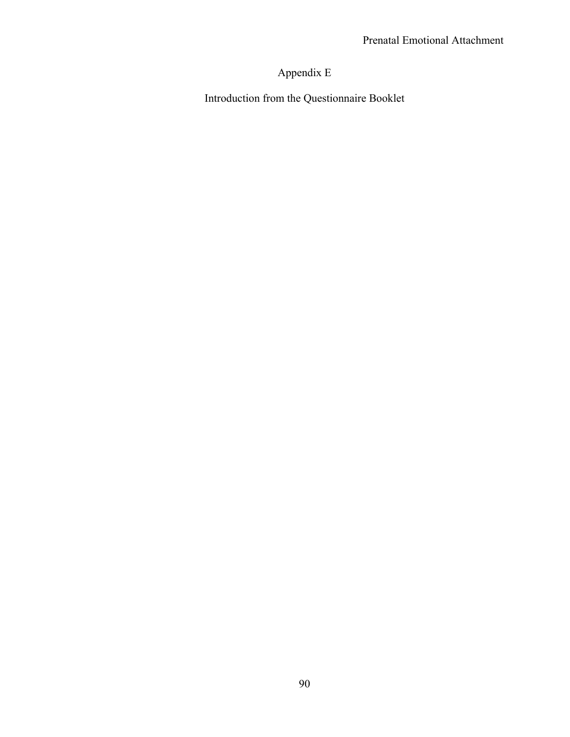# Appendix E

## Introduction from the Questionnaire Booklet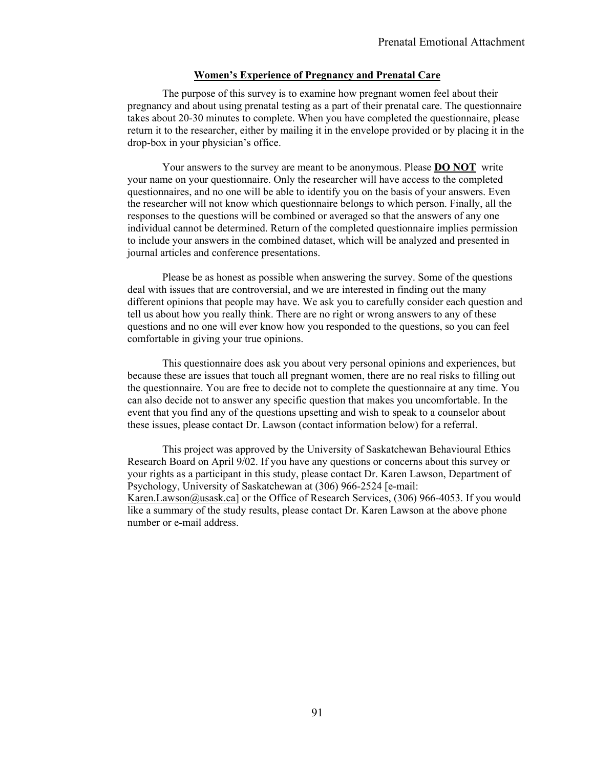**Women's Experience of Pregnancy and Prenatal Care**

The purpose of this survey is to examine how pregnant women feel about their pregnancy and about using prenatal testing as a part of their prenatal care. The questionnaire takes about 20-30 minutes to complete. When you have completed the questionnaire, please return it to the researcher, either by mailing it in the envelope provided or by placing it in the drop-box in your physician's office.

Your answers to the survey are meant to be anonymous. Please **DO NOT** write your name on your questionnaire. Only the researcher will have access to the completed questionnaires, and no one will be able to identify you on the basis of your answers. Even the researcher will not know which questionnaire belongs to which person. Finally, all the responses to the questions will be combined or averaged so that the answers of any one individual cannot be determined. Return of the completed questionnaire implies permission to include your answers in the combined dataset, which will be analyzed and presented in journal articles and conference presentations.

Please be as honest as possible when answering the survey. Some of the questions deal with issues that are controversial, and we are interested in finding out the many different opinions that people may have. We ask you to carefully consider each question and tell us about how you really think. There are no right or wrong answers to any of these questions and no one will ever know how you responded to the questions, so you can feel comfortable in giving your true opinions.

This questionnaire does ask you about very personal opinions and experiences, but because these are issues that touch all pregnant women, there are no real risks to filling out the questionnaire. You are free to decide not to complete the questionnaire at any time. You can also decide not to answer any specific question that makes you uncomfortable. In the event that you find any of the questions upsetting and wish to speak to a counselor about these issues, please contact Dr. Lawson (contact information below) for a referral.

This project was approved by the University of Saskatchewan Behavioural Ethics Research Board on April 9/02. If you have any questions or concerns about this survey or your rights as a participant in this study, please contact Dr. Karen Lawson, Department of Psychology, University of Saskatchewan at (306) 966-2524 [e-mail: Karen.Lawson@usask.ca] or the Office of Research Services, (306) 966-4053. If you would like a summary of the study results, please contact Dr. Karen Lawson at the above phone number or e-mail address.